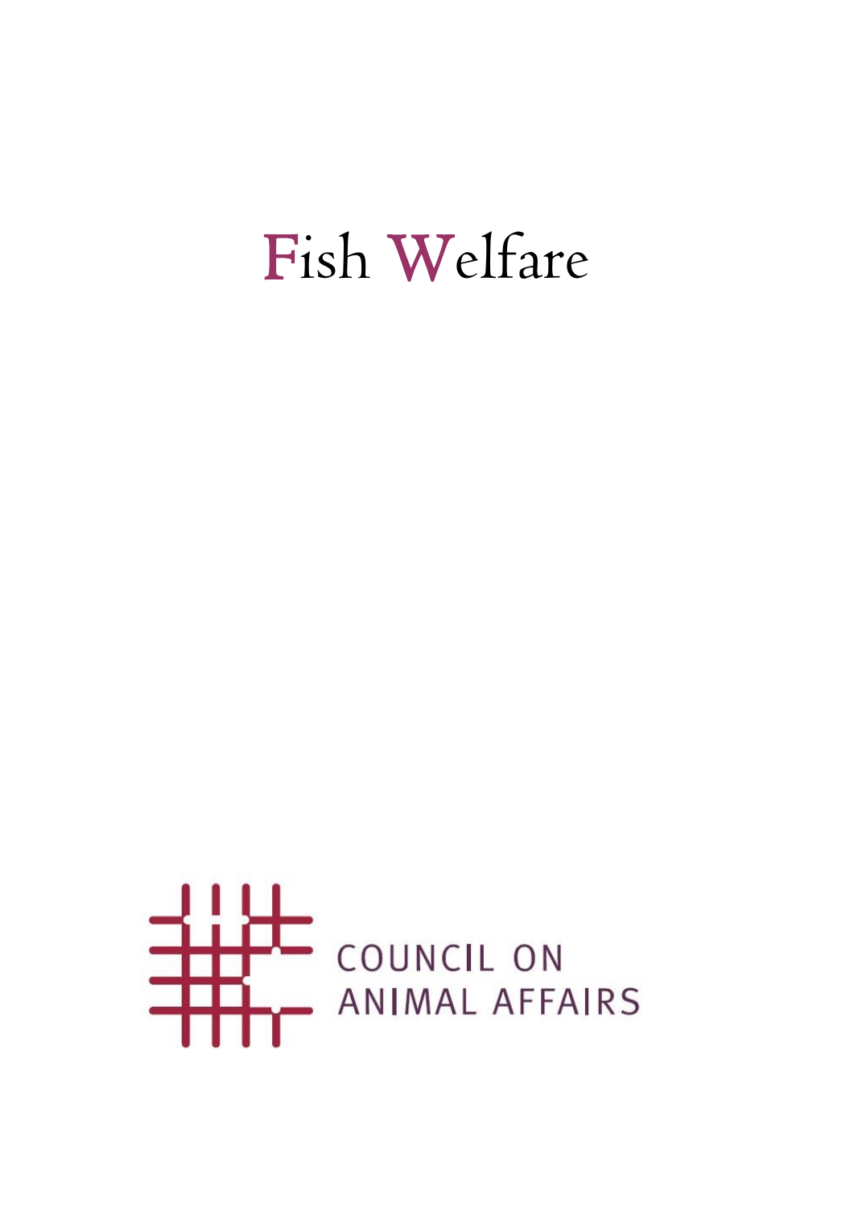# Fish Welfare

COUNCIL ON
ANIMAL AFFAIRS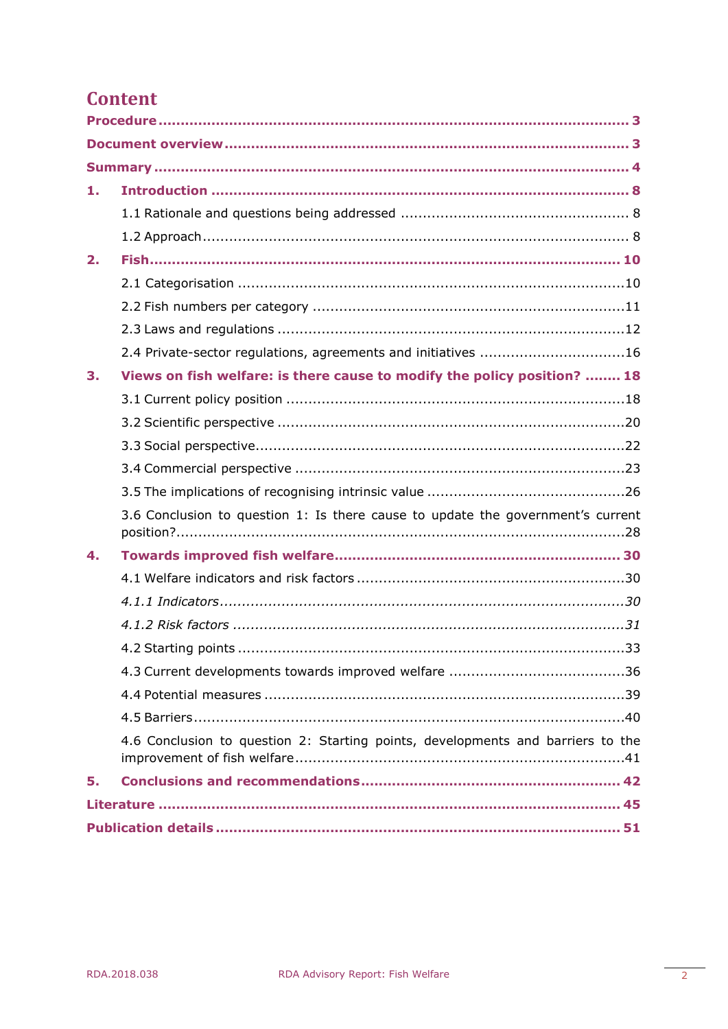# Content

**Procedure** ........................................................................................................ **3**

**Document overview** ........................................................................................ **3**

**Summary** ......................................................................................................... **4**

**1. Introduction** ................................................................................................ **8**

1.1 Rationale and questions being addressed ................................................ 8

1.2 Approach ................................................................................................ 8

**2. Fish** ............................................................................................................ **10**

2.1 Categorisation ....................................................................................... 10

2.2 Fish numbers per category .................................................................... 11

2.3 Laws and regulations ............................................................................. 12

2.4 Private-sector regulations, agreements and initiatives ............................ 16

**3. Views on fish welfare: is there cause to modify the policy position?** ........ **18**

3.1 Current policy position ........................................................................... 18

3.2 Scientific perspective ............................................................................. 20

3.3 Social perspective .................................................................................. 22

3.4 Commercial perspective ......................................................................... 23

3.5 The implications of recognising intrinsic value ........................................ 26

3.6 Conclusion to question 1: Is there cause to update the government's current position? ..................................................................................................... 28

**4. Towards improved fish welfare** ................................................................ **30**

4.1 Welfare indicators and risk factors .......................................................... 30

*4.1.1 Indicators* ......................................................................................... *30*

*4.1.2 Risk factors* ...................................................................................... *31*

4.2 Starting points ....................................................................................... 33

4.3 Current developments towards improved welfare .................................... 36

4.4 Potential measures ................................................................................. 39

4.5 Barriers ................................................................................................. 40

4.6 Conclusion to question 2: Starting points, developments and barriers to the improvement of fish welfare ........................................................................... 41

**5. Conclusions and recommendations** .......................................................... **42**

**Literature** ........................................................................................................ **45**

**Publication details** .......................................................................................... **51**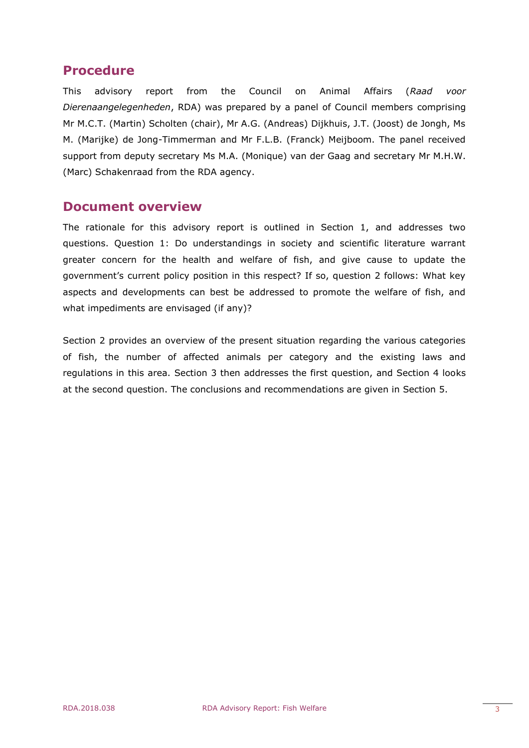## Procedure

This advisory report from the Council on Animal Affairs (*Raad voor Dierenaangelegenheden*, RDA) was prepared by a panel of Council members comprising Mr M.C.T. (Martin) Scholten (chair), Mr A.G. (Andreas) Dijkhuis, J.T. (Joost) de Jongh, Ms M. (Marijke) de Jong-Timmerman and Mr F.L.B. (Franck) Meijboom. The panel received support from deputy secretary Ms M.A. (Monique) van der Gaag and secretary Mr M.H.W. (Marc) Schakenraad from the RDA agency.

## Document overview

The rationale for this advisory report is outlined in Section 1, and addresses two questions. Question 1: Do understandings in society and scientific literature warrant greater concern for the health and welfare of fish, and give cause to update the government's current policy position in this respect? If so, question 2 follows: What key aspects and developments can best be addressed to promote the welfare of fish, and what impediments are envisaged (if any)?

Section 2 provides an overview of the present situation regarding the various categories of fish, the number of affected animals per category and the existing laws and regulations in this area. Section 3 then addresses the first question, and Section 4 looks at the second question. The conclusions and recommendations are given in Section 5.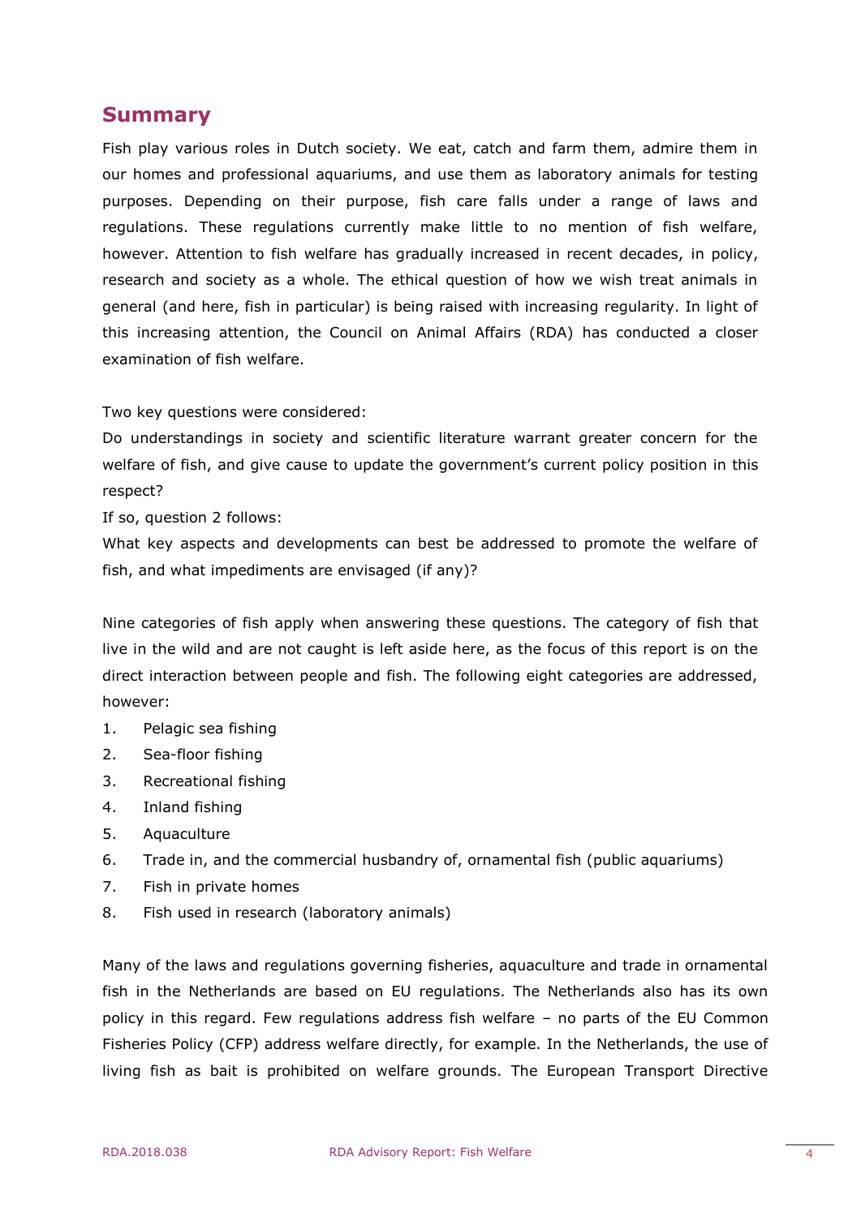## Summary

Fish play various roles in Dutch society. We eat, catch and farm them, admire them in our homes and professional aquariums, and use them as laboratory animals for testing purposes. Depending on their purpose, fish care falls under a range of laws and regulations. These regulations currently make little to no mention of fish welfare, however. Attention to fish welfare has gradually increased in recent decades, in policy, research and society as a whole. The ethical question of how we wish treat animals in general (and here, fish in particular) is being raised with increasing regularity. In light of this increasing attention, the Council on Animal Affairs (RDA) has conducted a closer examination of fish welfare.

Two key questions were considered:

Do understandings in society and scientific literature warrant greater concern for the welfare of fish, and give cause to update the government's current policy position in this respect?

If so, question 2 follows:

What key aspects and developments can best be addressed to promote the welfare of fish, and what impediments are envisaged (if any)?

Nine categories of fish apply when answering these questions. The category of fish that live in the wild and are not caught is left aside here, as the focus of this report is on the direct interaction between people and fish. The following eight categories are addressed, however:

1. Pelagic sea fishing
2. Sea-floor fishing
3. Recreational fishing
4. Inland fishing
5. Aquaculture
6. Trade in, and the commercial husbandry of, ornamental fish (public aquariums)
7. Fish in private homes
8. Fish used in research (laboratory animals)

Many of the laws and regulations governing fisheries, aquaculture and trade in ornamental fish in the Netherlands are based on EU regulations. The Netherlands also has its own policy in this regard. Few regulations address fish welfare – no parts of the EU Common Fisheries Policy (CFP) address welfare directly, for example. In the Netherlands, the use of living fish as bait is prohibited on welfare grounds. The European Transport Directive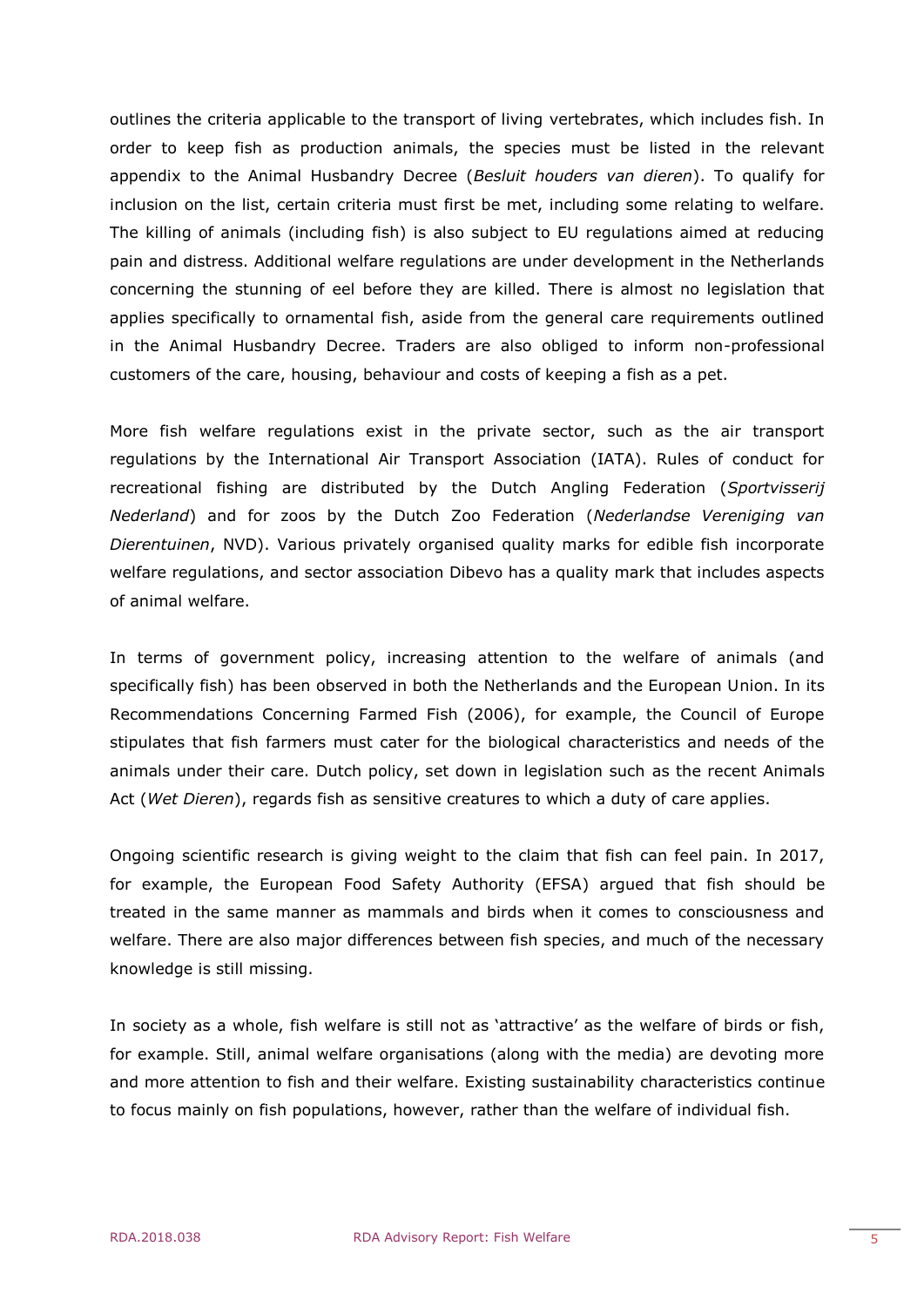outlines the criteria applicable to the transport of living vertebrates, which includes fish. In order to keep fish as production animals, the species must be listed in the relevant appendix to the Animal Husbandry Decree (*Besluit houders van dieren*). To qualify for inclusion on the list, certain criteria must first be met, including some relating to welfare. The killing of animals (including fish) is also subject to EU regulations aimed at reducing pain and distress. Additional welfare regulations are under development in the Netherlands concerning the stunning of eel before they are killed. There is almost no legislation that applies specifically to ornamental fish, aside from the general care requirements outlined in the Animal Husbandry Decree. Traders are also obliged to inform non-professional customers of the care, housing, behaviour and costs of keeping a fish as a pet.

More fish welfare regulations exist in the private sector, such as the air transport regulations by the International Air Transport Association (IATA). Rules of conduct for recreational fishing are distributed by the Dutch Angling Federation (*Sportvisserij Nederland*) and for zoos by the Dutch Zoo Federation (*Nederlandse Vereniging van Dierentuinen*, NVD). Various privately organised quality marks for edible fish incorporate welfare regulations, and sector association Dibevo has a quality mark that includes aspects of animal welfare.

In terms of government policy, increasing attention to the welfare of animals (and specifically fish) has been observed in both the Netherlands and the European Union. In its Recommendations Concerning Farmed Fish (2006), for example, the Council of Europe stipulates that fish farmers must cater for the biological characteristics and needs of the animals under their care. Dutch policy, set down in legislation such as the recent Animals Act (*Wet Dieren*), regards fish as sensitive creatures to which a duty of care applies.

Ongoing scientific research is giving weight to the claim that fish can feel pain. In 2017, for example, the European Food Safety Authority (EFSA) argued that fish should be treated in the same manner as mammals and birds when it comes to consciousness and welfare. There are also major differences between fish species, and much of the necessary knowledge is still missing.

In society as a whole, fish welfare is still not as 'attractive' as the welfare of birds or fish, for example. Still, animal welfare organisations (along with the media) are devoting more and more attention to fish and their welfare. Existing sustainability characteristics continue to focus mainly on fish populations, however, rather than the welfare of individual fish.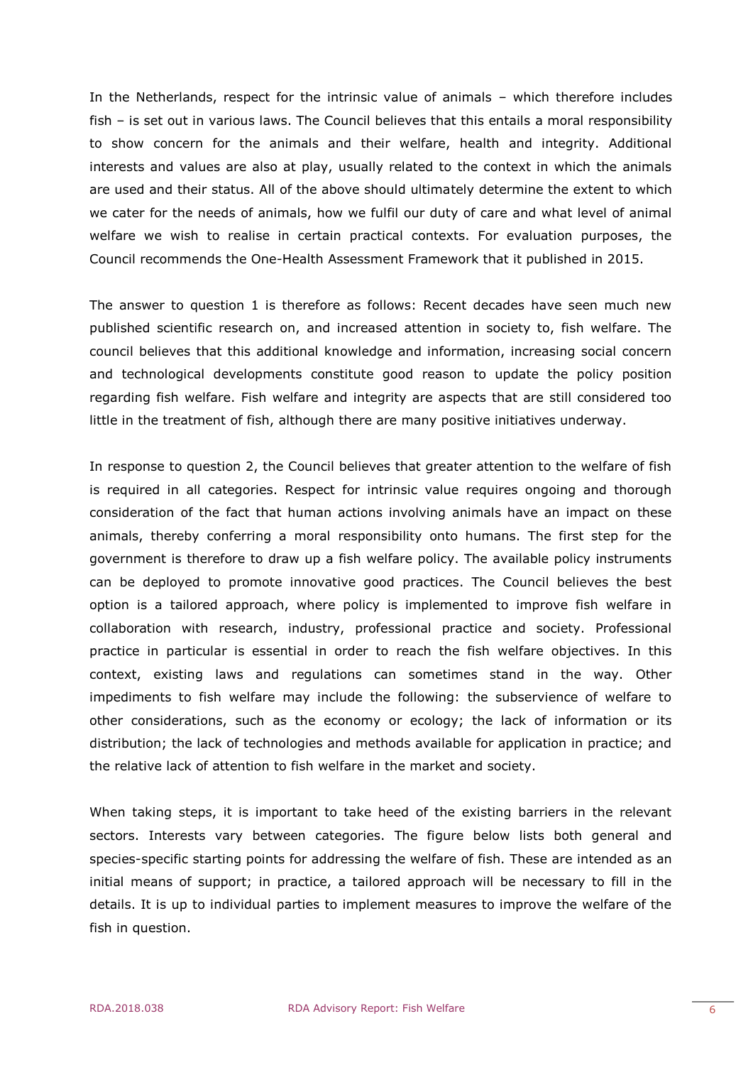In the Netherlands, respect for the intrinsic value of animals – which therefore includes fish – is set out in various laws. The Council believes that this entails a moral responsibility to show concern for the animals and their welfare, health and integrity. Additional interests and values are also at play, usually related to the context in which the animals are used and their status. All of the above should ultimately determine the extent to which we cater for the needs of animals, how we fulfil our duty of care and what level of animal welfare we wish to realise in certain practical contexts. For evaluation purposes, the Council recommends the One-Health Assessment Framework that it published in 2015.

The answer to question 1 is therefore as follows: Recent decades have seen much new published scientific research on, and increased attention in society to, fish welfare. The council believes that this additional knowledge and information, increasing social concern and technological developments constitute good reason to update the policy position regarding fish welfare. Fish welfare and integrity are aspects that are still considered too little in the treatment of fish, although there are many positive initiatives underway.

In response to question 2, the Council believes that greater attention to the welfare of fish is required in all categories. Respect for intrinsic value requires ongoing and thorough consideration of the fact that human actions involving animals have an impact on these animals, thereby conferring a moral responsibility onto humans. The first step for the government is therefore to draw up a fish welfare policy. The available policy instruments can be deployed to promote innovative good practices. The Council believes the best option is a tailored approach, where policy is implemented to improve fish welfare in collaboration with research, industry, professional practice and society. Professional practice in particular is essential in order to reach the fish welfare objectives. In this context, existing laws and regulations can sometimes stand in the way. Other impediments to fish welfare may include the following: the subservience of welfare to other considerations, such as the economy or ecology; the lack of information or its distribution; the lack of technologies and methods available for application in practice; and the relative lack of attention to fish welfare in the market and society.

When taking steps, it is important to take heed of the existing barriers in the relevant sectors. Interests vary between categories. The figure below lists both general and species-specific starting points for addressing the welfare of fish. These are intended as an initial means of support; in practice, a tailored approach will be necessary to fill in the details. It is up to individual parties to implement measures to improve the welfare of the fish in question.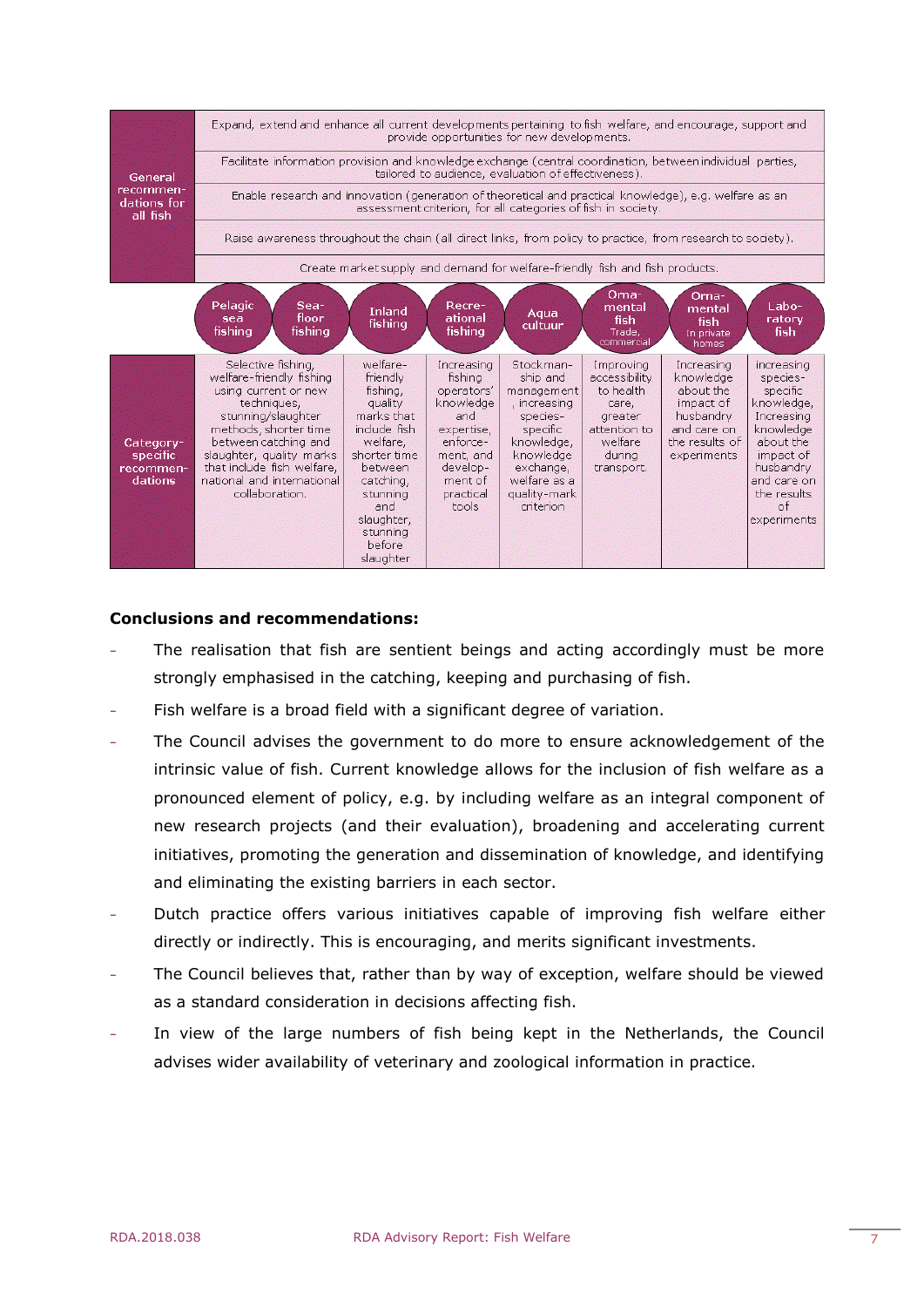| | | | | | | | | |
|---|---|---|---|---|---|---|---|---|
| General recommendations for all fish | Expand, extend and enhance all current developments pertaining to fish welfare, and encourage, support and provide opportunities for new developments. | | | | | | | |
| | Facilitate information provision and knowledge exchange (central coordination, between individual parties, tailored to audience, evaluation of effectiveness). | | | | | | | |
| | Enable research and innovation (generation of theoretical and practical knowledge), e.g. welfare as an assessment criterion, for all categories of fish in society. | | | | | | | |
| | Raise awareness throughout the chain (all direct links, from policy to practice, from research to society). | | | | | | | |
| | Create market supply and demand for welfare-friendly fish and fish products. | | | | | | | |
| | Pelagic sea fishing / Sea-floor fishing | Inland fishing | Recreational fishing | Aqua cultuur | Ornamental fish (Trade, commercial) | Ornamental fish (In private homes) | Laboratory fish | |
| Category-specific recommendations | Selective fishing, welfare-friendly fishing using current or new techniques, stunning/slaughter methods, shorter time between catching and slaughter, quality marks that include fish welfare, national and international collaboration. | welfare-friendly fishing, quality marks that include fish welfare, shorter time between catching, stunning and slaughter, stunning before slaughter | Increasing fishing operators' knowledge and expertise, enforcement, and development of practical tools | Stockmanship and management, increasing species-specific knowledge, knowledge exchange, welfare as a quality-mark criterion | Improving accessibility to health care, greater attention to welfare during transport | Increasing knowledge about the impact of husbandry and care on the results of experiments | Increasing species-specific knowledge, Increasing knowledge about the impact of husbandry and care on the results of experiments | |

**Conclusions and recommendations:**

- The realisation that fish are sentient beings and acting accordingly must be more strongly emphasised in the catching, keeping and purchasing of fish.
- Fish welfare is a broad field with a significant degree of variation.
- The Council advises the government to do more to ensure acknowledgement of the intrinsic value of fish. Current knowledge allows for the inclusion of fish welfare as a pronounced element of policy, e.g. by including welfare as an integral component of new research projects (and their evaluation), broadening and accelerating current initiatives, promoting the generation and dissemination of knowledge, and identifying and eliminating the existing barriers in each sector.
- Dutch practice offers various initiatives capable of improving fish welfare either directly or indirectly. This is encouraging, and merits significant investments.
- The Council believes that, rather than by way of exception, welfare should be viewed as a standard consideration in decisions affecting fish.
- In view of the large numbers of fish being kept in the Netherlands, the Council advises wider availability of veterinary and zoological information in practice.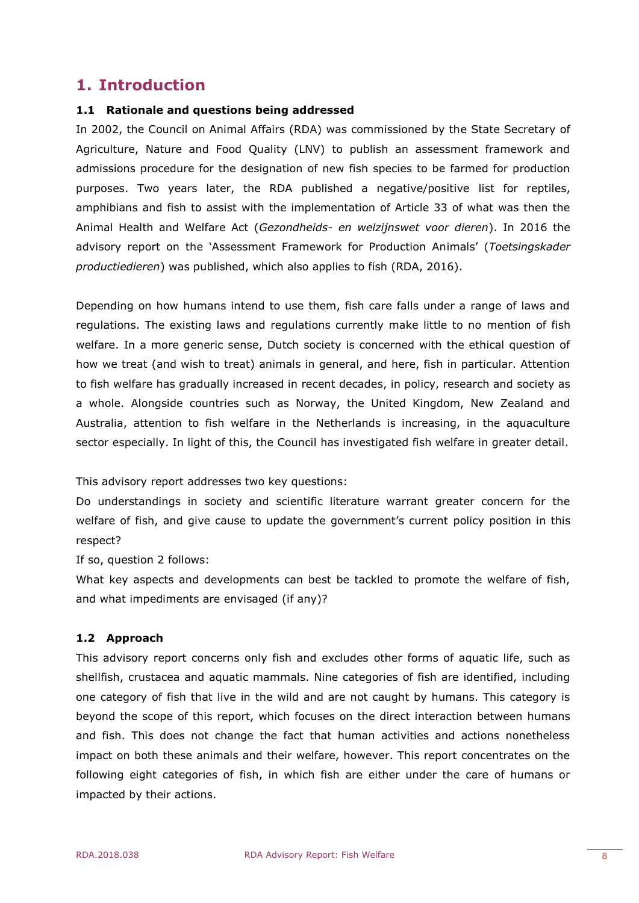# 1. Introduction

### 1.1 Rationale and questions being addressed

In 2002, the Council on Animal Affairs (RDA) was commissioned by the State Secretary of Agriculture, Nature and Food Quality (LNV) to publish an assessment framework and admissions procedure for the designation of new fish species to be farmed for production purposes. Two years later, the RDA published a negative/positive list for reptiles, amphibians and fish to assist with the implementation of Article 33 of what was then the Animal Health and Welfare Act (*Gezondheids- en welzijnswet voor dieren*). In 2016 the advisory report on the 'Assessment Framework for Production Animals' (*Toetsingskader productiedieren*) was published, which also applies to fish (RDA, 2016).

Depending on how humans intend to use them, fish care falls under a range of laws and regulations. The existing laws and regulations currently make little to no mention of fish welfare. In a more generic sense, Dutch society is concerned with the ethical question of how we treat (and wish to treat) animals in general, and here, fish in particular. Attention to fish welfare has gradually increased in recent decades, in policy, research and society as a whole. Alongside countries such as Norway, the United Kingdom, New Zealand and Australia, attention to fish welfare in the Netherlands is increasing, in the aquaculture sector especially. In light of this, the Council has investigated fish welfare in greater detail.

This advisory report addresses two key questions:

Do understandings in society and scientific literature warrant greater concern for the welfare of fish, and give cause to update the government's current policy position in this respect?

If so, question 2 follows:

What key aspects and developments can best be tackled to promote the welfare of fish, and what impediments are envisaged (if any)?

### 1.2 Approach

This advisory report concerns only fish and excludes other forms of aquatic life, such as shellfish, crustacea and aquatic mammals. Nine categories of fish are identified, including one category of fish that live in the wild and are not caught by humans. This category is beyond the scope of this report, which focuses on the direct interaction between humans and fish. This does not change the fact that human activities and actions nonetheless impact on both these animals and their welfare, however. This report concentrates on the following eight categories of fish, in which fish are either under the care of humans or impacted by their actions.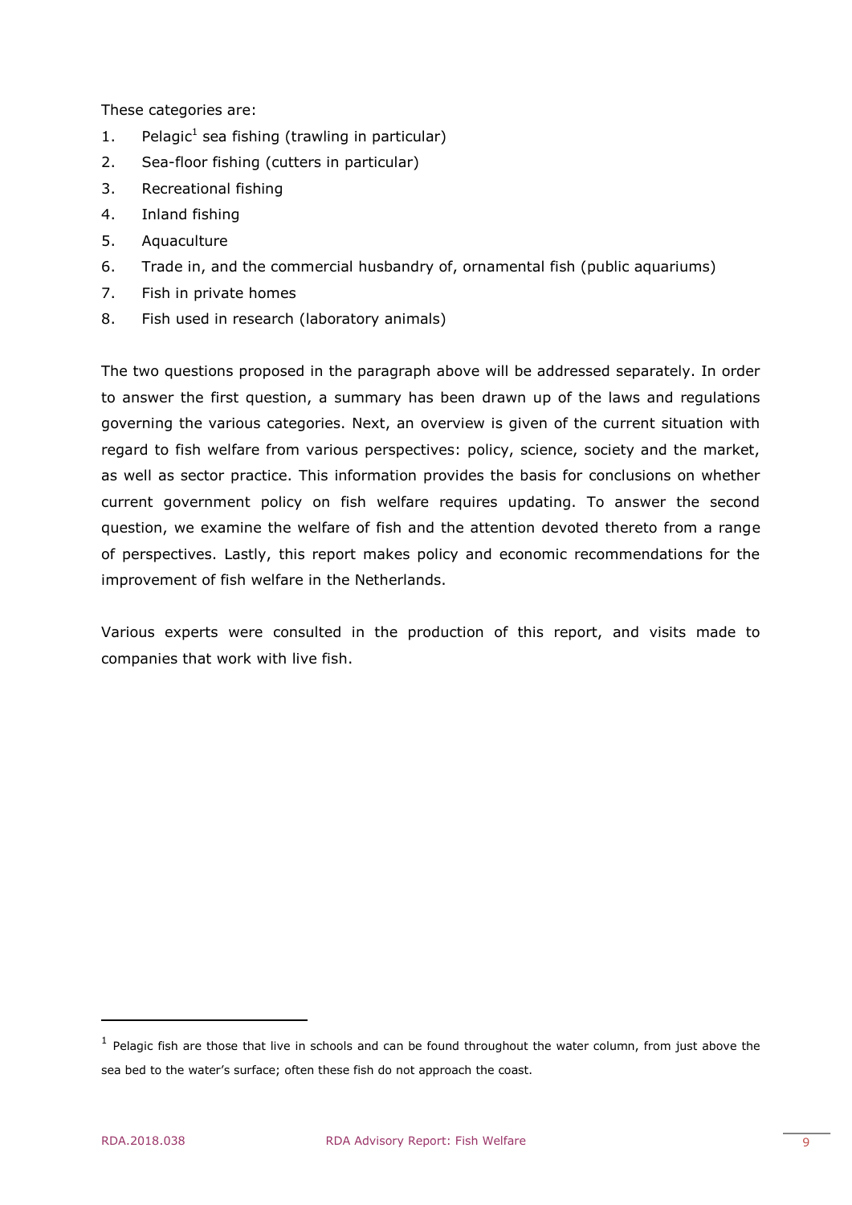These categories are:

1. Pelagic[1] sea fishing (trawling in particular)
2. Sea-floor fishing (cutters in particular)
3. Recreational fishing
4. Inland fishing
5. Aquaculture
6. Trade in, and the commercial husbandry of, ornamental fish (public aquariums)
7. Fish in private homes
8. Fish used in research (laboratory animals)

The two questions proposed in the paragraph above will be addressed separately. In order to answer the first question, a summary has been drawn up of the laws and regulations governing the various categories. Next, an overview is given of the current situation with regard to fish welfare from various perspectives: policy, science, society and the market, as well as sector practice. This information provides the basis for conclusions on whether current government policy on fish welfare requires updating. To answer the second question, we examine the welfare of fish and the attention devoted thereto from a range of perspectives. Lastly, this report makes policy and economic recommendations for the improvement of fish welfare in the Netherlands.

Various experts were consulted in the production of this report, and visits made to companies that work with live fish.

---

[1] Pelagic fish are those that live in schools and can be found throughout the water column, from just above the sea bed to the water's surface; often these fish do not approach the coast.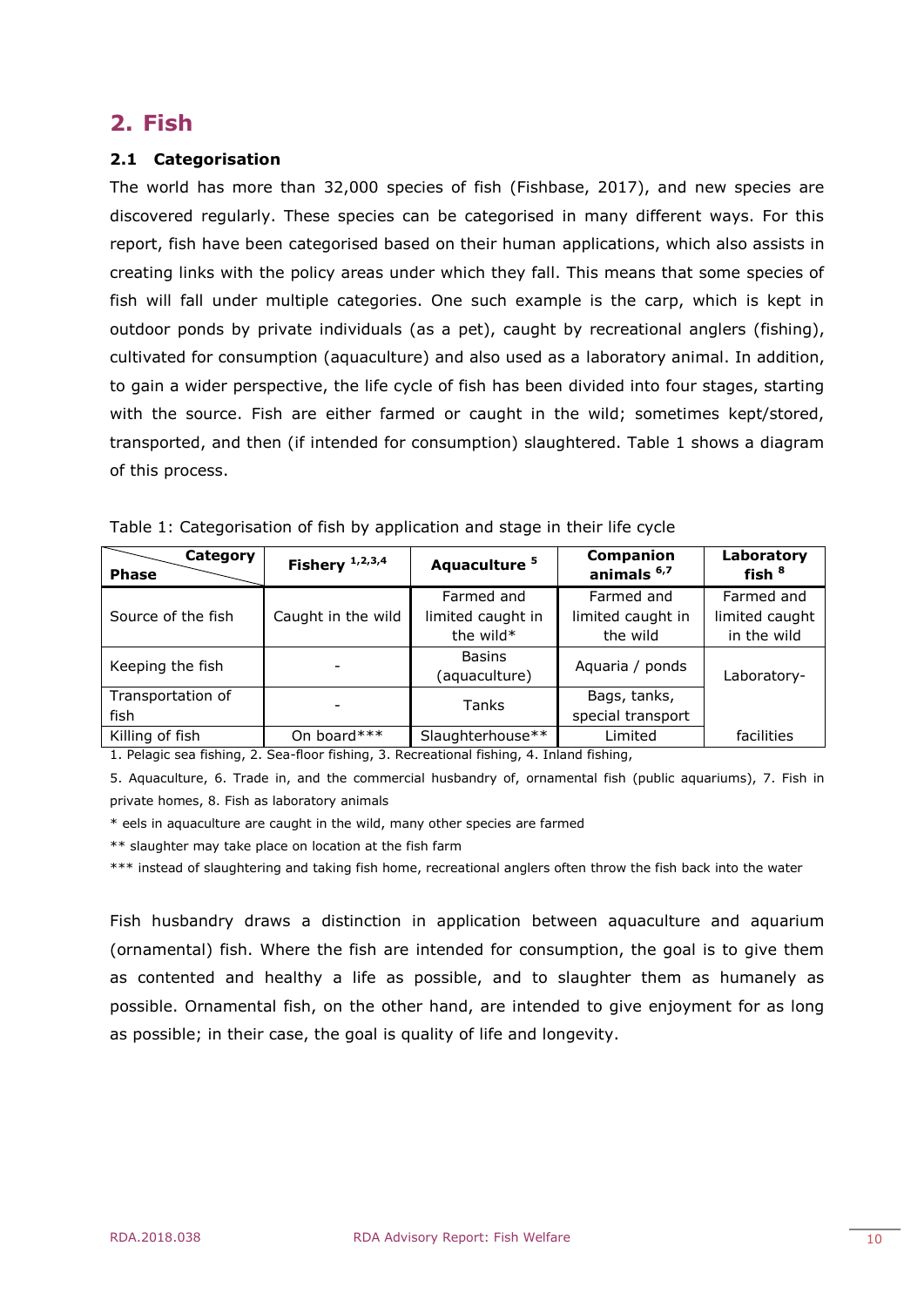## 2. Fish

### 2.1 Categorisation

The world has more than 32,000 species of fish (Fishbase, 2017), and new species are discovered regularly. These species can be categorised in many different ways. For this report, fish have been categorised based on their human applications, which also assists in creating links with the policy areas under which they fall. This means that some species of fish will fall under multiple categories. One such example is the carp, which is kept in outdoor ponds by private individuals (as a pet), caught by recreational anglers (fishing), cultivated for consumption (aquaculture) and also used as a laboratory animal. In addition, to gain a wider perspective, the life cycle of fish has been divided into four stages, starting with the source. Fish are either farmed or caught in the wild; sometimes kept/stored, transported, and then (if intended for consumption) slaughtered. Table 1 shows a diagram of this process.

Table 1: Categorisation of fish by application and stage in their life cycle

| Phase \ Category | Fishery [1,2,3,4] | Aquaculture [5] | Companion animals [6,7] | Laboratory fish [8] |
|---|---|---|---|---|
| Source of the fish | Caught in the wild | Farmed and limited caught in the wild* | Farmed and limited caught in the wild | Farmed and limited caught in the wild |
| Keeping the fish | - | Basins (aquaculture) | Aquaria / ponds | Laboratory-facilities |
| Transportation of fish | - | Tanks | Bags, tanks, special transport | |
| Killing of fish | On board*** | Slaughterhouse** | Limited | |

1. Pelagic sea fishing, 2. Sea-floor fishing, 3. Recreational fishing, 4. Inland fishing,

5. Aquaculture, 6. Trade in, and the commercial husbandry of, ornamental fish (public aquariums), 7. Fish in private homes, 8. Fish as laboratory animals

* eels in aquaculture are caught in the wild, many other species are farmed

** slaughter may take place on location at the fish farm

*** instead of slaughtering and taking fish home, recreational anglers often throw the fish back into the water

Fish husbandry draws a distinction in application between aquaculture and aquarium (ornamental) fish. Where the fish are intended for consumption, the goal is to give them as contented and healthy a life as possible, and to slaughter them as humanely as possible. Ornamental fish, on the other hand, are intended to give enjoyment for as long as possible; in their case, the goal is quality of life and longevity.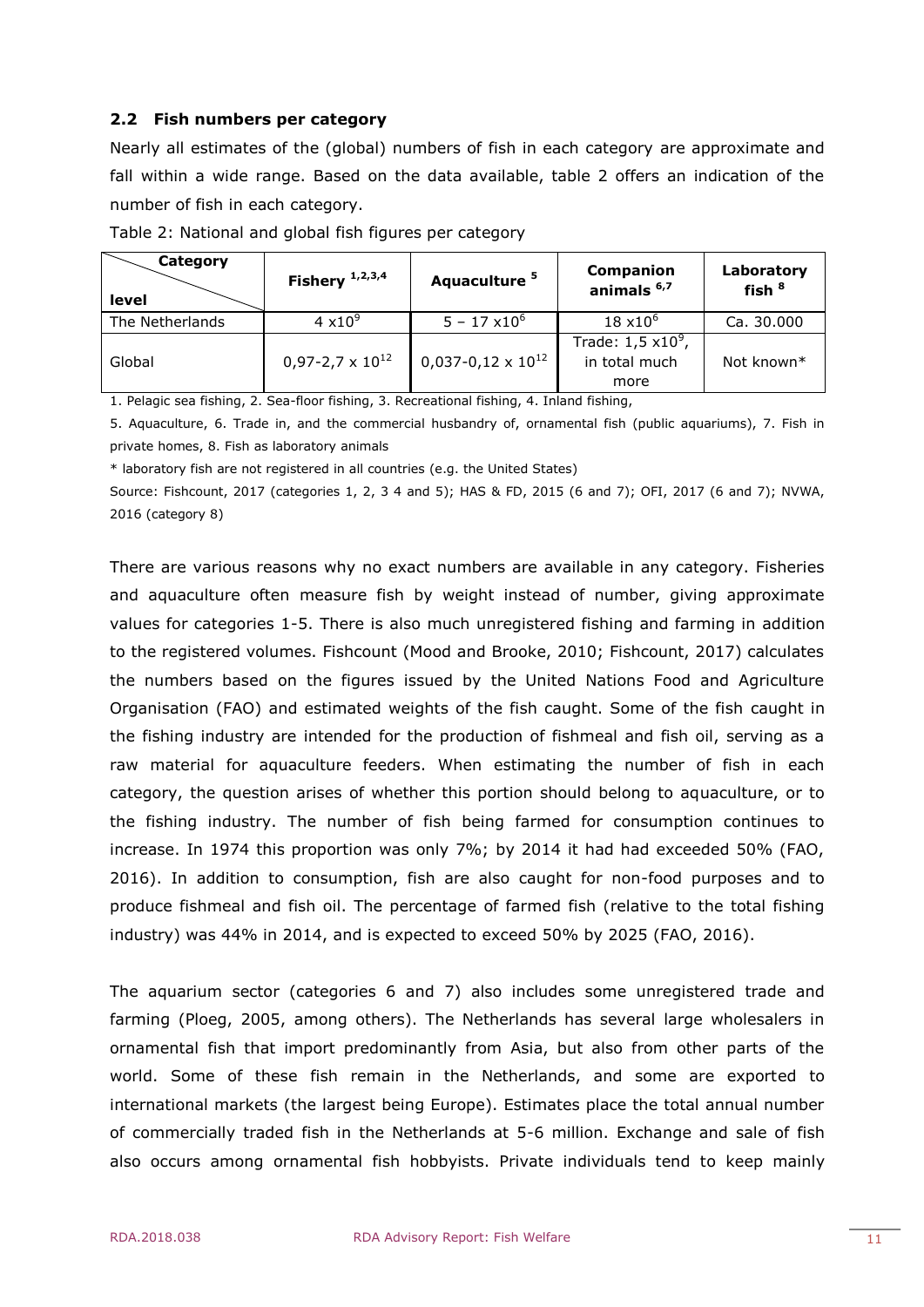### 2.2 Fish numbers per category

Nearly all estimates of the (global) numbers of fish in each category are approximate and fall within a wide range. Based on the data available, table 2 offers an indication of the number of fish in each category.

Table 2: National and global fish figures per category

| Category / level | Fishery [1,2,3,4] | Aquaculture [5] | Companion animals [6,7] | Laboratory fish [8] |
|---|---|---|---|---|
| The Netherlands | $4 \times 10^9$ | $5 - 17 \times 10^6$ | $18 \times 10^6$ | Ca. 30.000 |
| Global | $0{,}97\text{-}2{,}7 \times 10^{12}$ | $0{,}037\text{-}0{,}12 \times 10^{12}$ | Trade: $1{,}5 \times 10^9$, in total much more | Not known* |

1. Pelagic sea fishing, 2. Sea-floor fishing, 3. Recreational fishing, 4. Inland fishing,

5. Aquaculture, 6. Trade in, and the commercial husbandry of, ornamental fish (public aquariums), 7. Fish in private homes, 8. Fish as laboratory animals

\* laboratory fish are not registered in all countries (e.g. the United States)

Source: Fishcount, 2017 (categories 1, 2, 3 4 and 5); HAS & FD, 2015 (6 and 7); OFI, 2017 (6 and 7); NVWA, 2016 (category 8)

There are various reasons why no exact numbers are available in any category. Fisheries and aquaculture often measure fish by weight instead of number, giving approximate values for categories 1-5. There is also much unregistered fishing and farming in addition to the registered volumes. Fishcount (Mood and Brooke, 2010; Fishcount, 2017) calculates the numbers based on the figures issued by the United Nations Food and Agriculture Organisation (FAO) and estimated weights of the fish caught. Some of the fish caught in the fishing industry are intended for the production of fishmeal and fish oil, serving as a raw material for aquaculture feeders. When estimating the number of fish in each category, the question arises of whether this portion should belong to aquaculture, or to the fishing industry. The number of fish being farmed for consumption continues to increase. In 1974 this proportion was only 7%; by 2014 it had had exceeded 50% (FAO, 2016). In addition to consumption, fish are also caught for non-food purposes and to produce fishmeal and fish oil. The percentage of farmed fish (relative to the total fishing industry) was 44% in 2014, and is expected to exceed 50% by 2025 (FAO, 2016).

The aquarium sector (categories 6 and 7) also includes some unregistered trade and farming (Ploeg, 2005, among others). The Netherlands has several large wholesalers in ornamental fish that import predominantly from Asia, but also from other parts of the world. Some of these fish remain in the Netherlands, and some are exported to international markets (the largest being Europe). Estimates place the total annual number of commercially traded fish in the Netherlands at 5-6 million. Exchange and sale of fish also occurs among ornamental fish hobbyists. Private individuals tend to keep mainly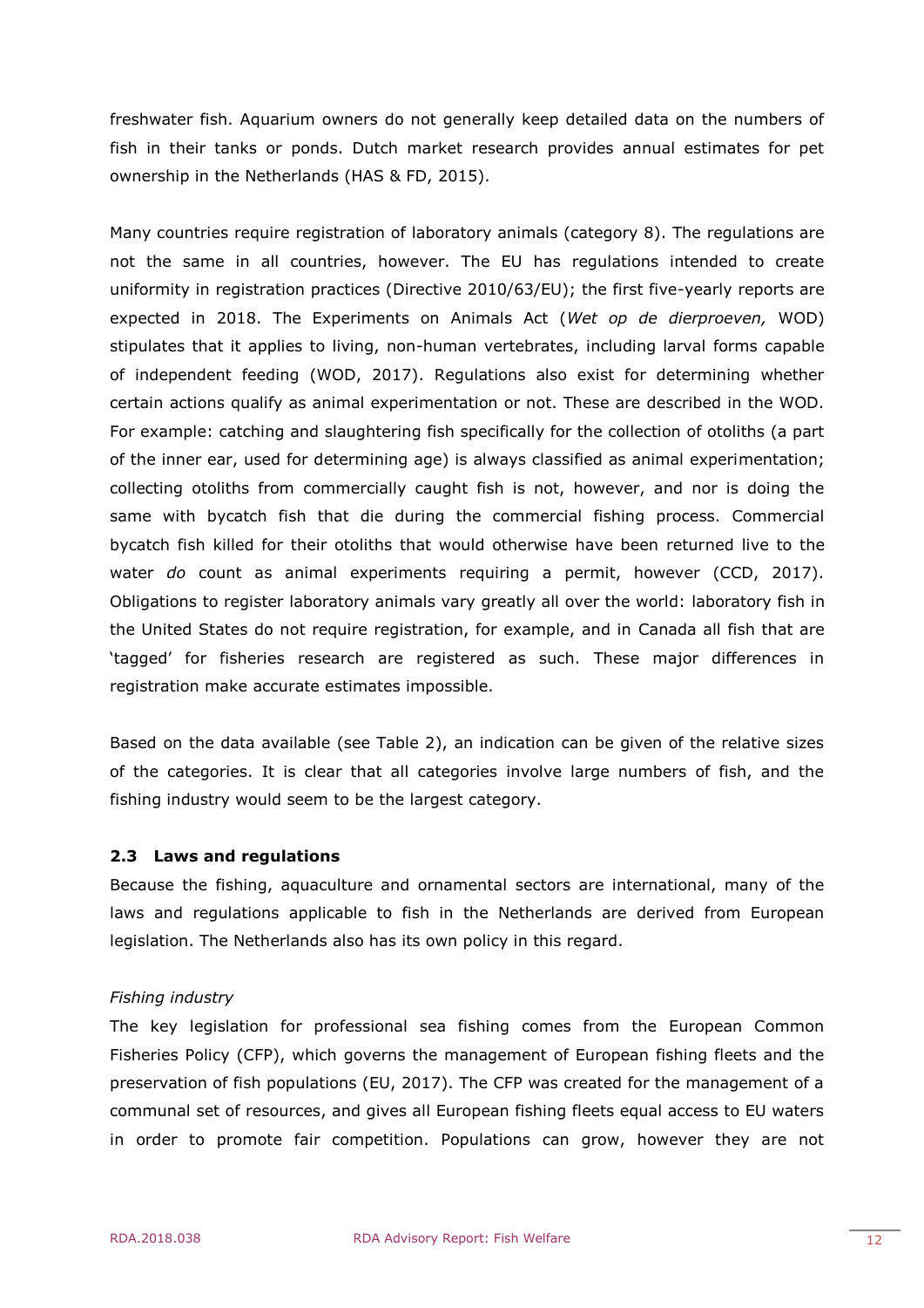freshwater fish. Aquarium owners do not generally keep detailed data on the numbers of fish in their tanks or ponds. Dutch market research provides annual estimates for pet ownership in the Netherlands (HAS & FD, 2015).

Many countries require registration of laboratory animals (category 8). The regulations are not the same in all countries, however. The EU has regulations intended to create uniformity in registration practices (Directive 2010/63/EU); the first five-yearly reports are expected in 2018. The Experiments on Animals Act (*Wet op de dierproeven,* WOD) stipulates that it applies to living, non-human vertebrates, including larval forms capable of independent feeding (WOD, 2017). Regulations also exist for determining whether certain actions qualify as animal experimentation or not. These are described in the WOD. For example: catching and slaughtering fish specifically for the collection of otoliths (a part of the inner ear, used for determining age) is always classified as animal experimentation; collecting otoliths from commercially caught fish is not, however, and nor is doing the same with bycatch fish that die during the commercial fishing process. Commercial bycatch fish killed for their otoliths that would otherwise have been returned live to the water *do* count as animal experiments requiring a permit, however (CCD, 2017). Obligations to register laboratory animals vary greatly all over the world: laboratory fish in the United States do not require registration, for example, and in Canada all fish that are 'tagged' for fisheries research are registered as such. These major differences in registration make accurate estimates impossible.

Based on the data available (see Table 2), an indication can be given of the relative sizes of the categories. It is clear that all categories involve large numbers of fish, and the fishing industry would seem to be the largest category.

## 2.3 Laws and regulations

Because the fishing, aquaculture and ornamental sectors are international, many of the laws and regulations applicable to fish in the Netherlands are derived from European legislation. The Netherlands also has its own policy in this regard.

*Fishing industry*

The key legislation for professional sea fishing comes from the European Common Fisheries Policy (CFP), which governs the management of European fishing fleets and the preservation of fish populations (EU, 2017). The CFP was created for the management of a communal set of resources, and gives all European fishing fleets equal access to EU waters in order to promote fair competition. Populations can grow, however they are not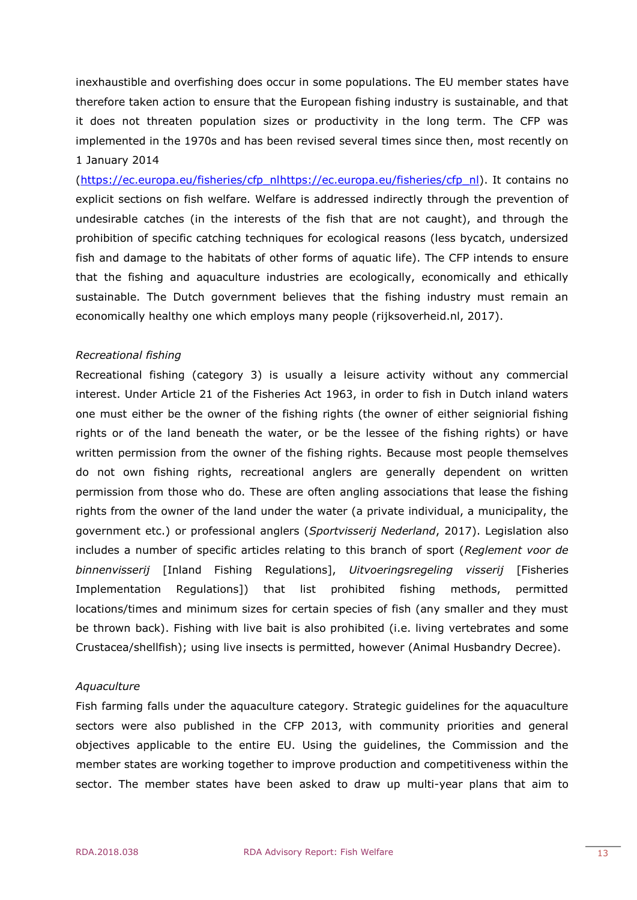inexhaustible and overfishing does occur in some populations. The EU member states have therefore taken action to ensure that the European fishing industry is sustainable, and that it does not threaten population sizes or productivity in the long term. The CFP was implemented in the 1970s and has been revised several times since then, most recently on 1 January 2014 (https://ec.europa.eu/fisheries/cfp_nlhttps://ec.europa.eu/fisheries/cfp_nl). It contains no explicit sections on fish welfare. Welfare is addressed indirectly through the prevention of undesirable catches (in the interests of the fish that are not caught), and through the prohibition of specific catching techniques for ecological reasons (less bycatch, undersized fish and damage to the habitats of other forms of aquatic life). The CFP intends to ensure that the fishing and aquaculture industries are ecologically, economically and ethically sustainable. The Dutch government believes that the fishing industry must remain an economically healthy one which employs many people (rijksoverheid.nl, 2017).

*Recreational fishing*

Recreational fishing (category 3) is usually a leisure activity without any commercial interest. Under Article 21 of the Fisheries Act 1963, in order to fish in Dutch inland waters one must either be the owner of the fishing rights (the owner of either seigniorial fishing rights or of the land beneath the water, or be the lessee of the fishing rights) or have written permission from the owner of the fishing rights. Because most people themselves do not own fishing rights, recreational anglers are generally dependent on written permission from those who do. These are often angling associations that lease the fishing rights from the owner of the land under the water (a private individual, a municipality, the government etc.) or professional anglers (*Sportvisserij Nederland*, 2017). Legislation also includes a number of specific articles relating to this branch of sport (*Reglement voor de binnenvisserij* [Inland Fishing Regulations], *Uitvoeringsregeling visserij* [Fisheries Implementation Regulations]) that list prohibited fishing methods, permitted locations/times and minimum sizes for certain species of fish (any smaller and they must be thrown back). Fishing with live bait is also prohibited (i.e. living vertebrates and some Crustacea/shellfish); using live insects is permitted, however (Animal Husbandry Decree).

*Aquaculture*

Fish farming falls under the aquaculture category. Strategic guidelines for the aquaculture sectors were also published in the CFP 2013, with community priorities and general objectives applicable to the entire EU. Using the guidelines, the Commission and the member states are working together to improve production and competitiveness within the sector. The member states have been asked to draw up multi-year plans that aim to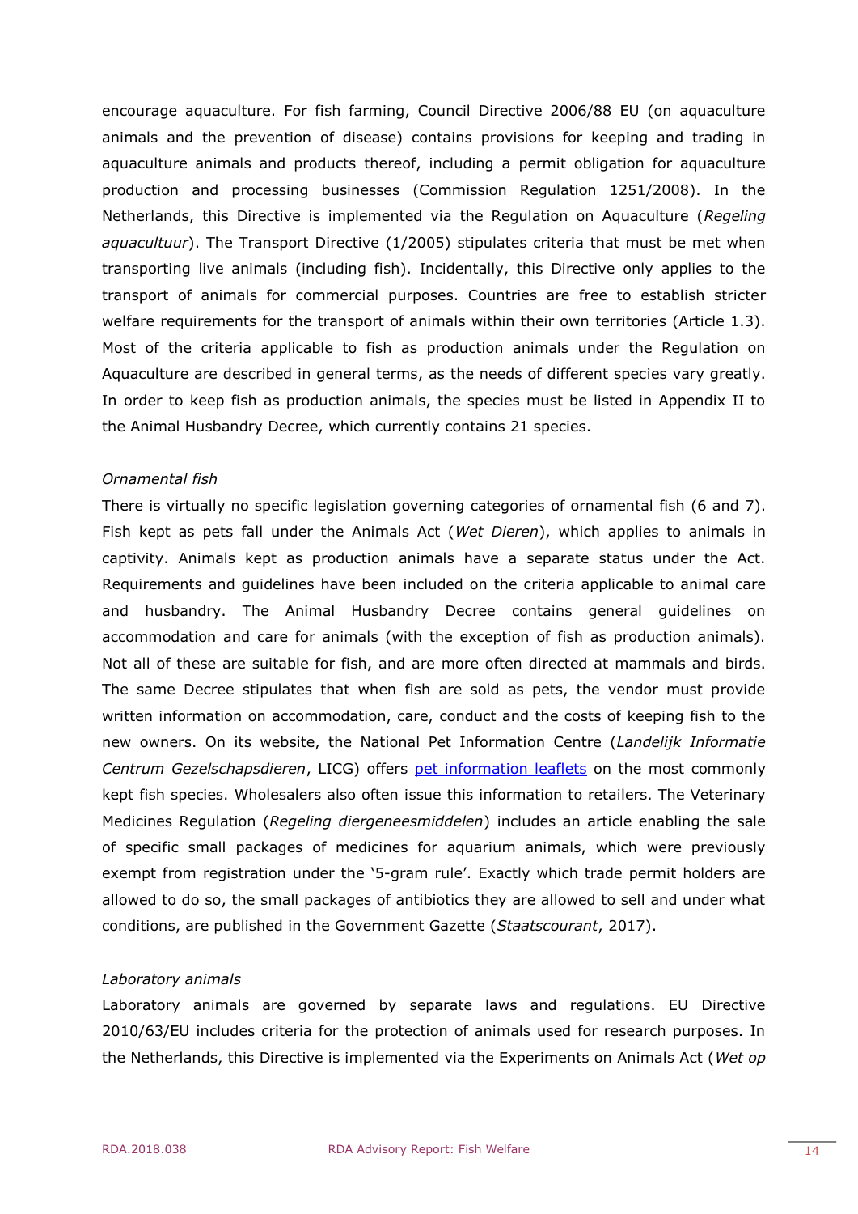encourage aquaculture. For fish farming, Council Directive 2006/88 EU (on aquaculture animals and the prevention of disease) contains provisions for keeping and trading in aquaculture animals and products thereof, including a permit obligation for aquaculture production and processing businesses (Commission Regulation 1251/2008). In the Netherlands, this Directive is implemented via the Regulation on Aquaculture (*Regeling aquacultuur*). The Transport Directive (1/2005) stipulates criteria that must be met when transporting live animals (including fish). Incidentally, this Directive only applies to the transport of animals for commercial purposes. Countries are free to establish stricter welfare requirements for the transport of animals within their own territories (Article 1.3). Most of the criteria applicable to fish as production animals under the Regulation on Aquaculture are described in general terms, as the needs of different species vary greatly. In order to keep fish as production animals, the species must be listed in Appendix II to the Animal Husbandry Decree, which currently contains 21 species.

*Ornamental fish*

There is virtually no specific legislation governing categories of ornamental fish (6 and 7). Fish kept as pets fall under the Animals Act (*Wet Dieren*), which applies to animals in captivity. Animals kept as production animals have a separate status under the Act. Requirements and guidelines have been included on the criteria applicable to animal care and husbandry. The Animal Husbandry Decree contains general guidelines on accommodation and care for animals (with the exception of fish as production animals). Not all of these are suitable for fish, and are more often directed at mammals and birds. The same Decree stipulates that when fish are sold as pets, the vendor must provide written information on accommodation, care, conduct and the costs of keeping fish to the new owners. On its website, the National Pet Information Centre (*Landelijk Informatie Centrum Gezelschapsdieren*, LICG) offers pet information leaflets on the most commonly kept fish species. Wholesalers also often issue this information to retailers. The Veterinary Medicines Regulation (*Regeling diergeneesmiddelen*) includes an article enabling the sale of specific small packages of medicines for aquarium animals, which were previously exempt from registration under the '5-gram rule'. Exactly which trade permit holders are allowed to do so, the small packages of antibiotics they are allowed to sell and under what conditions, are published in the Government Gazette (*Staatscourant*, 2017).

*Laboratory animals*

Laboratory animals are governed by separate laws and regulations. EU Directive 2010/63/EU includes criteria for the protection of animals used for research purposes. In the Netherlands, this Directive is implemented via the Experiments on Animals Act (*Wet op*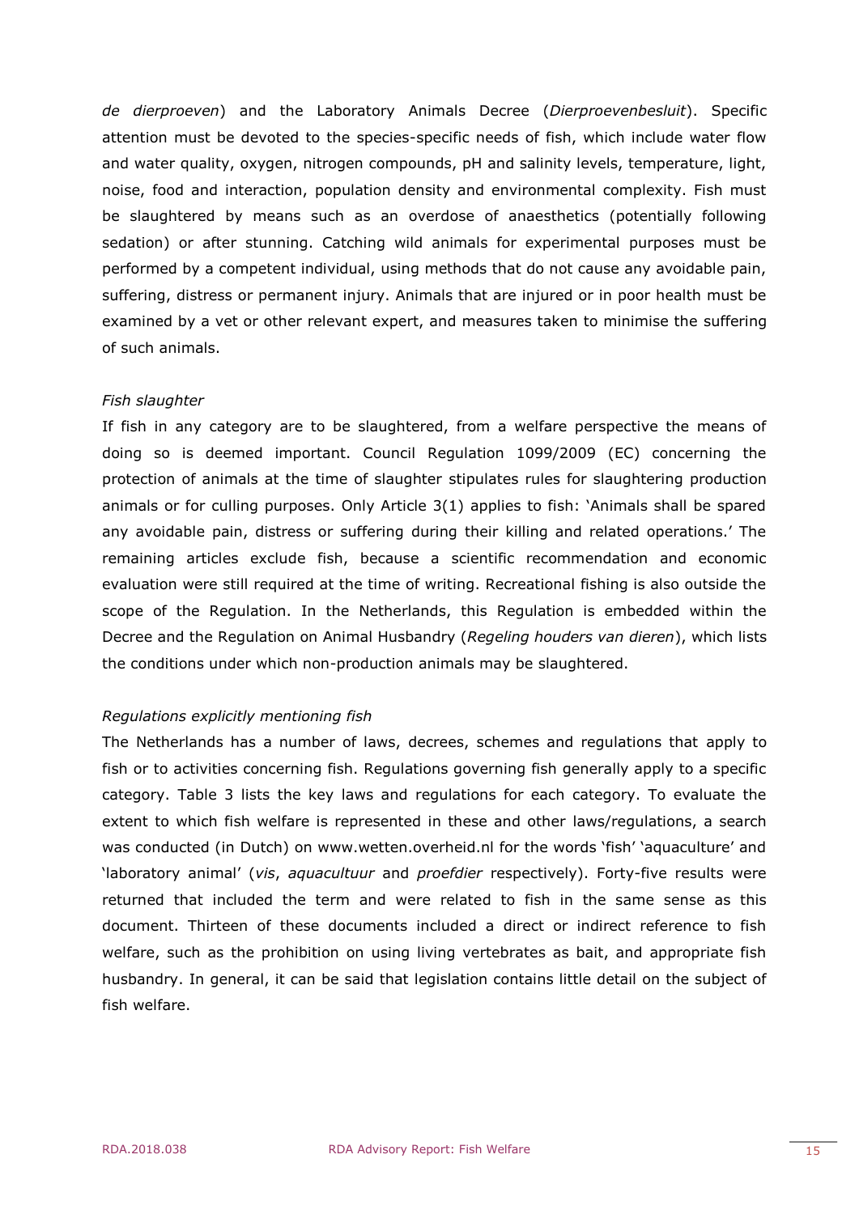*de dierproeven*) and the Laboratory Animals Decree (*Dierproevenbesluit*). Specific attention must be devoted to the species-specific needs of fish, which include water flow and water quality, oxygen, nitrogen compounds, pH and salinity levels, temperature, light, noise, food and interaction, population density and environmental complexity. Fish must be slaughtered by means such as an overdose of anaesthetics (potentially following sedation) or after stunning. Catching wild animals for experimental purposes must be performed by a competent individual, using methods that do not cause any avoidable pain, suffering, distress or permanent injury. Animals that are injured or in poor health must be examined by a vet or other relevant expert, and measures taken to minimise the suffering of such animals.

*Fish slaughter*

If fish in any category are to be slaughtered, from a welfare perspective the means of doing so is deemed important. Council Regulation 1099/2009 (EC) concerning the protection of animals at the time of slaughter stipulates rules for slaughtering production animals or for culling purposes. Only Article 3(1) applies to fish: 'Animals shall be spared any avoidable pain, distress or suffering during their killing and related operations.' The remaining articles exclude fish, because a scientific recommendation and economic evaluation were still required at the time of writing. Recreational fishing is also outside the scope of the Regulation. In the Netherlands, this Regulation is embedded within the Decree and the Regulation on Animal Husbandry (*Regeling houders van dieren*), which lists the conditions under which non-production animals may be slaughtered.

*Regulations explicitly mentioning fish*

The Netherlands has a number of laws, decrees, schemes and regulations that apply to fish or to activities concerning fish. Regulations governing fish generally apply to a specific category. Table 3 lists the key laws and regulations for each category. To evaluate the extent to which fish welfare is represented in these and other laws/regulations, a search was conducted (in Dutch) on www.wetten.overheid.nl for the words 'fish' 'aquaculture' and 'laboratory animal' (*vis*, *aquacultuur* and *proefdier* respectively). Forty-five results were returned that included the term and were related to fish in the same sense as this document. Thirteen of these documents included a direct or indirect reference to fish welfare, such as the prohibition on using living vertebrates as bait, and appropriate fish husbandry. In general, it can be said that legislation contains little detail on the subject of fish welfare.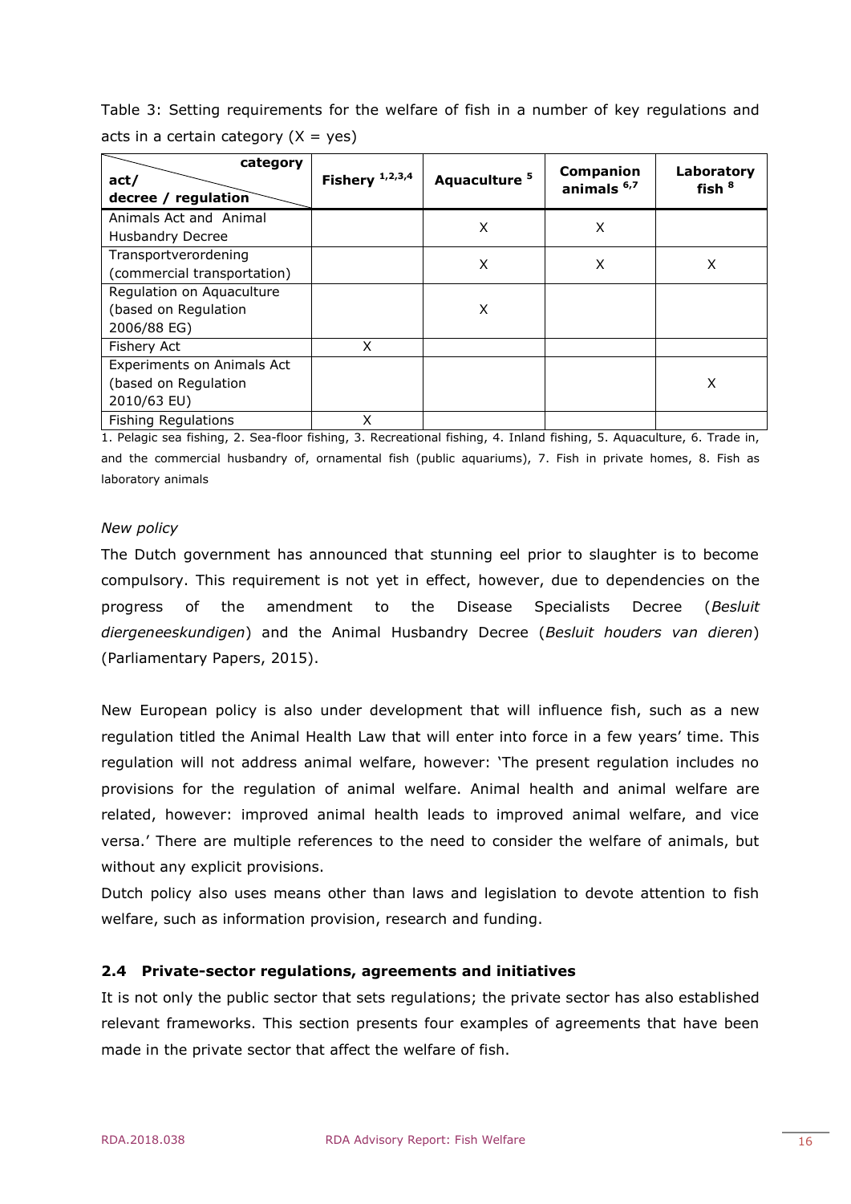Table 3: Setting requirements for the welfare of fish in a number of key regulations and acts in a certain category (X = yes)

| act/ decree / regulation \ category | Fishery [1,2,3,4] | Aquaculture [5] | Companion animals [6,7] | Laboratory fish [8] |
|---|---|---|---|---|
| Animals Act and Animal Husbandry Decree | | X | X | |
| Transportverordening (commercial transportation) | | X | X | X |
| Regulation on Aquaculture (based on Regulation 2006/88 EG) | | X | | |
| Fishery Act | X | | | |
| Experiments on Animals Act (based on Regulation 2010/63 EU) | | | | X |
| Fishing Regulations | X | | | |

1. Pelagic sea fishing, 2. Sea-floor fishing, 3. Recreational fishing, 4. Inland fishing, 5. Aquaculture, 6. Trade in, and the commercial husbandry of, ornamental fish (public aquariums), 7. Fish in private homes, 8. Fish as laboratory animals

*New policy*

The Dutch government has announced that stunning eel prior to slaughter is to become compulsory. This requirement is not yet in effect, however, due to dependencies on the progress of the amendment to the Disease Specialists Decree (*Besluit diergeneeskundigen*) and the Animal Husbandry Decree (*Besluit houders van dieren*) (Parliamentary Papers, 2015).

New European policy is also under development that will influence fish, such as a new regulation titled the Animal Health Law that will enter into force in a few years' time. This regulation will not address animal welfare, however: 'The present regulation includes no provisions for the regulation of animal welfare. Animal health and animal welfare are related, however: improved animal health leads to improved animal welfare, and vice versa.' There are multiple references to the need to consider the welfare of animals, but without any explicit provisions.

Dutch policy also uses means other than laws and legislation to devote attention to fish welfare, such as information provision, research and funding.

## 2.4 Private-sector regulations, agreements and initiatives

It is not only the public sector that sets regulations; the private sector has also established relevant frameworks. This section presents four examples of agreements that have been made in the private sector that affect the welfare of fish.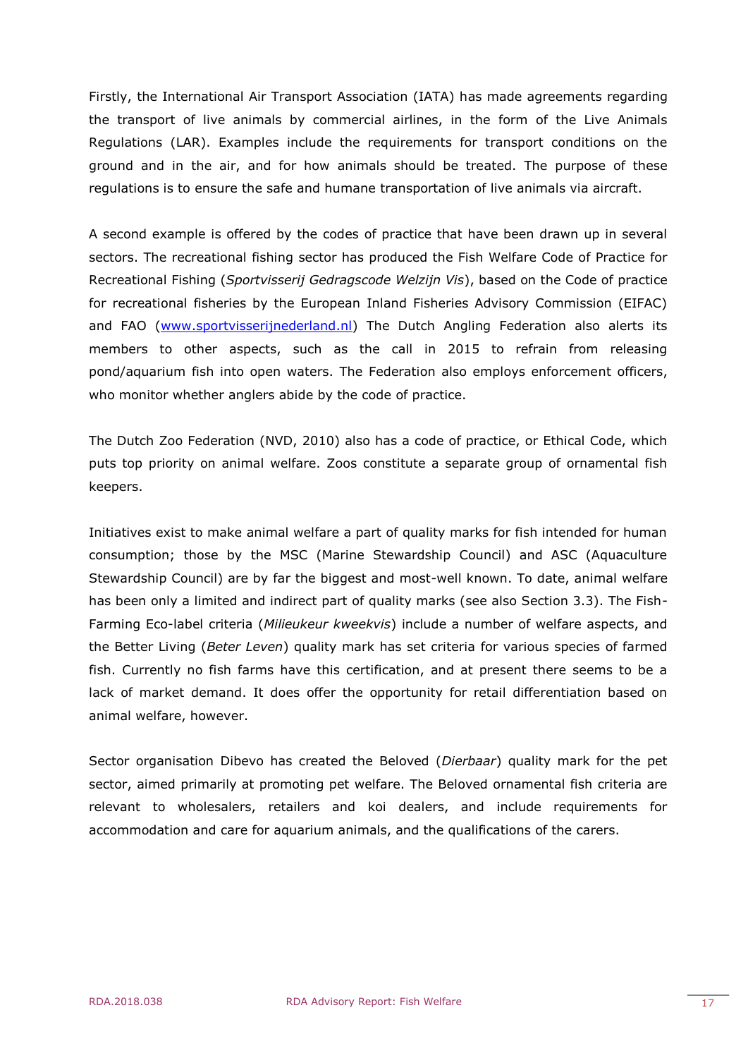Firstly, the International Air Transport Association (IATA) has made agreements regarding the transport of live animals by commercial airlines, in the form of the Live Animals Regulations (LAR). Examples include the requirements for transport conditions on the ground and in the air, and for how animals should be treated. The purpose of these regulations is to ensure the safe and humane transportation of live animals via aircraft.

A second example is offered by the codes of practice that have been drawn up in several sectors. The recreational fishing sector has produced the Fish Welfare Code of Practice for Recreational Fishing (*Sportvisserij Gedragscode Welzijn Vis*), based on the Code of practice for recreational fisheries by the European Inland Fisheries Advisory Commission (EIFAC) and FAO (www.sportvisserijnederland.nl) The Dutch Angling Federation also alerts its members to other aspects, such as the call in 2015 to refrain from releasing pond/aquarium fish into open waters. The Federation also employs enforcement officers, who monitor whether anglers abide by the code of practice.

The Dutch Zoo Federation (NVD, 2010) also has a code of practice, or Ethical Code, which puts top priority on animal welfare. Zoos constitute a separate group of ornamental fish keepers.

Initiatives exist to make animal welfare a part of quality marks for fish intended for human consumption; those by the MSC (Marine Stewardship Council) and ASC (Aquaculture Stewardship Council) are by far the biggest and most-well known. To date, animal welfare has been only a limited and indirect part of quality marks (see also Section 3.3). The Fish-Farming Eco-label criteria (*Milieukeur kweekvis*) include a number of welfare aspects, and the Better Living (*Beter Leven*) quality mark has set criteria for various species of farmed fish. Currently no fish farms have this certification, and at present there seems to be a lack of market demand. It does offer the opportunity for retail differentiation based on animal welfare, however.

Sector organisation Dibevo has created the Beloved (*Dierbaar*) quality mark for the pet sector, aimed primarily at promoting pet welfare. The Beloved ornamental fish criteria are relevant to wholesalers, retailers and koi dealers, and include requirements for accommodation and care for aquarium animals, and the qualifications of the carers.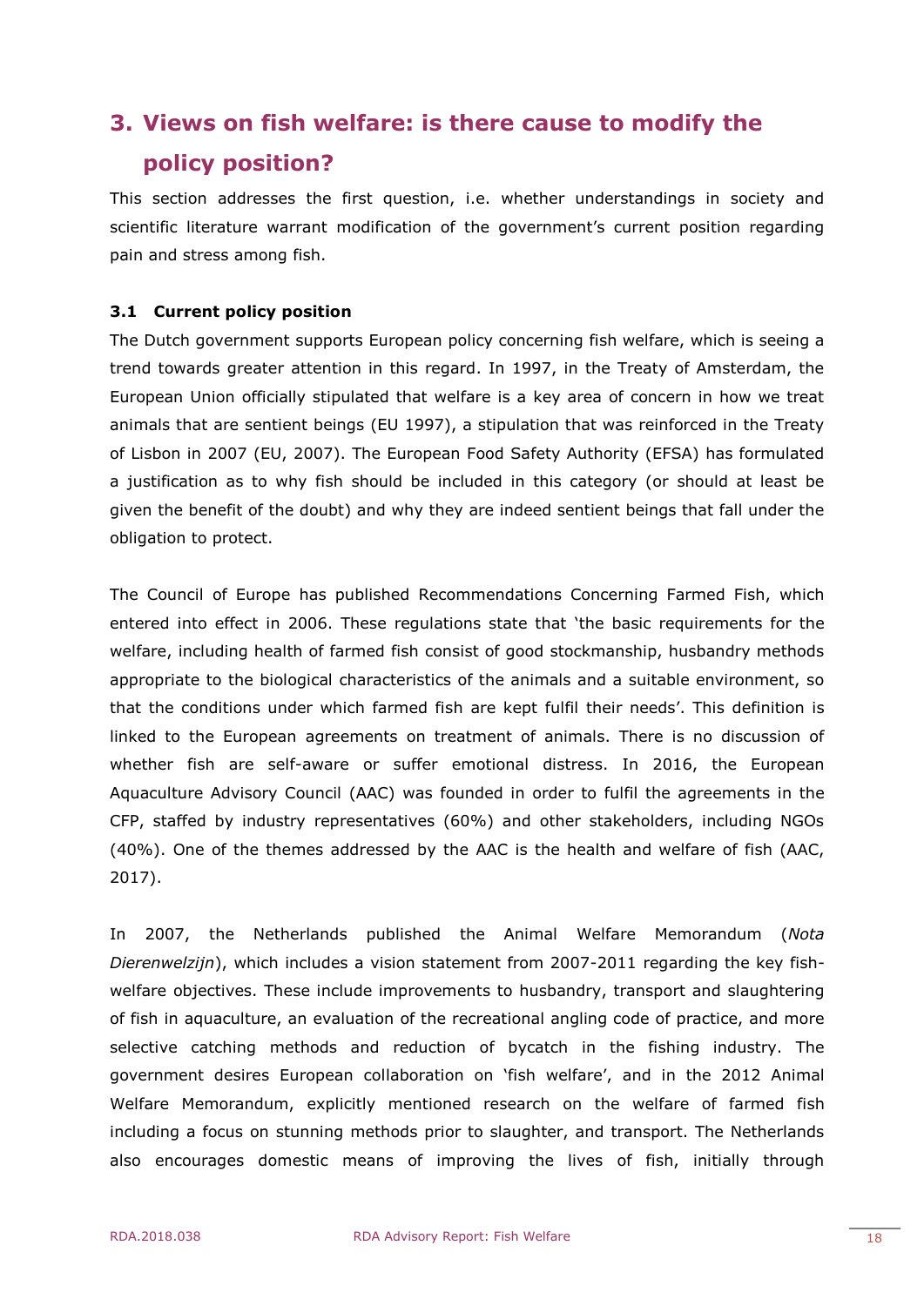# 3. Views on fish welfare: is there cause to modify the policy position?

This section addresses the first question, i.e. whether understandings in society and scientific literature warrant modification of the government's current position regarding pain and stress among fish.

### 3.1 Current policy position

The Dutch government supports European policy concerning fish welfare, which is seeing a trend towards greater attention in this regard. In 1997, in the Treaty of Amsterdam, the European Union officially stipulated that welfare is a key area of concern in how we treat animals that are sentient beings (EU 1997), a stipulation that was reinforced in the Treaty of Lisbon in 2007 (EU, 2007). The European Food Safety Authority (EFSA) has formulated a justification as to why fish should be included in this category (or should at least be given the benefit of the doubt) and why they are indeed sentient beings that fall under the obligation to protect.

The Council of Europe has published Recommendations Concerning Farmed Fish, which entered into effect in 2006. These regulations state that 'the basic requirements for the welfare, including health of farmed fish consist of good stockmanship, husbandry methods appropriate to the biological characteristics of the animals and a suitable environment, so that the conditions under which farmed fish are kept fulfil their needs'. This definition is linked to the European agreements on treatment of animals. There is no discussion of whether fish are self-aware or suffer emotional distress. In 2016, the European Aquaculture Advisory Council (AAC) was founded in order to fulfil the agreements in the CFP, staffed by industry representatives (60%) and other stakeholders, including NGOs (40%). One of the themes addressed by the AAC is the health and welfare of fish (AAC, 2017).

In 2007, the Netherlands published the Animal Welfare Memorandum (*Nota Dierenwelzijn*), which includes a vision statement from 2007-2011 regarding the key fish-welfare objectives. These include improvements to husbandry, transport and slaughtering of fish in aquaculture, an evaluation of the recreational angling code of practice, and more selective catching methods and reduction of bycatch in the fishing industry. The government desires European collaboration on 'fish welfare', and in the 2012 Animal Welfare Memorandum, explicitly mentioned research on the welfare of farmed fish including a focus on stunning methods prior to slaughter, and transport. The Netherlands also encourages domestic means of improving the lives of fish, initially through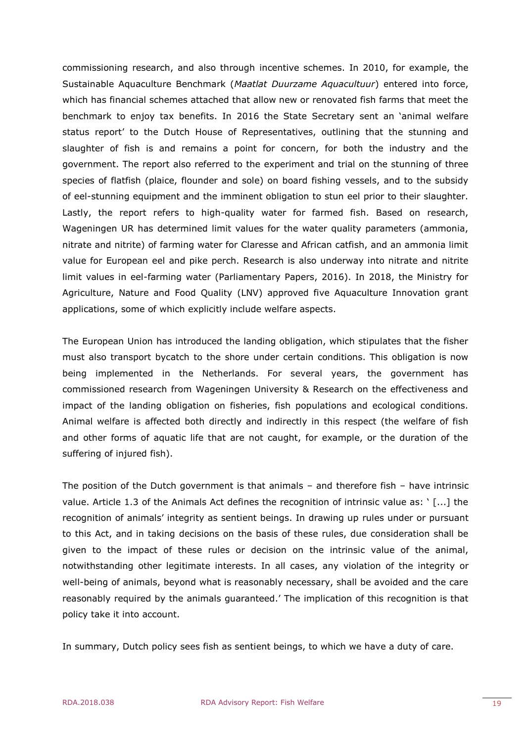commissioning research, and also through incentive schemes. In 2010, for example, the Sustainable Aquaculture Benchmark (*Maatlat Duurzame Aquacultuur*) entered into force, which has financial schemes attached that allow new or renovated fish farms that meet the benchmark to enjoy tax benefits. In 2016 the State Secretary sent an 'animal welfare status report' to the Dutch House of Representatives, outlining that the stunning and slaughter of fish is and remains a point for concern, for both the industry and the government. The report also referred to the experiment and trial on the stunning of three species of flatfish (plaice, flounder and sole) on board fishing vessels, and to the subsidy of eel-stunning equipment and the imminent obligation to stun eel prior to their slaughter. Lastly, the report refers to high-quality water for farmed fish. Based on research, Wageningen UR has determined limit values for the water quality parameters (ammonia, nitrate and nitrite) of farming water for Claresse and African catfish, and an ammonia limit value for European eel and pike perch. Research is also underway into nitrate and nitrite limit values in eel-farming water (Parliamentary Papers, 2016). In 2018, the Ministry for Agriculture, Nature and Food Quality (LNV) approved five Aquaculture Innovation grant applications, some of which explicitly include welfare aspects.

The European Union has introduced the landing obligation, which stipulates that the fisher must also transport bycatch to the shore under certain conditions. This obligation is now being implemented in the Netherlands. For several years, the government has commissioned research from Wageningen University & Research on the effectiveness and impact of the landing obligation on fisheries, fish populations and ecological conditions. Animal welfare is affected both directly and indirectly in this respect (the welfare of fish and other forms of aquatic life that are not caught, for example, or the duration of the suffering of injured fish).

The position of the Dutch government is that animals – and therefore fish – have intrinsic value. Article 1.3 of the Animals Act defines the recognition of intrinsic value as: ' [...] the recognition of animals' integrity as sentient beings. In drawing up rules under or pursuant to this Act, and in taking decisions on the basis of these rules, due consideration shall be given to the impact of these rules or decision on the intrinsic value of the animal, notwithstanding other legitimate interests. In all cases, any violation of the integrity or well-being of animals, beyond what is reasonably necessary, shall be avoided and the care reasonably required by the animals guaranteed.' The implication of this recognition is that policy take it into account.

In summary, Dutch policy sees fish as sentient beings, to which we have a duty of care.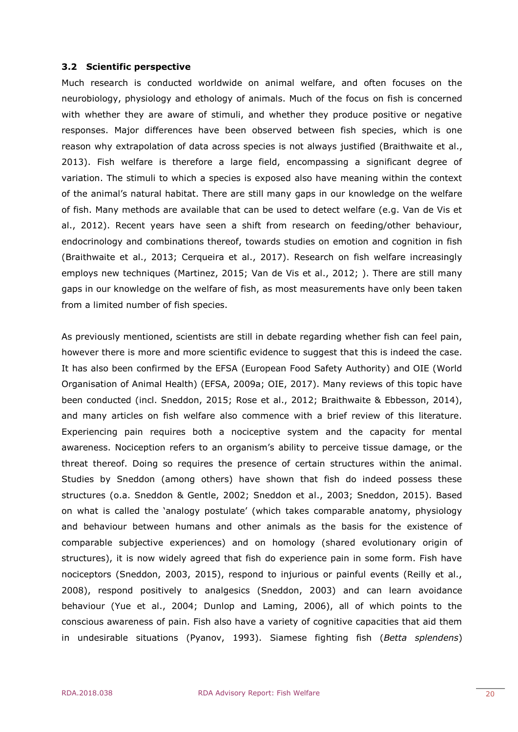### 3.2 Scientific perspective

Much research is conducted worldwide on animal welfare, and often focuses on the neurobiology, physiology and ethology of animals. Much of the focus on fish is concerned with whether they are aware of stimuli, and whether they produce positive or negative responses. Major differences have been observed between fish species, which is one reason why extrapolation of data across species is not always justified (Braithwaite et al., 2013). Fish welfare is therefore a large field, encompassing a significant degree of variation. The stimuli to which a species is exposed also have meaning within the context of the animal's natural habitat. There are still many gaps in our knowledge on the welfare of fish. Many methods are available that can be used to detect welfare (e.g. Van de Vis et al., 2012). Recent years have seen a shift from research on feeding/other behaviour, endocrinology and combinations thereof, towards studies on emotion and cognition in fish (Braithwaite et al., 2013; Cerqueira et al., 2017). Research on fish welfare increasingly employs new techniques (Martinez, 2015; Van de Vis et al., 2012; ). There are still many gaps in our knowledge on the welfare of fish, as most measurements have only been taken from a limited number of fish species.

As previously mentioned, scientists are still in debate regarding whether fish can feel pain, however there is more and more scientific evidence to suggest that this is indeed the case. It has also been confirmed by the EFSA (European Food Safety Authority) and OIE (World Organisation of Animal Health) (EFSA, 2009a; OIE, 2017). Many reviews of this topic have been conducted (incl. Sneddon, 2015; Rose et al., 2012; Braithwaite & Ebbesson, 2014), and many articles on fish welfare also commence with a brief review of this literature. Experiencing pain requires both a nociceptive system and the capacity for mental awareness. Nociception refers to an organism's ability to perceive tissue damage, or the threat thereof. Doing so requires the presence of certain structures within the animal. Studies by Sneddon (among others) have shown that fish do indeed possess these structures (o.a. Sneddon & Gentle, 2002; Sneddon et al., 2003; Sneddon, 2015). Based on what is called the 'analogy postulate' (which takes comparable anatomy, physiology and behaviour between humans and other animals as the basis for the existence of comparable subjective experiences) and on homology (shared evolutionary origin of structures), it is now widely agreed that fish do experience pain in some form. Fish have nociceptors (Sneddon, 2003, 2015), respond to injurious or painful events (Reilly et al., 2008), respond positively to analgesics (Sneddon, 2003) and can learn avoidance behaviour (Yue et al., 2004; Dunlop and Laming, 2006), all of which points to the conscious awareness of pain. Fish also have a variety of cognitive capacities that aid them in undesirable situations (Pyanov, 1993). Siamese fighting fish (*Betta splendens*)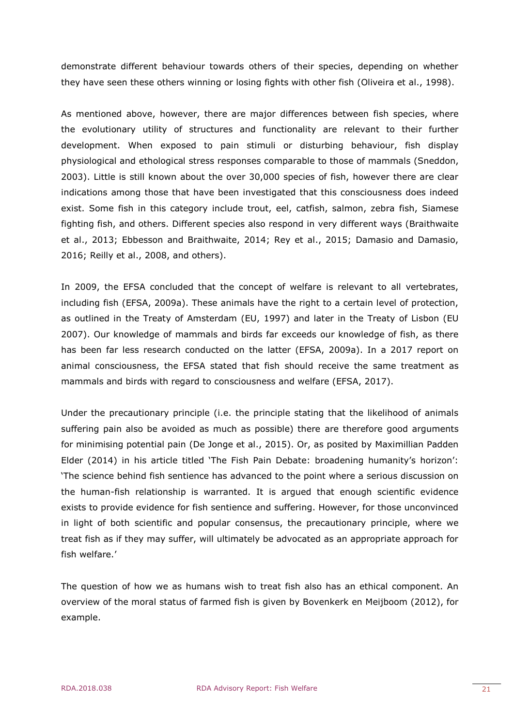demonstrate different behaviour towards others of their species, depending on whether they have seen these others winning or losing fights with other fish (Oliveira et al., 1998).

As mentioned above, however, there are major differences between fish species, where the evolutionary utility of structures and functionality are relevant to their further development. When exposed to pain stimuli or disturbing behaviour, fish display physiological and ethological stress responses comparable to those of mammals (Sneddon, 2003). Little is still known about the over 30,000 species of fish, however there are clear indications among those that have been investigated that this consciousness does indeed exist. Some fish in this category include trout, eel, catfish, salmon, zebra fish, Siamese fighting fish, and others. Different species also respond in very different ways (Braithwaite et al., 2013; Ebbesson and Braithwaite, 2014; Rey et al., 2015; Damasio and Damasio, 2016; Reilly et al., 2008, and others).

In 2009, the EFSA concluded that the concept of welfare is relevant to all vertebrates, including fish (EFSA, 2009a). These animals have the right to a certain level of protection, as outlined in the Treaty of Amsterdam (EU, 1997) and later in the Treaty of Lisbon (EU 2007). Our knowledge of mammals and birds far exceeds our knowledge of fish, as there has been far less research conducted on the latter (EFSA, 2009a). In a 2017 report on animal consciousness, the EFSA stated that fish should receive the same treatment as mammals and birds with regard to consciousness and welfare (EFSA, 2017).

Under the precautionary principle (i.e. the principle stating that the likelihood of animals suffering pain also be avoided as much as possible) there are therefore good arguments for minimising potential pain (De Jonge et al., 2015). Or, as posited by Maximillian Padden Elder (2014) in his article titled 'The Fish Pain Debate: broadening humanity's horizon': 'The science behind fish sentience has advanced to the point where a serious discussion on the human-fish relationship is warranted. It is argued that enough scientific evidence exists to provide evidence for fish sentience and suffering. However, for those unconvinced in light of both scientific and popular consensus, the precautionary principle, where we treat fish as if they may suffer, will ultimately be advocated as an appropriate approach for fish welfare.'

The question of how we as humans wish to treat fish also has an ethical component. An overview of the moral status of farmed fish is given by Bovenkerk en Meijboom (2012), for example.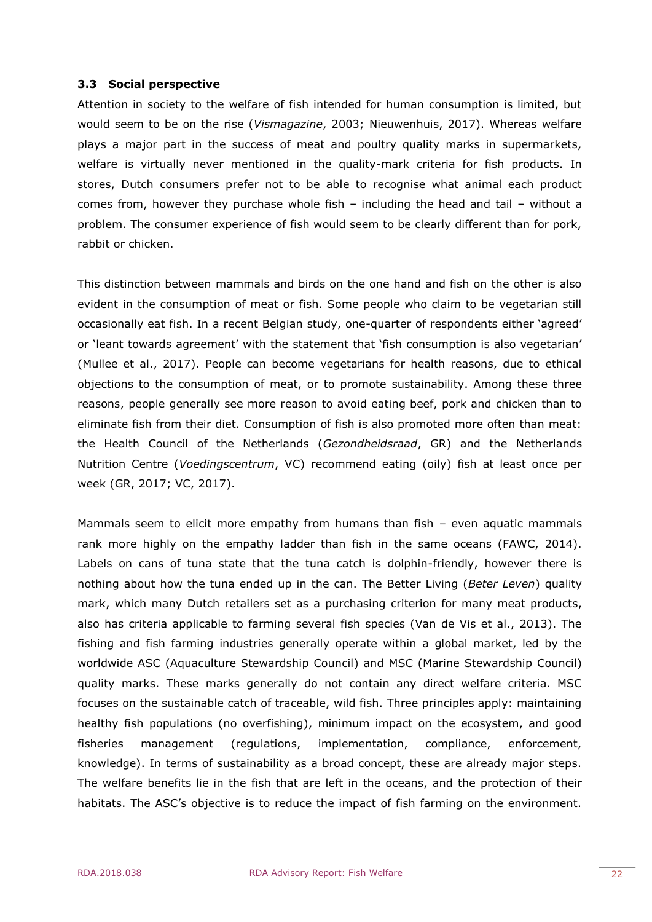### 3.3 Social perspective

Attention in society to the welfare of fish intended for human consumption is limited, but would seem to be on the rise (*Vismagazine*, 2003; Nieuwenhuis, 2017). Whereas welfare plays a major part in the success of meat and poultry quality marks in supermarkets, welfare is virtually never mentioned in the quality-mark criteria for fish products. In stores, Dutch consumers prefer not to be able to recognise what animal each product comes from, however they purchase whole fish – including the head and tail – without a problem. The consumer experience of fish would seem to be clearly different than for pork, rabbit or chicken.

This distinction between mammals and birds on the one hand and fish on the other is also evident in the consumption of meat or fish. Some people who claim to be vegetarian still occasionally eat fish. In a recent Belgian study, one-quarter of respondents either 'agreed' or 'leant towards agreement' with the statement that 'fish consumption is also vegetarian' (Mullee et al., 2017). People can become vegetarians for health reasons, due to ethical objections to the consumption of meat, or to promote sustainability. Among these three reasons, people generally see more reason to avoid eating beef, pork and chicken than to eliminate fish from their diet. Consumption of fish is also promoted more often than meat: the Health Council of the Netherlands (*Gezondheidsraad*, GR) and the Netherlands Nutrition Centre (*Voedingscentrum*, VC) recommend eating (oily) fish at least once per week (GR, 2017; VC, 2017).

Mammals seem to elicit more empathy from humans than fish – even aquatic mammals rank more highly on the empathy ladder than fish in the same oceans (FAWC, 2014). Labels on cans of tuna state that the tuna catch is dolphin-friendly, however there is nothing about how the tuna ended up in the can. The Better Living (*Beter Leven*) quality mark, which many Dutch retailers set as a purchasing criterion for many meat products, also has criteria applicable to farming several fish species (Van de Vis et al., 2013). The fishing and fish farming industries generally operate within a global market, led by the worldwide ASC (Aquaculture Stewardship Council) and MSC (Marine Stewardship Council) quality marks. These marks generally do not contain any direct welfare criteria. MSC focuses on the sustainable catch of traceable, wild fish. Three principles apply: maintaining healthy fish populations (no overfishing), minimum impact on the ecosystem, and good fisheries management (regulations, implementation, compliance, enforcement, knowledge). In terms of sustainability as a broad concept, these are already major steps. The welfare benefits lie in the fish that are left in the oceans, and the protection of their habitats. The ASC's objective is to reduce the impact of fish farming on the environment.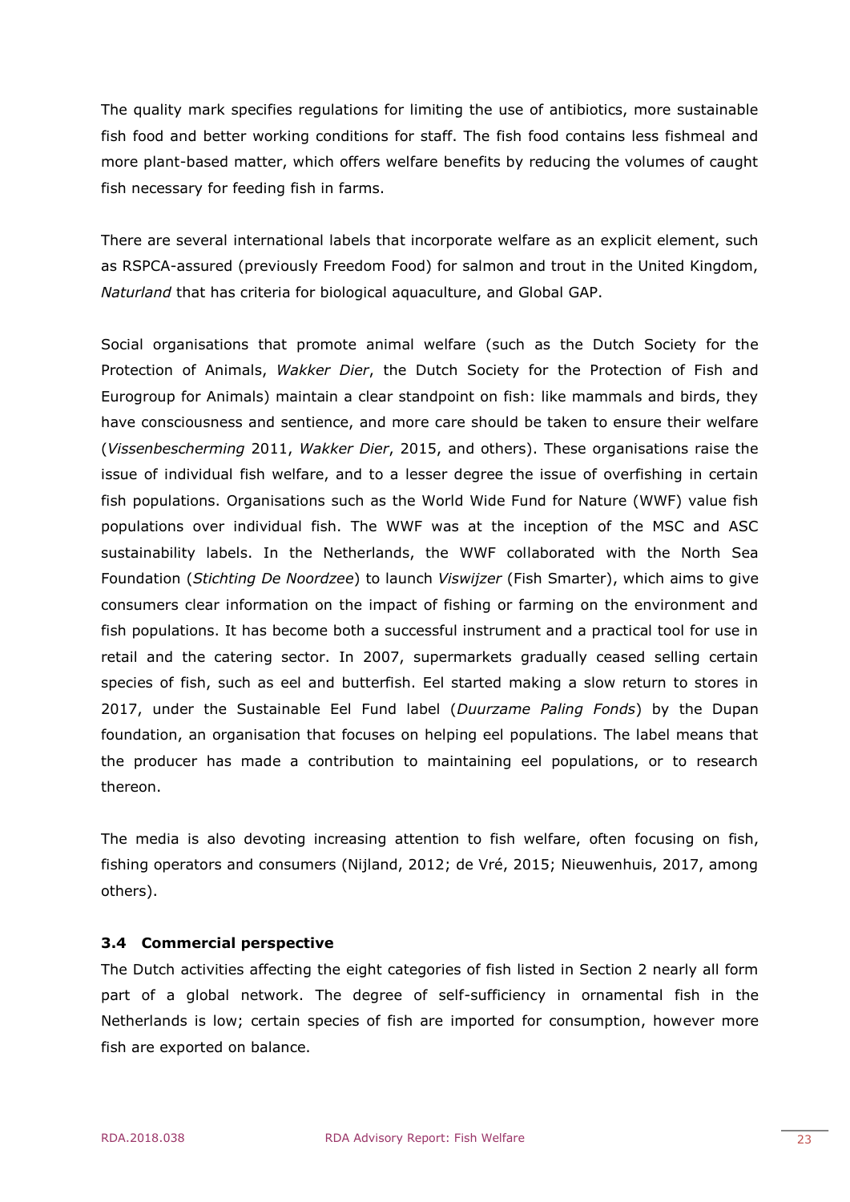The quality mark specifies regulations for limiting the use of antibiotics, more sustainable fish food and better working conditions for staff. The fish food contains less fishmeal and more plant-based matter, which offers welfare benefits by reducing the volumes of caught fish necessary for feeding fish in farms.

There are several international labels that incorporate welfare as an explicit element, such as RSPCA-assured (previously Freedom Food) for salmon and trout in the United Kingdom, *Naturland* that has criteria for biological aquaculture, and Global GAP.

Social organisations that promote animal welfare (such as the Dutch Society for the Protection of Animals, *Wakker Dier*, the Dutch Society for the Protection of Fish and Eurogroup for Animals) maintain a clear standpoint on fish: like mammals and birds, they have consciousness and sentience, and more care should be taken to ensure their welfare (*Vissenbescherming* 2011, *Wakker Dier*, 2015, and others). These organisations raise the issue of individual fish welfare, and to a lesser degree the issue of overfishing in certain fish populations. Organisations such as the World Wide Fund for Nature (WWF) value fish populations over individual fish. The WWF was at the inception of the MSC and ASC sustainability labels. In the Netherlands, the WWF collaborated with the North Sea Foundation (*Stichting De Noordzee*) to launch *Viswijzer* (Fish Smarter), which aims to give consumers clear information on the impact of fishing or farming on the environment and fish populations. It has become both a successful instrument and a practical tool for use in retail and the catering sector. In 2007, supermarkets gradually ceased selling certain species of fish, such as eel and butterfish. Eel started making a slow return to stores in 2017, under the Sustainable Eel Fund label (*Duurzame Paling Fonds*) by the Dupan foundation, an organisation that focuses on helping eel populations. The label means that the producer has made a contribution to maintaining eel populations, or to research thereon.

The media is also devoting increasing attention to fish welfare, often focusing on fish, fishing operators and consumers (Nijland, 2012; de Vré, 2015; Nieuwenhuis, 2017, among others).

### 3.4 Commercial perspective

The Dutch activities affecting the eight categories of fish listed in Section 2 nearly all form part of a global network. The degree of self-sufficiency in ornamental fish in the Netherlands is low; certain species of fish are imported for consumption, however more fish are exported on balance.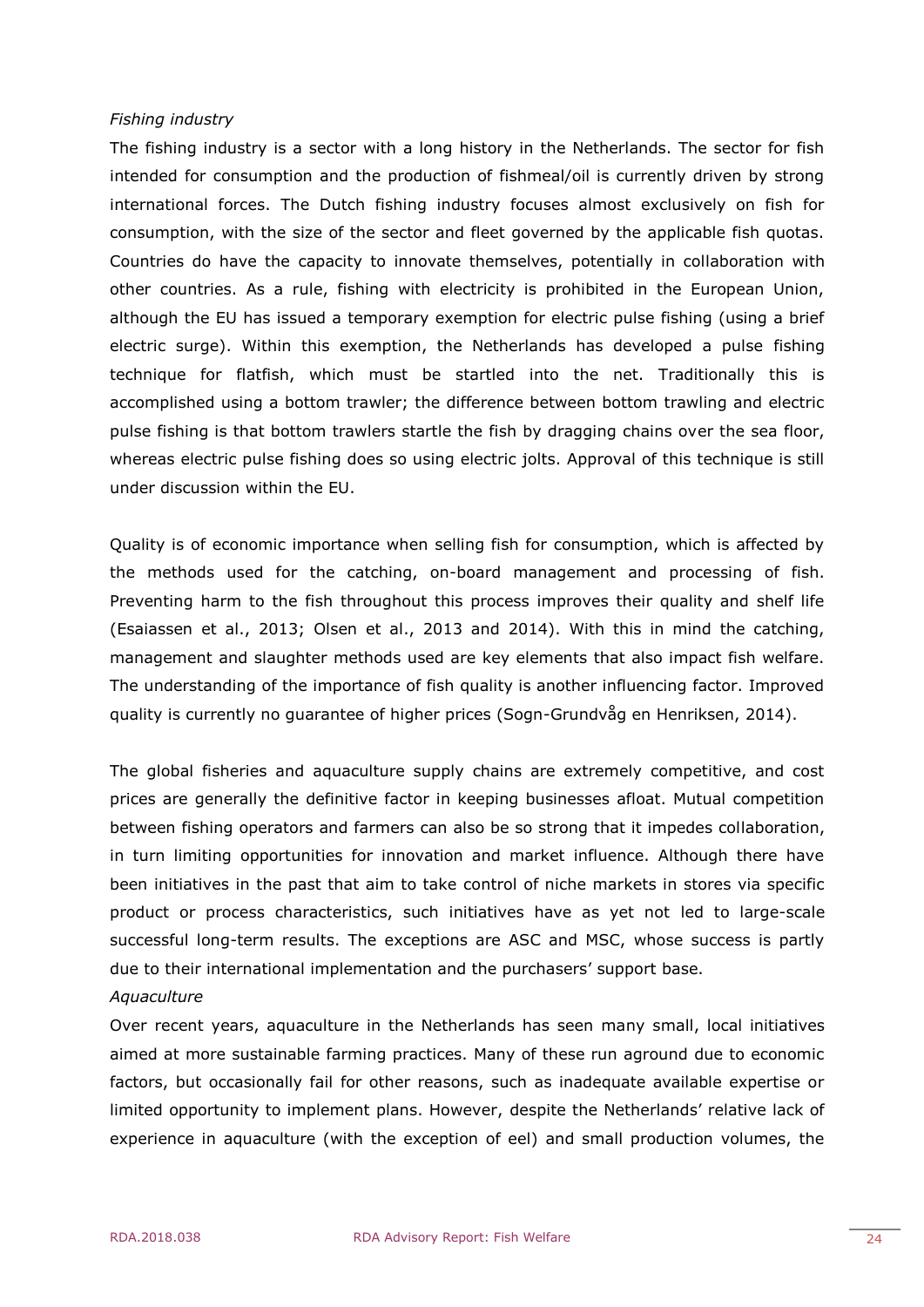*Fishing industry*

The fishing industry is a sector with a long history in the Netherlands. The sector for fish intended for consumption and the production of fishmeal/oil is currently driven by strong international forces. The Dutch fishing industry focuses almost exclusively on fish for consumption, with the size of the sector and fleet governed by the applicable fish quotas. Countries do have the capacity to innovate themselves, potentially in collaboration with other countries. As a rule, fishing with electricity is prohibited in the European Union, although the EU has issued a temporary exemption for electric pulse fishing (using a brief electric surge). Within this exemption, the Netherlands has developed a pulse fishing technique for flatfish, which must be startled into the net. Traditionally this is accomplished using a bottom trawler; the difference between bottom trawling and electric pulse fishing is that bottom trawlers startle the fish by dragging chains over the sea floor, whereas electric pulse fishing does so using electric jolts. Approval of this technique is still under discussion within the EU.

Quality is of economic importance when selling fish for consumption, which is affected by the methods used for the catching, on-board management and processing of fish. Preventing harm to the fish throughout this process improves their quality and shelf life (Esaiassen et al., 2013; Olsen et al., 2013 and 2014). With this in mind the catching, management and slaughter methods used are key elements that also impact fish welfare. The understanding of the importance of fish quality is another influencing factor. Improved quality is currently no guarantee of higher prices (Sogn-Grundvåg en Henriksen, 2014).

The global fisheries and aquaculture supply chains are extremely competitive, and cost prices are generally the definitive factor in keeping businesses afloat. Mutual competition between fishing operators and farmers can also be so strong that it impedes collaboration, in turn limiting opportunities for innovation and market influence. Although there have been initiatives in the past that aim to take control of niche markets in stores via specific product or process characteristics, such initiatives have as yet not led to large-scale successful long-term results. The exceptions are ASC and MSC, whose success is partly due to their international implementation and the purchasers' support base.

*Aquaculture*

Over recent years, aquaculture in the Netherlands has seen many small, local initiatives aimed at more sustainable farming practices. Many of these run aground due to economic factors, but occasionally fail for other reasons, such as inadequate available expertise or limited opportunity to implement plans. However, despite the Netherlands' relative lack of experience in aquaculture (with the exception of eel) and small production volumes, the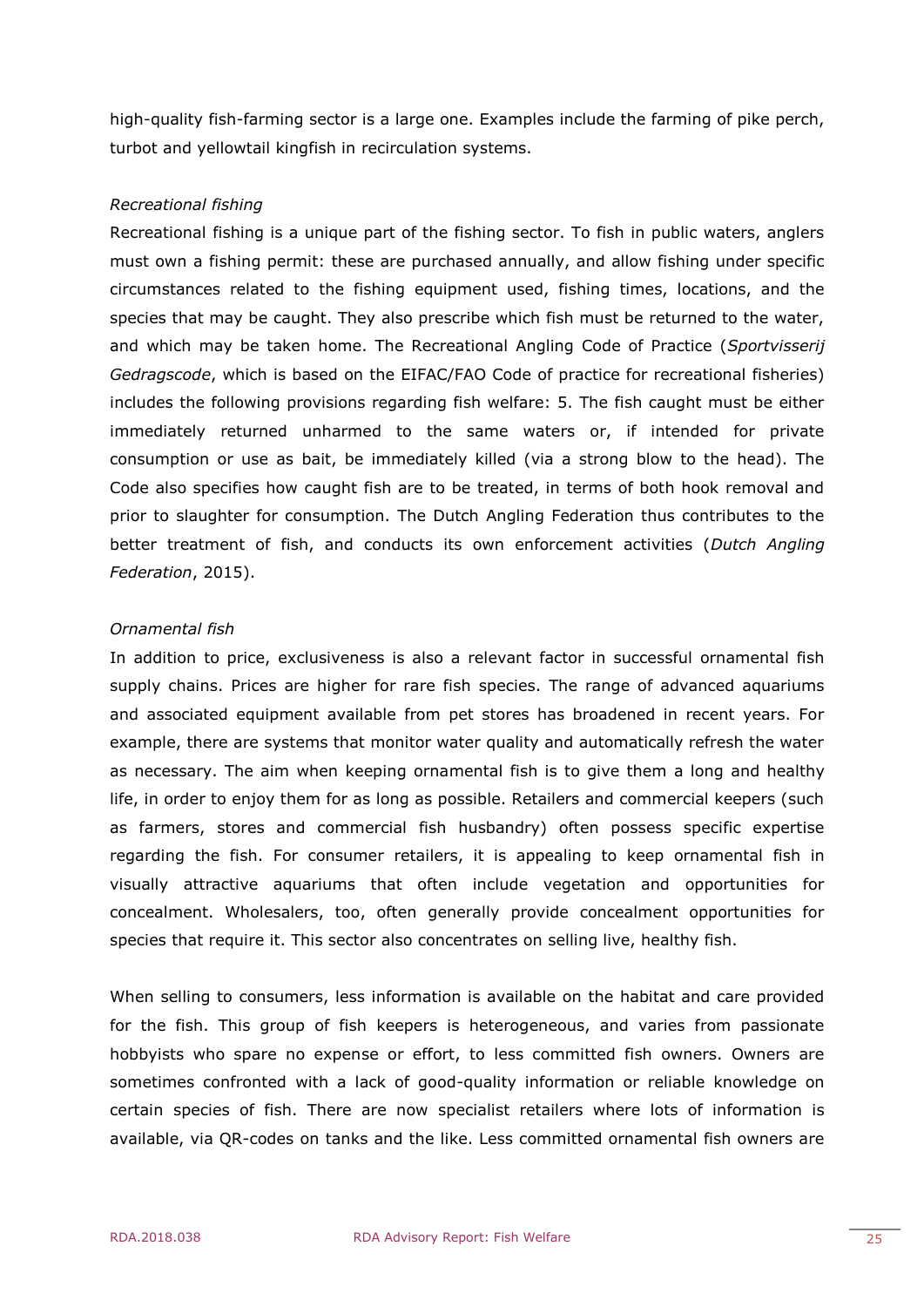high-quality fish-farming sector is a large one. Examples include the farming of pike perch, turbot and yellowtail kingfish in recirculation systems.

*Recreational fishing*

Recreational fishing is a unique part of the fishing sector. To fish in public waters, anglers must own a fishing permit: these are purchased annually, and allow fishing under specific circumstances related to the fishing equipment used, fishing times, locations, and the species that may be caught. They also prescribe which fish must be returned to the water, and which may be taken home. The Recreational Angling Code of Practice (*Sportvisserij Gedragscode*, which is based on the EIFAC/FAO Code of practice for recreational fisheries) includes the following provisions regarding fish welfare: 5. The fish caught must be either immediately returned unharmed to the same waters or, if intended for private consumption or use as bait, be immediately killed (via a strong blow to the head). The Code also specifies how caught fish are to be treated, in terms of both hook removal and prior to slaughter for consumption. The Dutch Angling Federation thus contributes to the better treatment of fish, and conducts its own enforcement activities (*Dutch Angling Federation*, 2015).

*Ornamental fish*

In addition to price, exclusiveness is also a relevant factor in successful ornamental fish supply chains. Prices are higher for rare fish species. The range of advanced aquariums and associated equipment available from pet stores has broadened in recent years. For example, there are systems that monitor water quality and automatically refresh the water as necessary. The aim when keeping ornamental fish is to give them a long and healthy life, in order to enjoy them for as long as possible. Retailers and commercial keepers (such as farmers, stores and commercial fish husbandry) often possess specific expertise regarding the fish. For consumer retailers, it is appealing to keep ornamental fish in visually attractive aquariums that often include vegetation and opportunities for concealment. Wholesalers, too, often generally provide concealment opportunities for species that require it. This sector also concentrates on selling live, healthy fish.

When selling to consumers, less information is available on the habitat and care provided for the fish. This group of fish keepers is heterogeneous, and varies from passionate hobbyists who spare no expense or effort, to less committed fish owners. Owners are sometimes confronted with a lack of good-quality information or reliable knowledge on certain species of fish. There are now specialist retailers where lots of information is available, via QR-codes on tanks and the like. Less committed ornamental fish owners are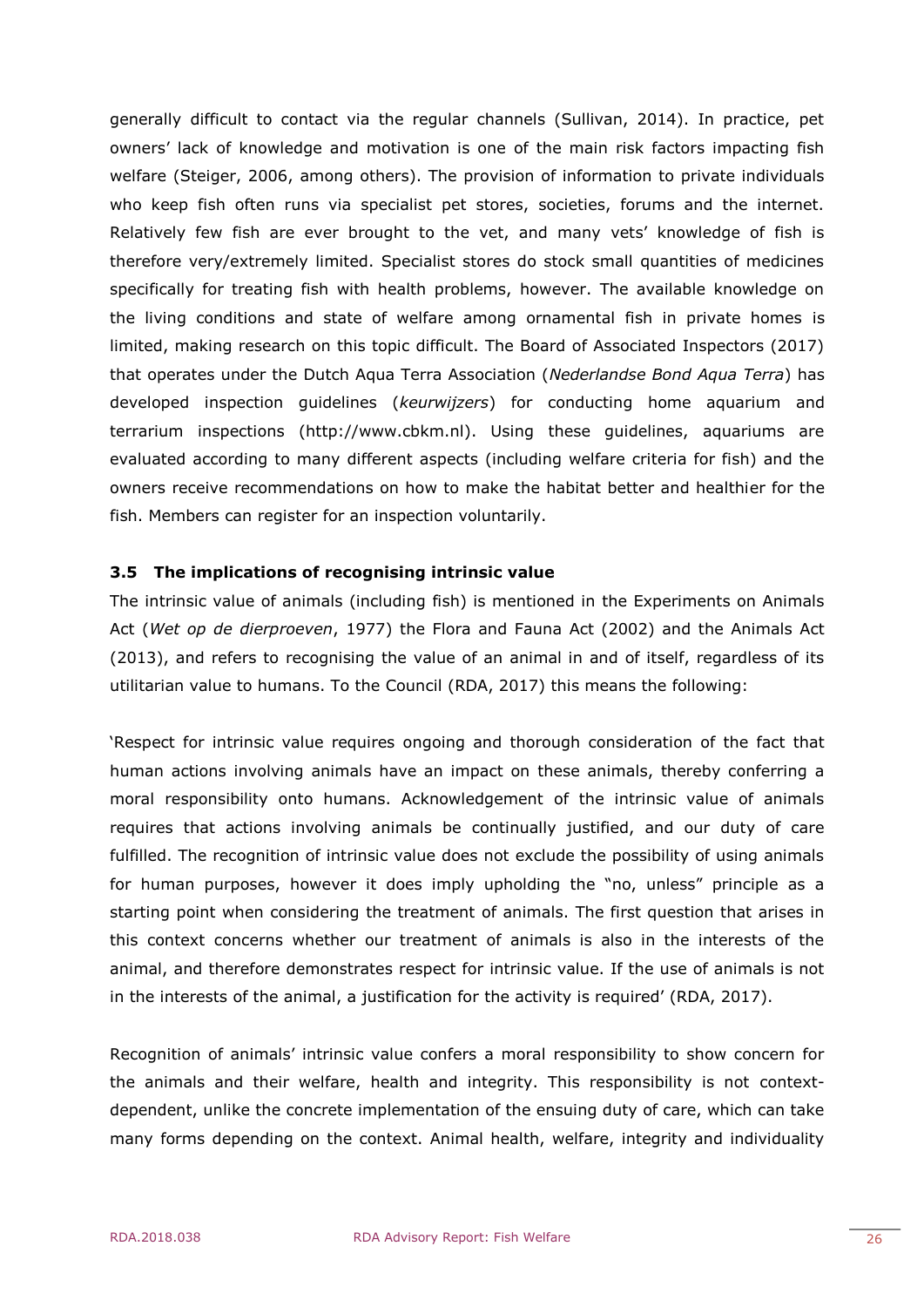generally difficult to contact via the regular channels (Sullivan, 2014). In practice, pet owners' lack of knowledge and motivation is one of the main risk factors impacting fish welfare (Steiger, 2006, among others). The provision of information to private individuals who keep fish often runs via specialist pet stores, societies, forums and the internet. Relatively few fish are ever brought to the vet, and many vets' knowledge of fish is therefore very/extremely limited. Specialist stores do stock small quantities of medicines specifically for treating fish with health problems, however. The available knowledge on the living conditions and state of welfare among ornamental fish in private homes is limited, making research on this topic difficult. The Board of Associated Inspectors (2017) that operates under the Dutch Aqua Terra Association (*Nederlandse Bond Aqua Terra*) has developed inspection guidelines (*keurwijzers*) for conducting home aquarium and terrarium inspections (http://www.cbkm.nl). Using these guidelines, aquariums are evaluated according to many different aspects (including welfare criteria for fish) and the owners receive recommendations on how to make the habitat better and healthier for the fish. Members can register for an inspection voluntarily.

### 3.5 The implications of recognising intrinsic value

The intrinsic value of animals (including fish) is mentioned in the Experiments on Animals Act (*Wet op de dierproeven*, 1977) the Flora and Fauna Act (2002) and the Animals Act (2013), and refers to recognising the value of an animal in and of itself, regardless of its utilitarian value to humans. To the Council (RDA, 2017) this means the following:

'Respect for intrinsic value requires ongoing and thorough consideration of the fact that human actions involving animals have an impact on these animals, thereby conferring a moral responsibility onto humans. Acknowledgement of the intrinsic value of animals requires that actions involving animals be continually justified, and our duty of care fulfilled. The recognition of intrinsic value does not exclude the possibility of using animals for human purposes, however it does imply upholding the "no, unless" principle as a starting point when considering the treatment of animals. The first question that arises in this context concerns whether our treatment of animals is also in the interests of the animal, and therefore demonstrates respect for intrinsic value. If the use of animals is not in the interests of the animal, a justification for the activity is required' (RDA, 2017).

Recognition of animals' intrinsic value confers a moral responsibility to show concern for the animals and their welfare, health and integrity. This responsibility is not context-dependent, unlike the concrete implementation of the ensuing duty of care, which can take many forms depending on the context. Animal health, welfare, integrity and individuality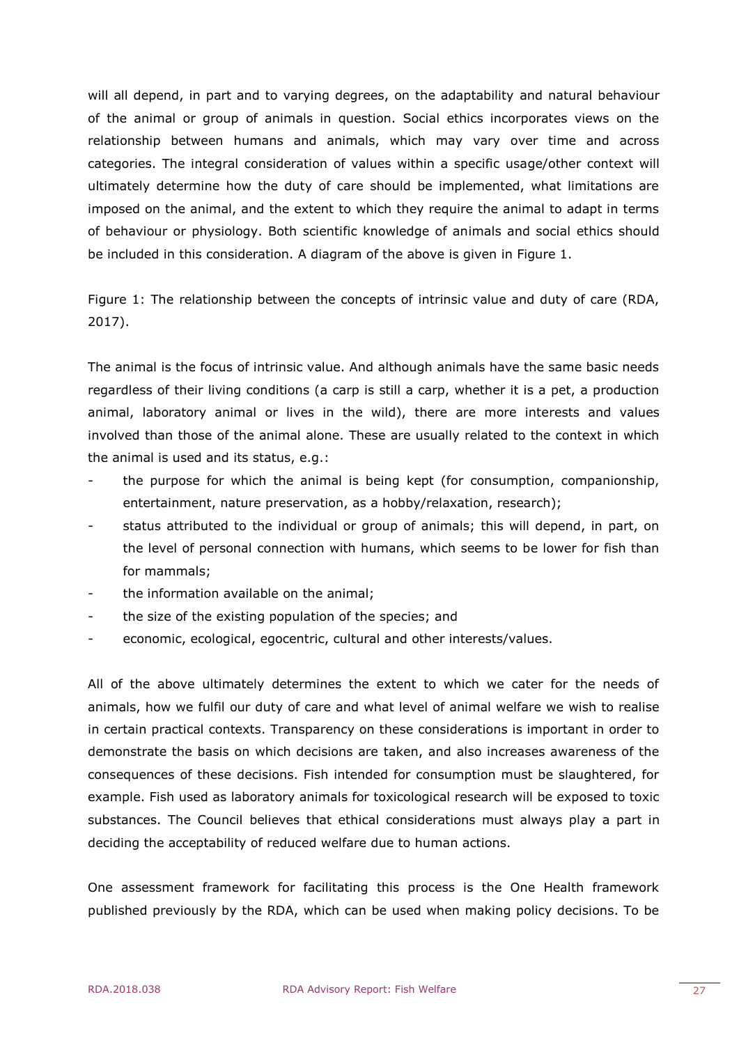will all depend, in part and to varying degrees, on the adaptability and natural behaviour of the animal or group of animals in question. Social ethics incorporates views on the relationship between humans and animals, which may vary over time and across categories. The integral consideration of values within a specific usage/other context will ultimately determine how the duty of care should be implemented, what limitations are imposed on the animal, and the extent to which they require the animal to adapt in terms of behaviour or physiology. Both scientific knowledge of animals and social ethics should be included in this consideration. A diagram of the above is given in Figure 1.

Figure 1: The relationship between the concepts of intrinsic value and duty of care (RDA, 2017).

The animal is the focus of intrinsic value. And although animals have the same basic needs regardless of their living conditions (a carp is still a carp, whether it is a pet, a production animal, laboratory animal or lives in the wild), there are more interests and values involved than those of the animal alone. These are usually related to the context in which the animal is used and its status, e.g.:

- the purpose for which the animal is being kept (for consumption, companionship, entertainment, nature preservation, as a hobby/relaxation, research);
- status attributed to the individual or group of animals; this will depend, in part, on the level of personal connection with humans, which seems to be lower for fish than for mammals;
- the information available on the animal;
- the size of the existing population of the species; and
- economic, ecological, egocentric, cultural and other interests/values.

All of the above ultimately determines the extent to which we cater for the needs of animals, how we fulfil our duty of care and what level of animal welfare we wish to realise in certain practical contexts. Transparency on these considerations is important in order to demonstrate the basis on which decisions are taken, and also increases awareness of the consequences of these decisions. Fish intended for consumption must be slaughtered, for example. Fish used as laboratory animals for toxicological research will be exposed to toxic substances. The Council believes that ethical considerations must always play a part in deciding the acceptability of reduced welfare due to human actions.

One assessment framework for facilitating this process is the One Health framework published previously by the RDA, which can be used when making policy decisions. To be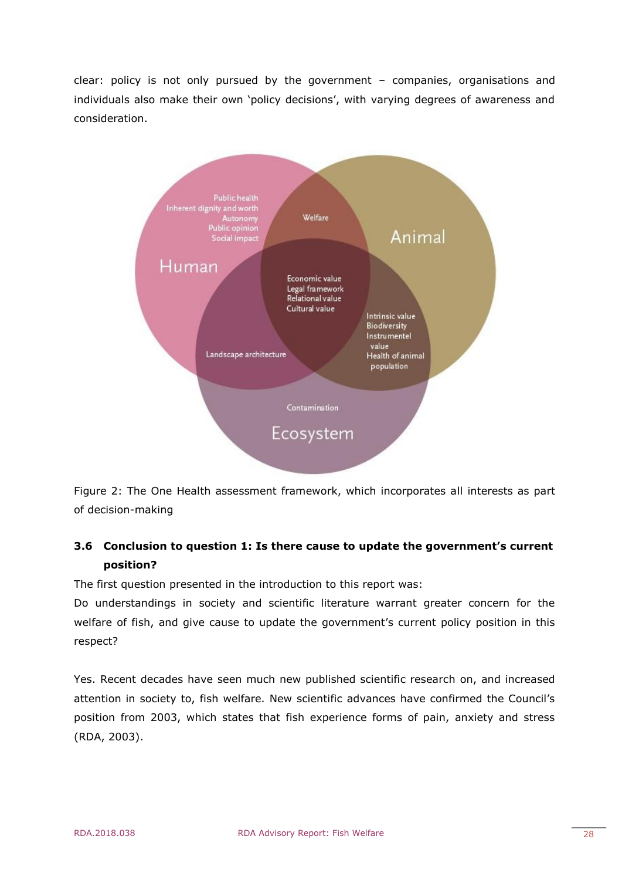clear: policy is not only pursued by the government – companies, organisations and individuals also make their own 'policy decisions', with varying degrees of awareness and consideration.

Public health
Inherent dignity and worth
Autonomy
Public opinion
Social impact

Human

Welfare

Animal

Economic value
Legal framework
Relational value
Cultural value

Intrinsic value
Biodiversity
Instrumentel value
Health of animal population

Landscape architecture

Contamination

Ecosystem

Figure 2: The One Health assessment framework, which incorporates all interests as part of decision-making

### 3.6 Conclusion to question 1: Is there cause to update the government's current position?

The first question presented in the introduction to this report was:
Do understandings in society and scientific literature warrant greater concern for the welfare of fish, and give cause to update the government's current policy position in this respect?

Yes. Recent decades have seen much new published scientific research on, and increased attention in society to, fish welfare. New scientific advances have confirmed the Council's position from 2003, which states that fish experience forms of pain, anxiety and stress (RDA, 2003).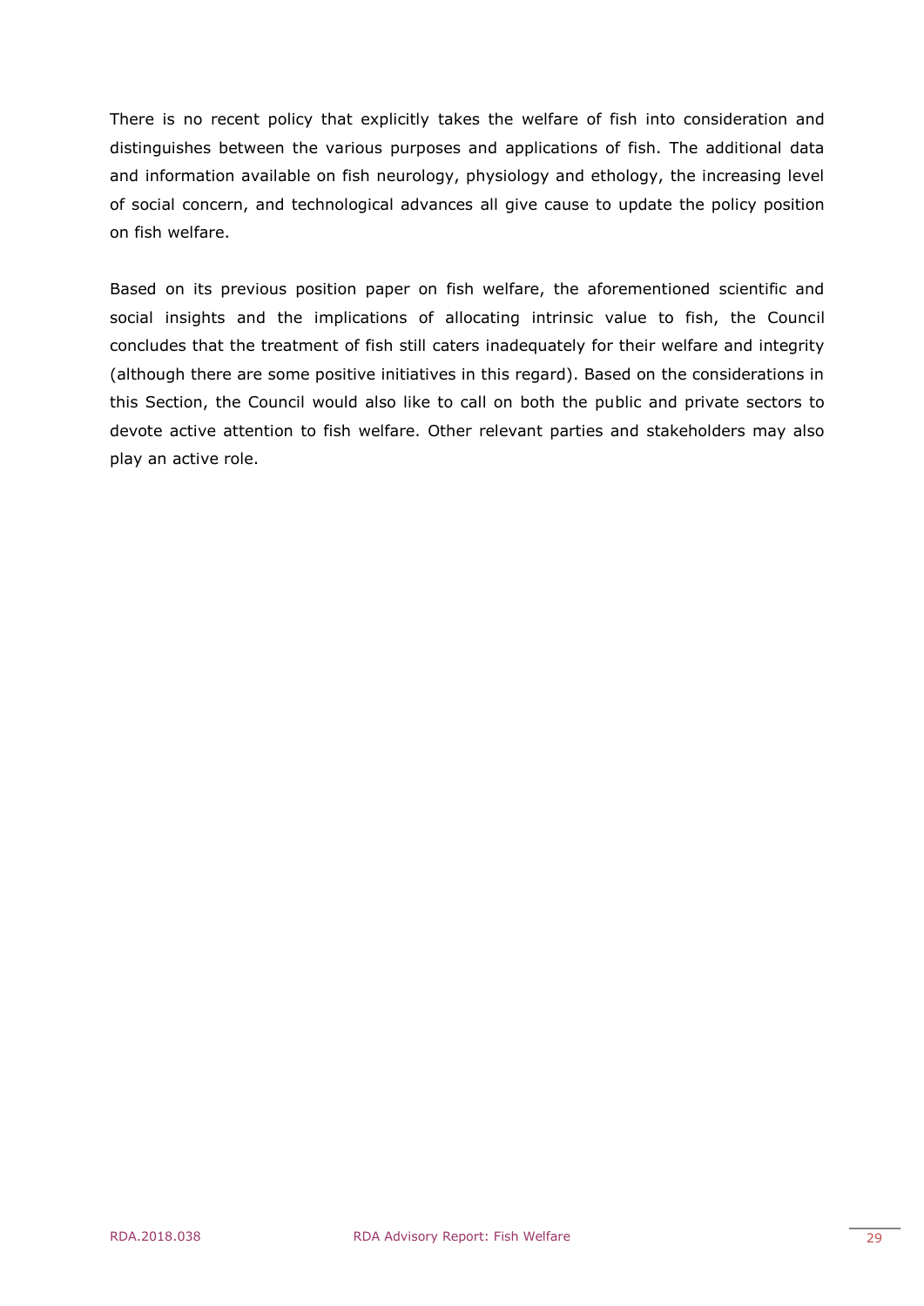There is no recent policy that explicitly takes the welfare of fish into consideration and distinguishes between the various purposes and applications of fish. The additional data and information available on fish neurology, physiology and ethology, the increasing level of social concern, and technological advances all give cause to update the policy position on fish welfare.

Based on its previous position paper on fish welfare, the aforementioned scientific and social insights and the implications of allocating intrinsic value to fish, the Council concludes that the treatment of fish still caters inadequately for their welfare and integrity (although there are some positive initiatives in this regard). Based on the considerations in this Section, the Council would also like to call on both the public and private sectors to devote active attention to fish welfare. Other relevant parties and stakeholders may also play an active role.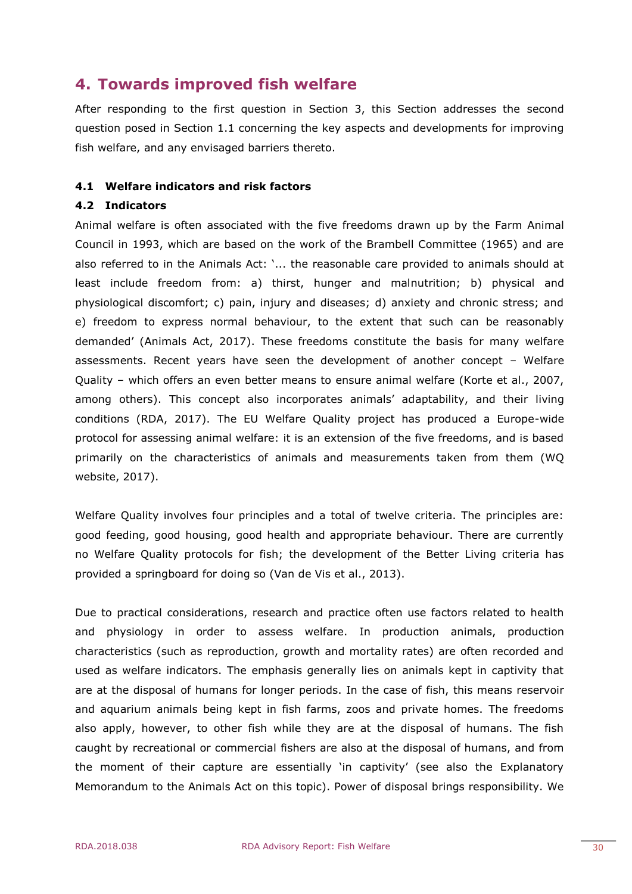# 4. Towards improved fish welfare

After responding to the first question in Section 3, this Section addresses the second question posed in Section 1.1 concerning the key aspects and developments for improving fish welfare, and any envisaged barriers thereto.

### 4.1 Welfare indicators and risk factors

### 4.2 Indicators

Animal welfare is often associated with the five freedoms drawn up by the Farm Animal Council in 1993, which are based on the work of the Brambell Committee (1965) and are also referred to in the Animals Act: '... the reasonable care provided to animals should at least include freedom from: a) thirst, hunger and malnutrition; b) physical and physiological discomfort; c) pain, injury and diseases; d) anxiety and chronic stress; and e) freedom to express normal behaviour, to the extent that such can be reasonably demanded' (Animals Act, 2017). These freedoms constitute the basis for many welfare assessments. Recent years have seen the development of another concept – Welfare Quality – which offers an even better means to ensure animal welfare (Korte et al., 2007, among others). This concept also incorporates animals' adaptability, and their living conditions (RDA, 2017). The EU Welfare Quality project has produced a Europe-wide protocol for assessing animal welfare: it is an extension of the five freedoms, and is based primarily on the characteristics of animals and measurements taken from them (WQ website, 2017).

Welfare Quality involves four principles and a total of twelve criteria. The principles are: good feeding, good housing, good health and appropriate behaviour. There are currently no Welfare Quality protocols for fish; the development of the Better Living criteria has provided a springboard for doing so (Van de Vis et al., 2013).

Due to practical considerations, research and practice often use factors related to health and physiology in order to assess welfare. In production animals, production characteristics (such as reproduction, growth and mortality rates) are often recorded and used as welfare indicators. The emphasis generally lies on animals kept in captivity that are at the disposal of humans for longer periods. In the case of fish, this means reservoir and aquarium animals being kept in fish farms, zoos and private homes. The freedoms also apply, however, to other fish while they are at the disposal of humans. The fish caught by recreational or commercial fishers are also at the disposal of humans, and from the moment of their capture are essentially 'in captivity' (see also the Explanatory Memorandum to the Animals Act on this topic). Power of disposal brings responsibility. We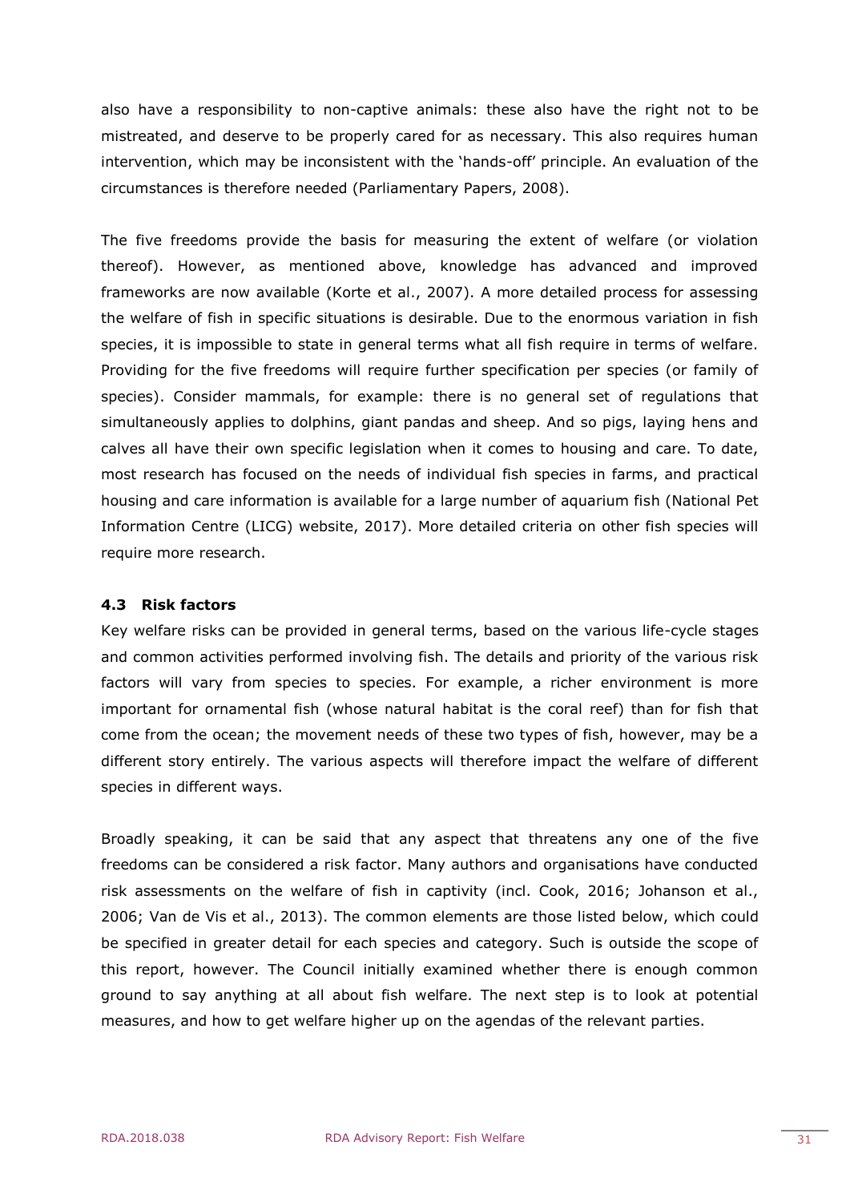also have a responsibility to non-captive animals: these also have the right not to be mistreated, and deserve to be properly cared for as necessary. This also requires human intervention, which may be inconsistent with the 'hands-off' principle. An evaluation of the circumstances is therefore needed (Parliamentary Papers, 2008).

The five freedoms provide the basis for measuring the extent of welfare (or violation thereof). However, as mentioned above, knowledge has advanced and improved frameworks are now available (Korte et al., 2007). A more detailed process for assessing the welfare of fish in specific situations is desirable. Due to the enormous variation in fish species, it is impossible to state in general terms what all fish require in terms of welfare. Providing for the five freedoms will require further specification per species (or family of species). Consider mammals, for example: there is no general set of regulations that simultaneously applies to dolphins, giant pandas and sheep. And so pigs, laying hens and calves all have their own specific legislation when it comes to housing and care. To date, most research has focused on the needs of individual fish species in farms, and practical housing and care information is available for a large number of aquarium fish (National Pet Information Centre (LICG) website, 2017). More detailed criteria on other fish species will require more research.

### 4.3 Risk factors

Key welfare risks can be provided in general terms, based on the various life-cycle stages and common activities performed involving fish. The details and priority of the various risk factors will vary from species to species. For example, a richer environment is more important for ornamental fish (whose natural habitat is the coral reef) than for fish that come from the ocean; the movement needs of these two types of fish, however, may be a different story entirely. The various aspects will therefore impact the welfare of different species in different ways.

Broadly speaking, it can be said that any aspect that threatens any one of the five freedoms can be considered a risk factor. Many authors and organisations have conducted risk assessments on the welfare of fish in captivity (incl. Cook, 2016; Johanson et al., 2006; Van de Vis et al., 2013). The common elements are those listed below, which could be specified in greater detail for each species and category. Such is outside the scope of this report, however. The Council initially examined whether there is enough common ground to say anything at all about fish welfare. The next step is to look at potential measures, and how to get welfare higher up on the agendas of the relevant parties.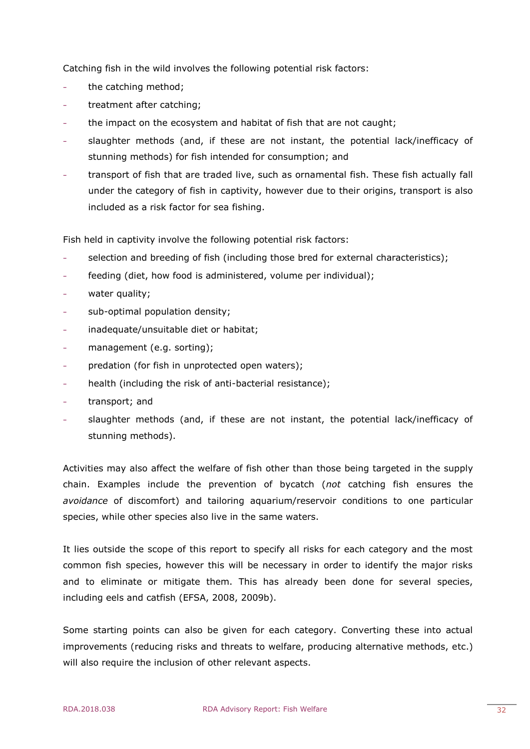Catching fish in the wild involves the following potential risk factors:

- the catching method;
- treatment after catching;
- the impact on the ecosystem and habitat of fish that are not caught;
- slaughter methods (and, if these are not instant, the potential lack/inefficacy of stunning methods) for fish intended for consumption; and
- transport of fish that are traded live, such as ornamental fish. These fish actually fall under the category of fish in captivity, however due to their origins, transport is also included as a risk factor for sea fishing.

Fish held in captivity involve the following potential risk factors:

- selection and breeding of fish (including those bred for external characteristics);
- feeding (diet, how food is administered, volume per individual);
- water quality;
- sub-optimal population density;
- inadequate/unsuitable diet or habitat;
- management (e.g. sorting);
- predation (for fish in unprotected open waters);
- health (including the risk of anti-bacterial resistance);
- transport; and
- slaughter methods (and, if these are not instant, the potential lack/inefficacy of stunning methods).

Activities may also affect the welfare of fish other than those being targeted in the supply chain. Examples include the prevention of bycatch (*not* catching fish ensures the *avoidance* of discomfort) and tailoring aquarium/reservoir conditions to one particular species, while other species also live in the same waters.

It lies outside the scope of this report to specify all risks for each category and the most common fish species, however this will be necessary in order to identify the major risks and to eliminate or mitigate them. This has already been done for several species, including eels and catfish (EFSA, 2008, 2009b).

Some starting points can also be given for each category. Converting these into actual improvements (reducing risks and threats to welfare, producing alternative methods, etc.) will also require the inclusion of other relevant aspects.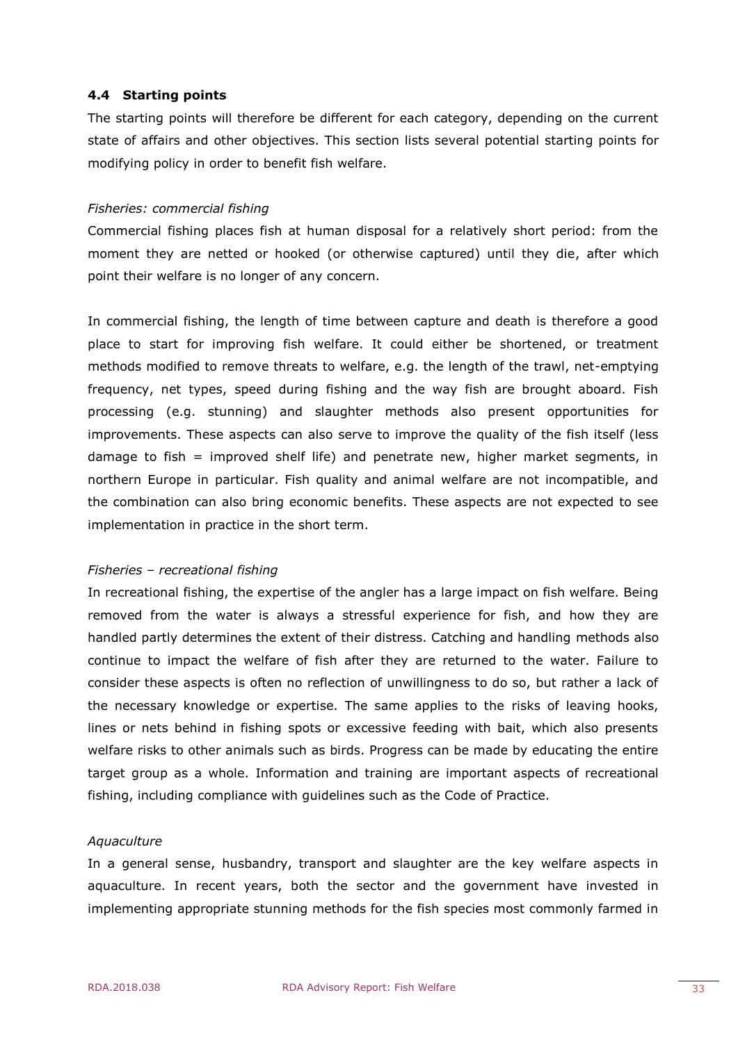### 4.4 Starting points

The starting points will therefore be different for each category, depending on the current state of affairs and other objectives. This section lists several potential starting points for modifying policy in order to benefit fish welfare.

*Fisheries: commercial fishing*

Commercial fishing places fish at human disposal for a relatively short period: from the moment they are netted or hooked (or otherwise captured) until they die, after which point their welfare is no longer of any concern.

In commercial fishing, the length of time between capture and death is therefore a good place to start for improving fish welfare. It could either be shortened, or treatment methods modified to remove threats to welfare, e.g. the length of the trawl, net-emptying frequency, net types, speed during fishing and the way fish are brought aboard. Fish processing (e.g. stunning) and slaughter methods also present opportunities for improvements. These aspects can also serve to improve the quality of the fish itself (less damage to fish = improved shelf life) and penetrate new, higher market segments, in northern Europe in particular. Fish quality and animal welfare are not incompatible, and the combination can also bring economic benefits. These aspects are not expected to see implementation in practice in the short term.

*Fisheries – recreational fishing*

In recreational fishing, the expertise of the angler has a large impact on fish welfare. Being removed from the water is always a stressful experience for fish, and how they are handled partly determines the extent of their distress. Catching and handling methods also continue to impact the welfare of fish after they are returned to the water. Failure to consider these aspects is often no reflection of unwillingness to do so, but rather a lack of the necessary knowledge or expertise. The same applies to the risks of leaving hooks, lines or nets behind in fishing spots or excessive feeding with bait, which also presents welfare risks to other animals such as birds. Progress can be made by educating the entire target group as a whole. Information and training are important aspects of recreational fishing, including compliance with guidelines such as the Code of Practice.

*Aquaculture*

In a general sense, husbandry, transport and slaughter are the key welfare aspects in aquaculture. In recent years, both the sector and the government have invested in implementing appropriate stunning methods for the fish species most commonly farmed in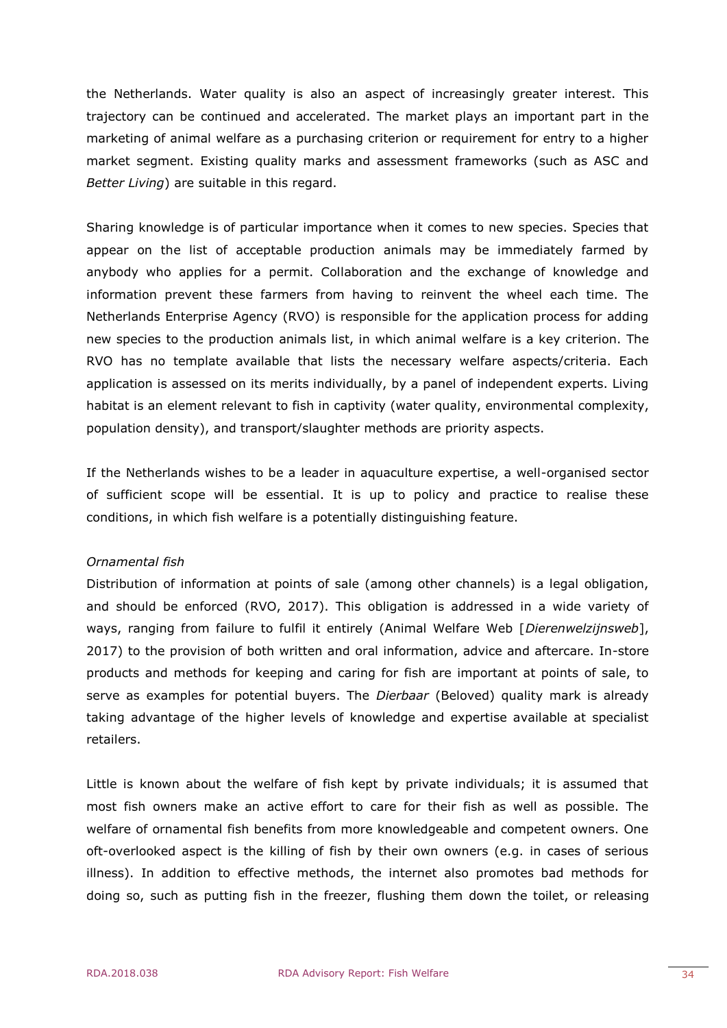the Netherlands. Water quality is also an aspect of increasingly greater interest. This trajectory can be continued and accelerated. The market plays an important part in the marketing of animal welfare as a purchasing criterion or requirement for entry to a higher market segment. Existing quality marks and assessment frameworks (such as ASC and *Better Living*) are suitable in this regard.

Sharing knowledge is of particular importance when it comes to new species. Species that appear on the list of acceptable production animals may be immediately farmed by anybody who applies for a permit. Collaboration and the exchange of knowledge and information prevent these farmers from having to reinvent the wheel each time. The Netherlands Enterprise Agency (RVO) is responsible for the application process for adding new species to the production animals list, in which animal welfare is a key criterion. The RVO has no template available that lists the necessary welfare aspects/criteria. Each application is assessed on its merits individually, by a panel of independent experts. Living habitat is an element relevant to fish in captivity (water quality, environmental complexity, population density), and transport/slaughter methods are priority aspects.

If the Netherlands wishes to be a leader in aquaculture expertise, a well-organised sector of sufficient scope will be essential. It is up to policy and practice to realise these conditions, in which fish welfare is a potentially distinguishing feature.

*Ornamental fish*

Distribution of information at points of sale (among other channels) is a legal obligation, and should be enforced (RVO, 2017). This obligation is addressed in a wide variety of ways, ranging from failure to fulfil it entirely (Animal Welfare Web [*Dierenwelzijnsweb*], 2017) to the provision of both written and oral information, advice and aftercare. In-store products and methods for keeping and caring for fish are important at points of sale, to serve as examples for potential buyers. The *Dierbaar* (Beloved) quality mark is already taking advantage of the higher levels of knowledge and expertise available at specialist retailers.

Little is known about the welfare of fish kept by private individuals; it is assumed that most fish owners make an active effort to care for their fish as well as possible. The welfare of ornamental fish benefits from more knowledgeable and competent owners. One oft-overlooked aspect is the killing of fish by their own owners (e.g. in cases of serious illness). In addition to effective methods, the internet also promotes bad methods for doing so, such as putting fish in the freezer, flushing them down the toilet, or releasing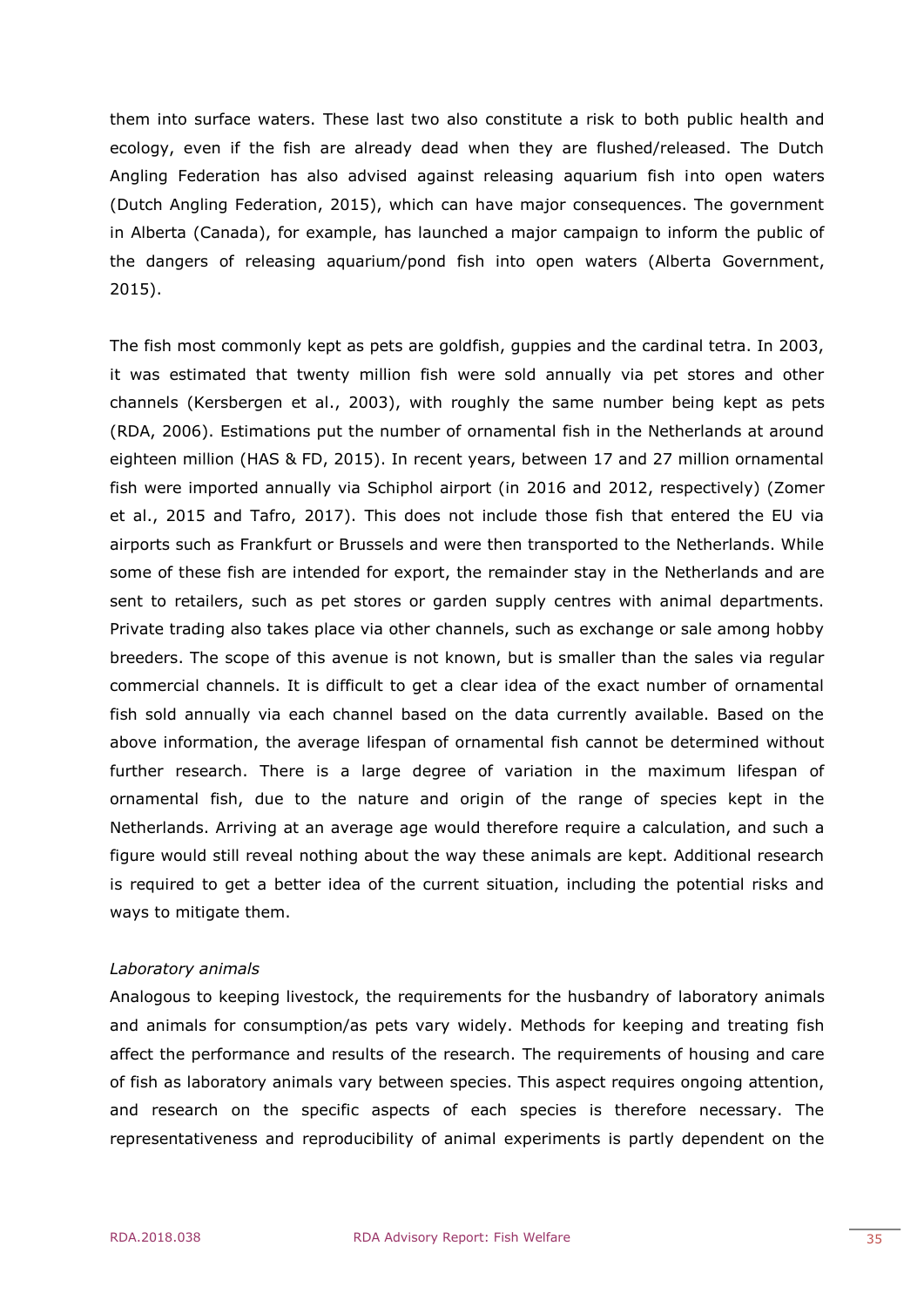them into surface waters. These last two also constitute a risk to both public health and ecology, even if the fish are already dead when they are flushed/released. The Dutch Angling Federation has also advised against releasing aquarium fish into open waters (Dutch Angling Federation, 2015), which can have major consequences. The government in Alberta (Canada), for example, has launched a major campaign to inform the public of the dangers of releasing aquarium/pond fish into open waters (Alberta Government, 2015).

The fish most commonly kept as pets are goldfish, guppies and the cardinal tetra. In 2003, it was estimated that twenty million fish were sold annually via pet stores and other channels (Kersbergen et al., 2003), with roughly the same number being kept as pets (RDA, 2006). Estimations put the number of ornamental fish in the Netherlands at around eighteen million (HAS & FD, 2015). In recent years, between 17 and 27 million ornamental fish were imported annually via Schiphol airport (in 2016 and 2012, respectively) (Zomer et al., 2015 and Tafro, 2017). This does not include those fish that entered the EU via airports such as Frankfurt or Brussels and were then transported to the Netherlands. While some of these fish are intended for export, the remainder stay in the Netherlands and are sent to retailers, such as pet stores or garden supply centres with animal departments. Private trading also takes place via other channels, such as exchange or sale among hobby breeders. The scope of this avenue is not known, but is smaller than the sales via regular commercial channels. It is difficult to get a clear idea of the exact number of ornamental fish sold annually via each channel based on the data currently available. Based on the above information, the average lifespan of ornamental fish cannot be determined without further research. There is a large degree of variation in the maximum lifespan of ornamental fish, due to the nature and origin of the range of species kept in the Netherlands. Arriving at an average age would therefore require a calculation, and such a figure would still reveal nothing about the way these animals are kept. Additional research is required to get a better idea of the current situation, including the potential risks and ways to mitigate them.

*Laboratory animals*

Analogous to keeping livestock, the requirements for the husbandry of laboratory animals and animals for consumption/as pets vary widely. Methods for keeping and treating fish affect the performance and results of the research. The requirements of housing and care of fish as laboratory animals vary between species. This aspect requires ongoing attention, and research on the specific aspects of each species is therefore necessary. The representativeness and reproducibility of animal experiments is partly dependent on the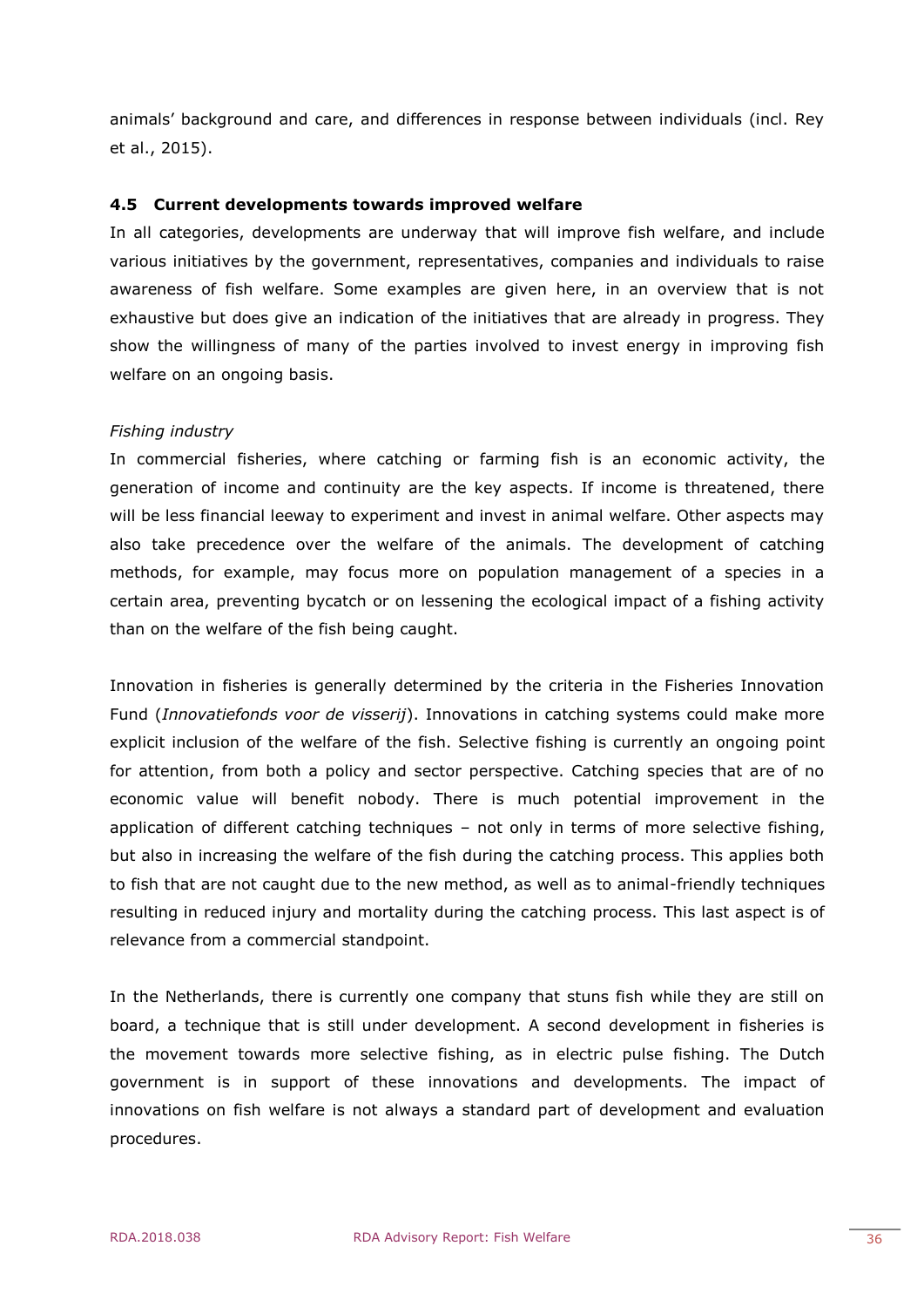animals' background and care, and differences in response between individuals (incl. Rey et al., 2015).

### 4.5 Current developments towards improved welfare

In all categories, developments are underway that will improve fish welfare, and include various initiatives by the government, representatives, companies and individuals to raise awareness of fish welfare. Some examples are given here, in an overview that is not exhaustive but does give an indication of the initiatives that are already in progress. They show the willingness of many of the parties involved to invest energy in improving fish welfare on an ongoing basis.

*Fishing industry*

In commercial fisheries, where catching or farming fish is an economic activity, the generation of income and continuity are the key aspects. If income is threatened, there will be less financial leeway to experiment and invest in animal welfare. Other aspects may also take precedence over the welfare of the animals. The development of catching methods, for example, may focus more on population management of a species in a certain area, preventing bycatch or on lessening the ecological impact of a fishing activity than on the welfare of the fish being caught.

Innovation in fisheries is generally determined by the criteria in the Fisheries Innovation Fund (*Innovatiefonds voor de visserij*). Innovations in catching systems could make more explicit inclusion of the welfare of the fish. Selective fishing is currently an ongoing point for attention, from both a policy and sector perspective. Catching species that are of no economic value will benefit nobody. There is much potential improvement in the application of different catching techniques – not only in terms of more selective fishing, but also in increasing the welfare of the fish during the catching process. This applies both to fish that are not caught due to the new method, as well as to animal-friendly techniques resulting in reduced injury and mortality during the catching process. This last aspect is of relevance from a commercial standpoint.

In the Netherlands, there is currently one company that stuns fish while they are still on board, a technique that is still under development. A second development in fisheries is the movement towards more selective fishing, as in electric pulse fishing. The Dutch government is in support of these innovations and developments. The impact of innovations on fish welfare is not always a standard part of development and evaluation procedures.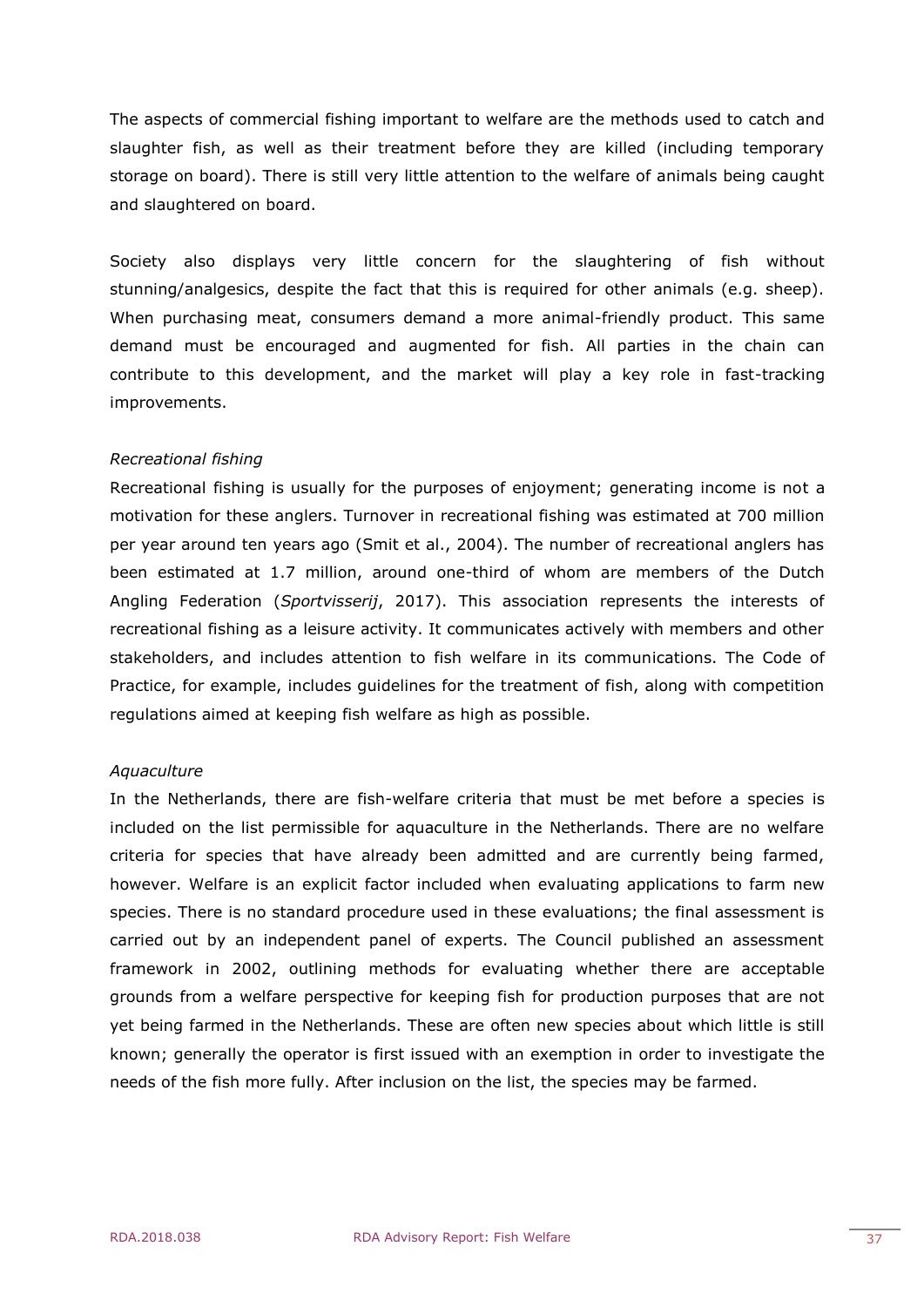The aspects of commercial fishing important to welfare are the methods used to catch and slaughter fish, as well as their treatment before they are killed (including temporary storage on board). There is still very little attention to the welfare of animals being caught and slaughtered on board.

Society also displays very little concern for the slaughtering of fish without stunning/analgesics, despite the fact that this is required for other animals (e.g. sheep). When purchasing meat, consumers demand a more animal-friendly product. This same demand must be encouraged and augmented for fish. All parties in the chain can contribute to this development, and the market will play a key role in fast-tracking improvements.

*Recreational fishing*

Recreational fishing is usually for the purposes of enjoyment; generating income is not a motivation for these anglers. Turnover in recreational fishing was estimated at 700 million per year around ten years ago (Smit et al., 2004). The number of recreational anglers has been estimated at 1.7 million, around one-third of whom are members of the Dutch Angling Federation (*Sportvisserij*, 2017). This association represents the interests of recreational fishing as a leisure activity. It communicates actively with members and other stakeholders, and includes attention to fish welfare in its communications. The Code of Practice, for example, includes guidelines for the treatment of fish, along with competition regulations aimed at keeping fish welfare as high as possible.

*Aquaculture*

In the Netherlands, there are fish-welfare criteria that must be met before a species is included on the list permissible for aquaculture in the Netherlands. There are no welfare criteria for species that have already been admitted and are currently being farmed, however. Welfare is an explicit factor included when evaluating applications to farm new species. There is no standard procedure used in these evaluations; the final assessment is carried out by an independent panel of experts. The Council published an assessment framework in 2002, outlining methods for evaluating whether there are acceptable grounds from a welfare perspective for keeping fish for production purposes that are not yet being farmed in the Netherlands. These are often new species about which little is still known; generally the operator is first issued with an exemption in order to investigate the needs of the fish more fully. After inclusion on the list, the species may be farmed.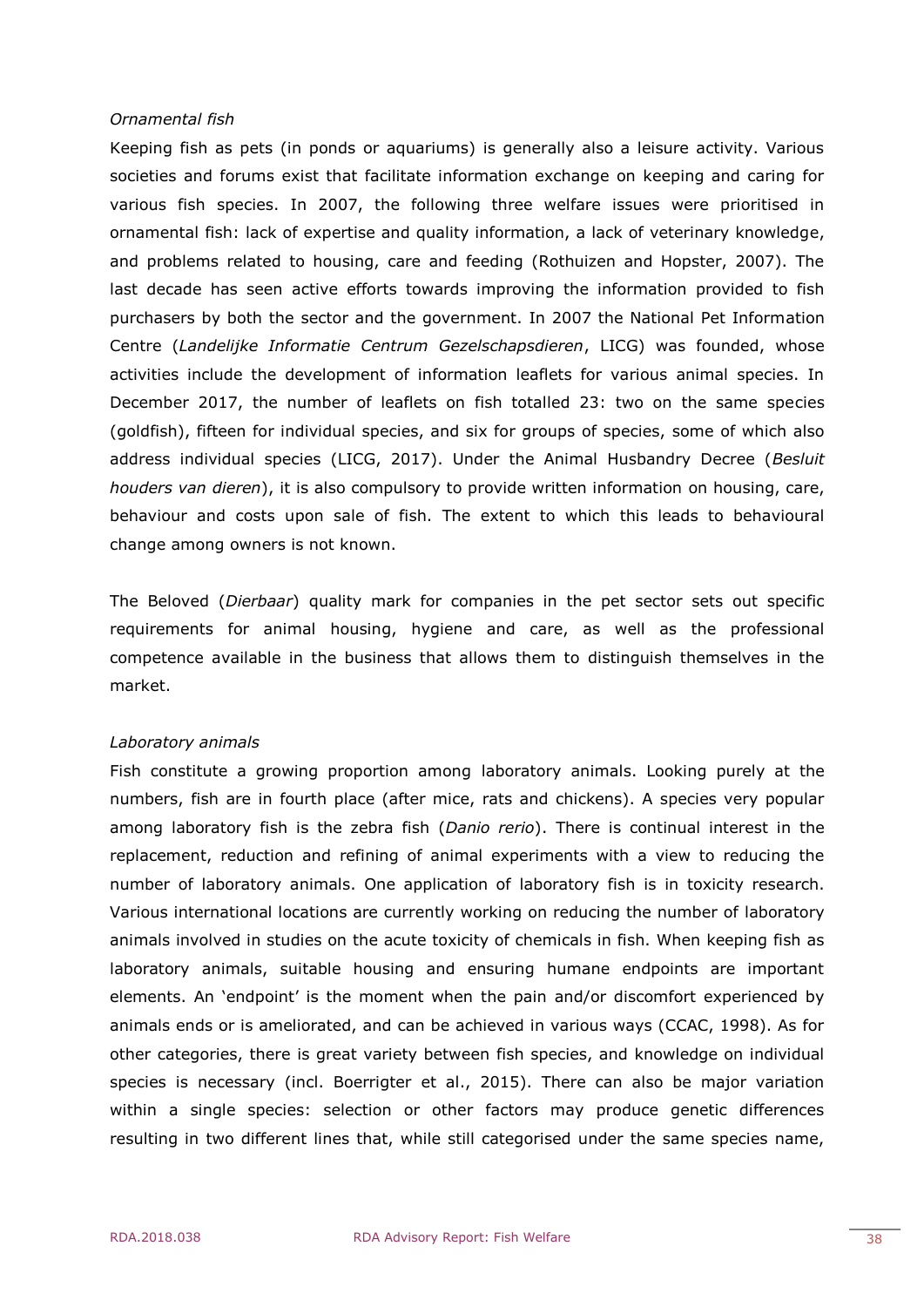*Ornamental fish*

Keeping fish as pets (in ponds or aquariums) is generally also a leisure activity. Various societies and forums exist that facilitate information exchange on keeping and caring for various fish species. In 2007, the following three welfare issues were prioritised in ornamental fish: lack of expertise and quality information, a lack of veterinary knowledge, and problems related to housing, care and feeding (Rothuizen and Hopster, 2007). The last decade has seen active efforts towards improving the information provided to fish purchasers by both the sector and the government. In 2007 the National Pet Information Centre (*Landelijke Informatie Centrum Gezelschapsdieren*, LICG) was founded, whose activities include the development of information leaflets for various animal species. In December 2017, the number of leaflets on fish totalled 23: two on the same species (goldfish), fifteen for individual species, and six for groups of species, some of which also address individual species (LICG, 2017). Under the Animal Husbandry Decree (*Besluit houders van dieren*), it is also compulsory to provide written information on housing, care, behaviour and costs upon sale of fish. The extent to which this leads to behavioural change among owners is not known.

The Beloved (*Dierbaar*) quality mark for companies in the pet sector sets out specific requirements for animal housing, hygiene and care, as well as the professional competence available in the business that allows them to distinguish themselves in the market.

*Laboratory animals*

Fish constitute a growing proportion among laboratory animals. Looking purely at the numbers, fish are in fourth place (after mice, rats and chickens). A species very popular among laboratory fish is the zebra fish (*Danio rerio*). There is continual interest in the replacement, reduction and refining of animal experiments with a view to reducing the number of laboratory animals. One application of laboratory fish is in toxicity research. Various international locations are currently working on reducing the number of laboratory animals involved in studies on the acute toxicity of chemicals in fish. When keeping fish as laboratory animals, suitable housing and ensuring humane endpoints are important elements. An 'endpoint' is the moment when the pain and/or discomfort experienced by animals ends or is ameliorated, and can be achieved in various ways (CCAC, 1998). As for other categories, there is great variety between fish species, and knowledge on individual species is necessary (incl. Boerrigter et al., 2015). There can also be major variation within a single species: selection or other factors may produce genetic differences resulting in two different lines that, while still categorised under the same species name,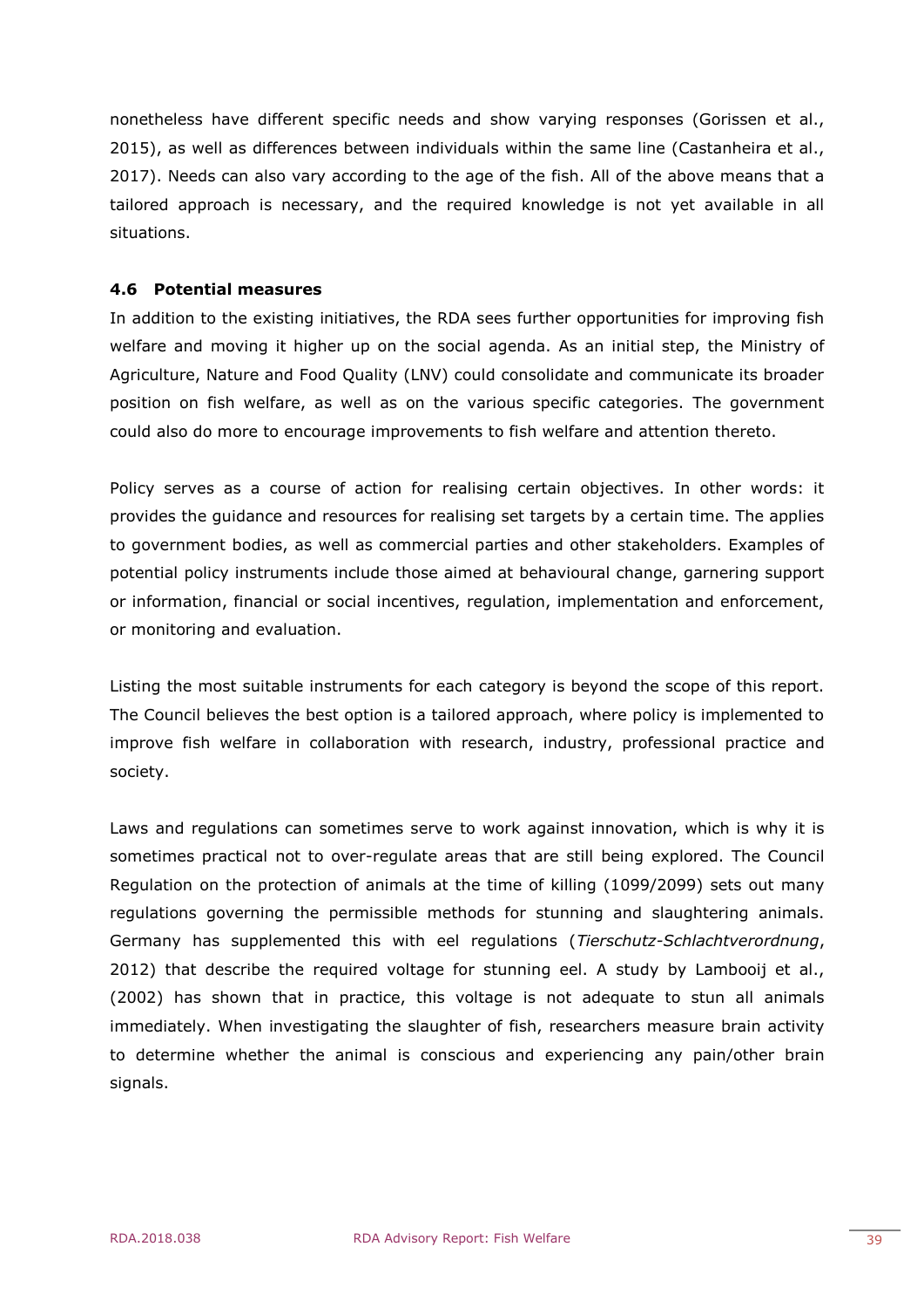nonetheless have different specific needs and show varying responses (Gorissen et al., 2015), as well as differences between individuals within the same line (Castanheira et al., 2017). Needs can also vary according to the age of the fish. All of the above means that a tailored approach is necessary, and the required knowledge is not yet available in all situations.

### 4.6 Potential measures

In addition to the existing initiatives, the RDA sees further opportunities for improving fish welfare and moving it higher up on the social agenda. As an initial step, the Ministry of Agriculture, Nature and Food Quality (LNV) could consolidate and communicate its broader position on fish welfare, as well as on the various specific categories. The government could also do more to encourage improvements to fish welfare and attention thereto.

Policy serves as a course of action for realising certain objectives. In other words: it provides the guidance and resources for realising set targets by a certain time. The applies to government bodies, as well as commercial parties and other stakeholders. Examples of potential policy instruments include those aimed at behavioural change, garnering support or information, financial or social incentives, regulation, implementation and enforcement, or monitoring and evaluation.

Listing the most suitable instruments for each category is beyond the scope of this report. The Council believes the best option is a tailored approach, where policy is implemented to improve fish welfare in collaboration with research, industry, professional practice and society.

Laws and regulations can sometimes serve to work against innovation, which is why it is sometimes practical not to over-regulate areas that are still being explored. The Council Regulation on the protection of animals at the time of killing (1099/2099) sets out many regulations governing the permissible methods for stunning and slaughtering animals. Germany has supplemented this with eel regulations (*Tierschutz-Schlachtverordnung*, 2012) that describe the required voltage for stunning eel. A study by Lambooij et al., (2002) has shown that in practice, this voltage is not adequate to stun all animals immediately. When investigating the slaughter of fish, researchers measure brain activity to determine whether the animal is conscious and experiencing any pain/other brain signals.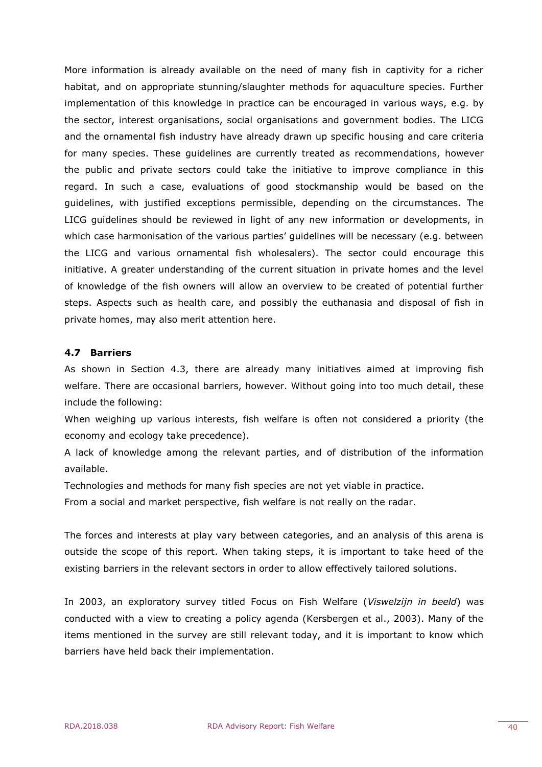More information is already available on the need of many fish in captivity for a richer habitat, and on appropriate stunning/slaughter methods for aquaculture species. Further implementation of this knowledge in practice can be encouraged in various ways, e.g. by the sector, interest organisations, social organisations and government bodies. The LICG and the ornamental fish industry have already drawn up specific housing and care criteria for many species. These guidelines are currently treated as recommendations, however the public and private sectors could take the initiative to improve compliance in this regard. In such a case, evaluations of good stockmanship would be based on the guidelines, with justified exceptions permissible, depending on the circumstances. The LICG guidelines should be reviewed in light of any new information or developments, in which case harmonisation of the various parties' guidelines will be necessary (e.g. between the LICG and various ornamental fish wholesalers). The sector could encourage this initiative. A greater understanding of the current situation in private homes and the level of knowledge of the fish owners will allow an overview to be created of potential further steps. Aspects such as health care, and possibly the euthanasia and disposal of fish in private homes, may also merit attention here.

### 4.7 Barriers

As shown in Section 4.3, there are already many initiatives aimed at improving fish welfare. There are occasional barriers, however. Without going into too much detail, these include the following:

When weighing up various interests, fish welfare is often not considered a priority (the economy and ecology take precedence).

A lack of knowledge among the relevant parties, and of distribution of the information available.

Technologies and methods for many fish species are not yet viable in practice.

From a social and market perspective, fish welfare is not really on the radar.

The forces and interests at play vary between categories, and an analysis of this arena is outside the scope of this report. When taking steps, it is important to take heed of the existing barriers in the relevant sectors in order to allow effectively tailored solutions.

In 2003, an exploratory survey titled Focus on Fish Welfare (*Viswelzijn in beeld*) was conducted with a view to creating a policy agenda (Kersbergen et al., 2003). Many of the items mentioned in the survey are still relevant today, and it is important to know which barriers have held back their implementation.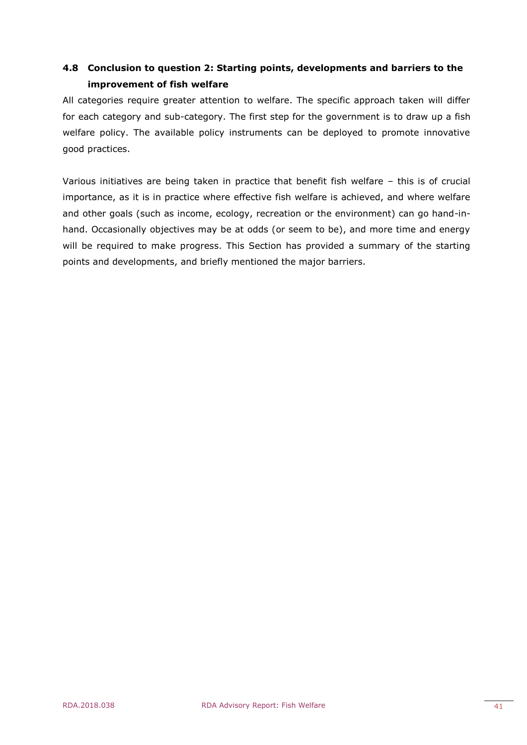## 4.8 Conclusion to question 2: Starting points, developments and barriers to the improvement of fish welfare

All categories require greater attention to welfare. The specific approach taken will differ for each category and sub-category. The first step for the government is to draw up a fish welfare policy. The available policy instruments can be deployed to promote innovative good practices.

Various initiatives are being taken in practice that benefit fish welfare – this is of crucial importance, as it is in practice where effective fish welfare is achieved, and where welfare and other goals (such as income, ecology, recreation or the environment) can go hand-in-hand. Occasionally objectives may be at odds (or seem to be), and more time and energy will be required to make progress. This Section has provided a summary of the starting points and developments, and briefly mentioned the major barriers.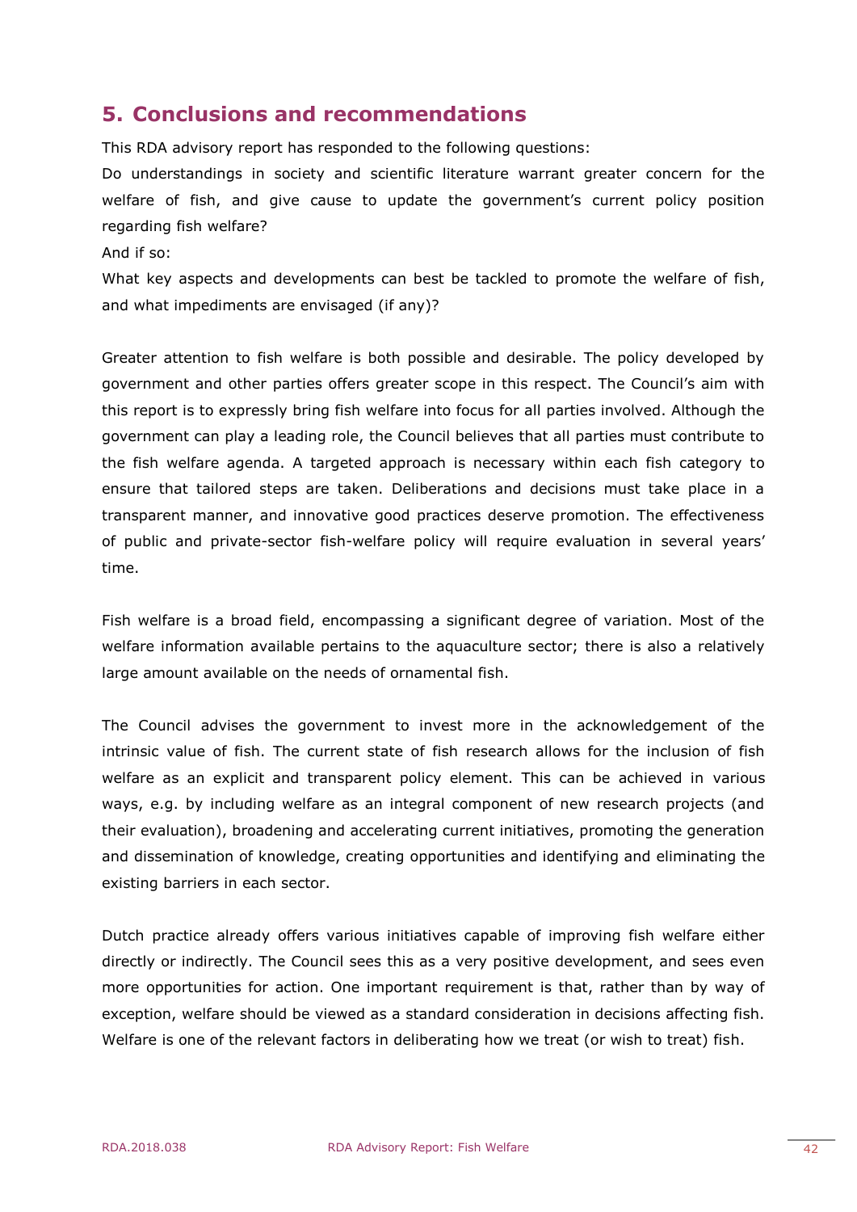## 5. Conclusions and recommendations

This RDA advisory report has responded to the following questions:

Do understandings in society and scientific literature warrant greater concern for the welfare of fish, and give cause to update the government's current policy position regarding fish welfare?

And if so:

What key aspects and developments can best be tackled to promote the welfare of fish, and what impediments are envisaged (if any)?

Greater attention to fish welfare is both possible and desirable. The policy developed by government and other parties offers greater scope in this respect. The Council's aim with this report is to expressly bring fish welfare into focus for all parties involved. Although the government can play a leading role, the Council believes that all parties must contribute to the fish welfare agenda. A targeted approach is necessary within each fish category to ensure that tailored steps are taken. Deliberations and decisions must take place in a transparent manner, and innovative good practices deserve promotion. The effectiveness of public and private-sector fish-welfare policy will require evaluation in several years' time.

Fish welfare is a broad field, encompassing a significant degree of variation. Most of the welfare information available pertains to the aquaculture sector; there is also a relatively large amount available on the needs of ornamental fish.

The Council advises the government to invest more in the acknowledgement of the intrinsic value of fish. The current state of fish research allows for the inclusion of fish welfare as an explicit and transparent policy element. This can be achieved in various ways, e.g. by including welfare as an integral component of new research projects (and their evaluation), broadening and accelerating current initiatives, promoting the generation and dissemination of knowledge, creating opportunities and identifying and eliminating the existing barriers in each sector.

Dutch practice already offers various initiatives capable of improving fish welfare either directly or indirectly. The Council sees this as a very positive development, and sees even more opportunities for action. One important requirement is that, rather than by way of exception, welfare should be viewed as a standard consideration in decisions affecting fish. Welfare is one of the relevant factors in deliberating how we treat (or wish to treat) fish.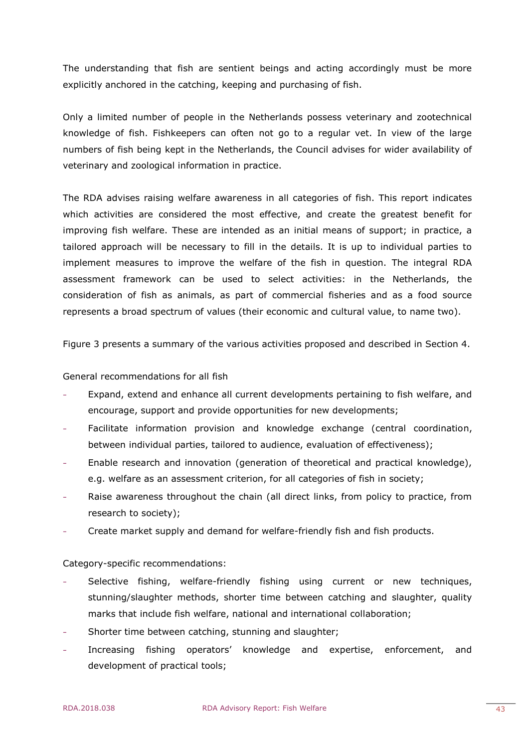The understanding that fish are sentient beings and acting accordingly must be more explicitly anchored in the catching, keeping and purchasing of fish.

Only a limited number of people in the Netherlands possess veterinary and zootechnical knowledge of fish. Fishkeepers can often not go to a regular vet. In view of the large numbers of fish being kept in the Netherlands, the Council advises for wider availability of veterinary and zoological information in practice.

The RDA advises raising welfare awareness in all categories of fish. This report indicates which activities are considered the most effective, and create the greatest benefit for improving fish welfare. These are intended as an initial means of support; in practice, a tailored approach will be necessary to fill in the details. It is up to individual parties to implement measures to improve the welfare of the fish in question. The integral RDA assessment framework can be used to select activities: in the Netherlands, the consideration of fish as animals, as part of commercial fisheries and as a food source represents a broad spectrum of values (their economic and cultural value, to name two).

Figure 3 presents a summary of the various activities proposed and described in Section 4.

General recommendations for all fish

- Expand, extend and enhance all current developments pertaining to fish welfare, and encourage, support and provide opportunities for new developments;
- Facilitate information provision and knowledge exchange (central coordination, between individual parties, tailored to audience, evaluation of effectiveness);
- Enable research and innovation (generation of theoretical and practical knowledge), e.g. welfare as an assessment criterion, for all categories of fish in society;
- Raise awareness throughout the chain (all direct links, from policy to practice, from research to society);
- Create market supply and demand for welfare-friendly fish and fish products.

Category-specific recommendations:

- Selective fishing, welfare-friendly fishing using current or new techniques, stunning/slaughter methods, shorter time between catching and slaughter, quality marks that include fish welfare, national and international collaboration;
- Shorter time between catching, stunning and slaughter;
- Increasing fishing operators' knowledge and expertise, enforcement, and development of practical tools;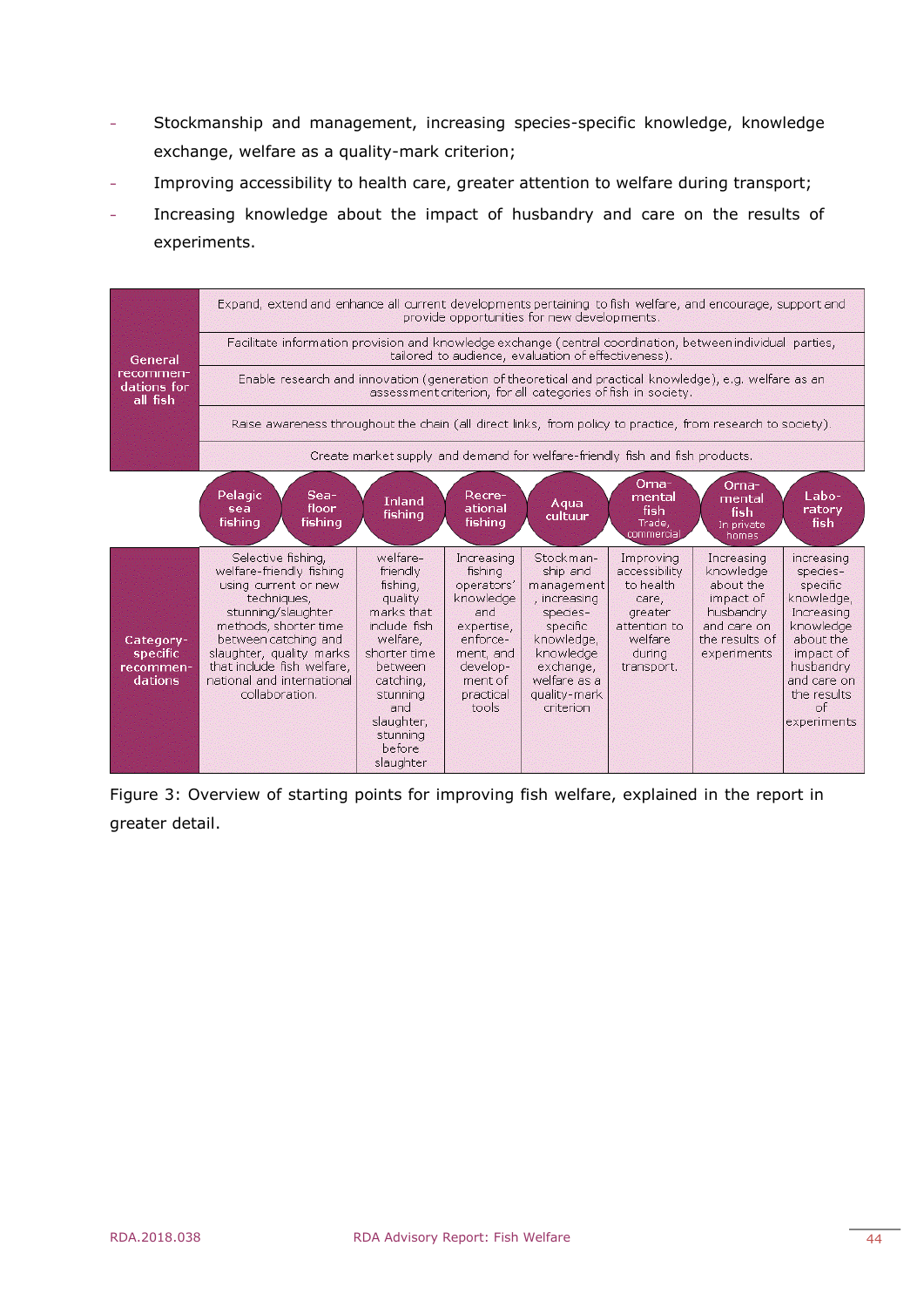- Stockmanship and management, increasing species-specific knowledge, knowledge exchange, welfare as a quality-mark criterion;
- Improving accessibility to health care, greater attention to welfare during transport;
- Increasing knowledge about the impact of husbandry and care on the results of experiments.

| | | | | | | | | |
|---|---|---|---|---|---|---|---|---|
| General recommendations for all fish | Expand, extend and enhance all current developments pertaining to fish welfare, and encourage, support and provide opportunities for new developments. | | | | | | | |
| | Facilitate information provision and knowledge exchange (central coordination, between individual parties, tailored to audience, evaluation of effectiveness). | | | | | | | |
| | Enable research and innovation (generation of theoretical and practical knowledge), e.g. welfare as an assessment criterion, for all categories of fish in society. | | | | | | | |
| | Raise awareness throughout the chain (all direct links, from policy to practice, from research to society). | | | | | | | |
| | Create market supply and demand for welfare-friendly fish and fish products. | | | | | | | |
| | Pelagic sea fishing | Sea-floor fishing | Inland fishing | Recreational fishing | Aqua cultuur | Ornamental fish Trade, commercial | Ornamental fish In private homes | Laboratory fish |
| Category-specific recommendations | Selective fishing, welfare-friendly fishing using current or new techniques, stunning/slaughter methods, shorter time between catching and slaughter, quality marks that include fish welfare, national and international collaboration. | | welfare-friendly fishing, quality marks that include fish welfare, shorter time between catching, stunning and slaughter, stunning before slaughter | Increasing fishing operators' knowledge and expertise, enforcement, and development of practical tools | Stockmanship and management, increasing species-specific knowledge, knowledge exchange, welfare as a quality-mark criterion | Improving accessibility to health care, greater attention to welfare during transport. | Increasing knowledge about the impact of husbandry and care on the results of experiments | increasing species-specific knowledge, Increasing knowledge about the impact of husbandry and care on the results of experiments |

Figure 3: Overview of starting points for improving fish welfare, explained in the report in greater detail.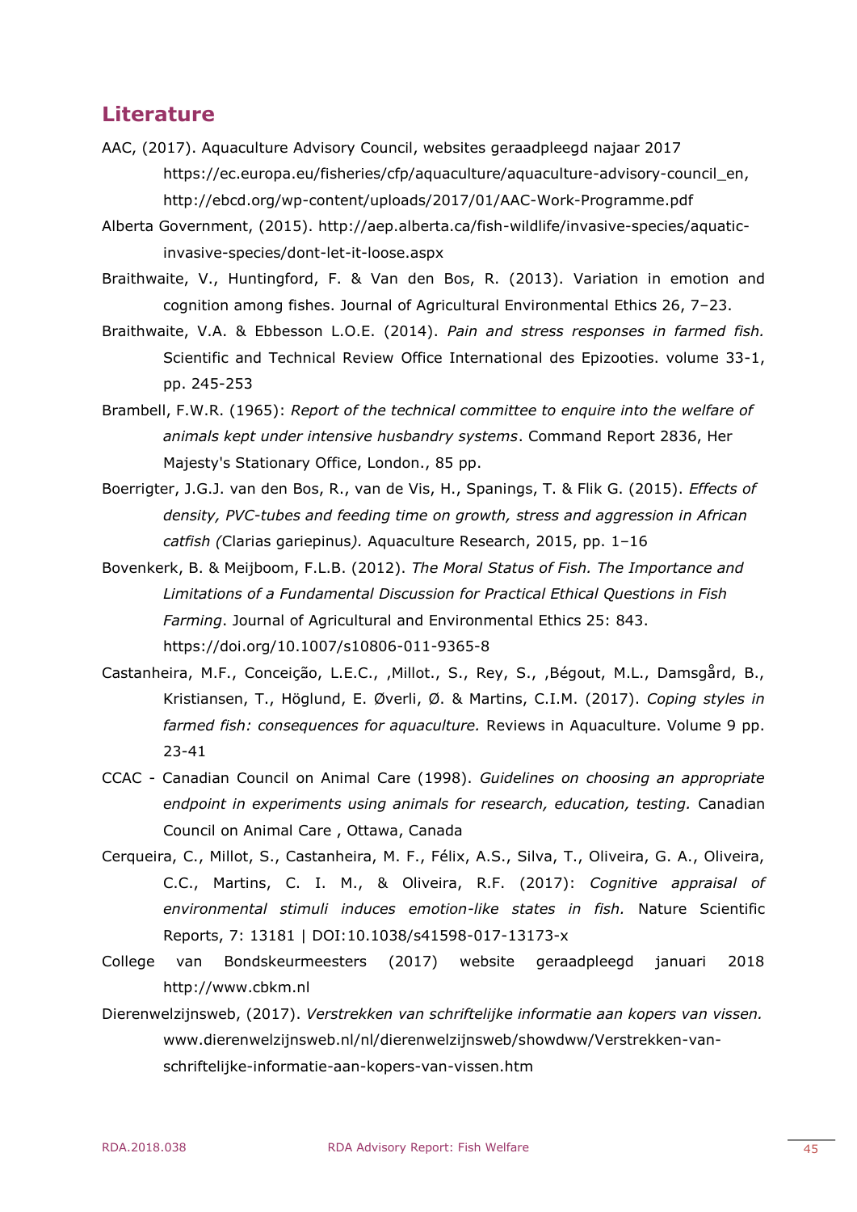## Literature

AAC, (2017). Aquaculture Advisory Council, websites geraadpleegd najaar 2017 https://ec.europa.eu/fisheries/cfp/aquaculture/aquaculture-advisory-council_en, http://ebcd.org/wp-content/uploads/2017/01/AAC-Work-Programme.pdf

Alberta Government, (2015). http://aep.alberta.ca/fish-wildlife/invasive-species/aquatic-invasive-species/dont-let-it-loose.aspx

Braithwaite, V., Huntingford, F. & Van den Bos, R. (2013). Variation in emotion and cognition among fishes. Journal of Agricultural Environmental Ethics 26, 7–23.

Braithwaite, V.A. & Ebbesson L.O.E. (2014). *Pain and stress responses in farmed fish.* Scientific and Technical Review Office International des Epizooties. volume 33-1, pp. 245-253

Brambell, F.W.R. (1965): *Report of the technical committee to enquire into the welfare of animals kept under intensive husbandry systems*. Command Report 2836, Her Majesty's Stationary Office, London., 85 pp.

Boerrigter, J.G.J. van den Bos, R., van de Vis, H., Spanings, T. & Flik G. (2015). *Effects of density, PVC-tubes and feeding time on growth, stress and aggression in African catfish (*Clarias gariepinus*).* Aquaculture Research, 2015, pp. 1–16

Bovenkerk, B. & Meijboom, F.L.B. (2012). *The Moral Status of Fish. The Importance and Limitations of a Fundamental Discussion for Practical Ethical Questions in Fish Farming*. Journal of Agricultural and Environmental Ethics 25: 843. https://doi.org/10.1007/s10806-011-9365-8

Castanheira, M.F., Conceição, L.E.C., ,Millot., S., Rey, S., ,Bégout, M.L., Damsgård, B., Kristiansen, T., Höglund, E. Øverli, Ø. & Martins, C.I.M. (2017). *Coping styles in farmed fish: consequences for aquaculture.* Reviews in Aquaculture. Volume 9 pp. 23-41

CCAC - Canadian Council on Animal Care (1998). *Guidelines on choosing an appropriate endpoint in experiments using animals for research, education, testing.* Canadian Council on Animal Care , Ottawa, Canada

Cerqueira, C., Millot, S., Castanheira, M. F., Félix, A.S., Silva, T., Oliveira, G. A., Oliveira, C.C., Martins, C. I. M., & Oliveira, R.F. (2017): *Cognitive appraisal of environmental stimuli induces emotion-like states in fish.* Nature Scientific Reports, 7: 13181 | DOI:10.1038/s41598-017-13173-x

College van Bondskeurmeesters (2017) website geraadpleegd januari 2018 http://www.cbkm.nl

Dierenwelzijnsweb, (2017). *Verstrekken van schriftelijke informatie aan kopers van vissen.* www.dierenwelzijnsweb.nl/nl/dierenwelzijnsweb/showdww/Verstrekken-van-schriftelijke-informatie-aan-kopers-van-vissen.htm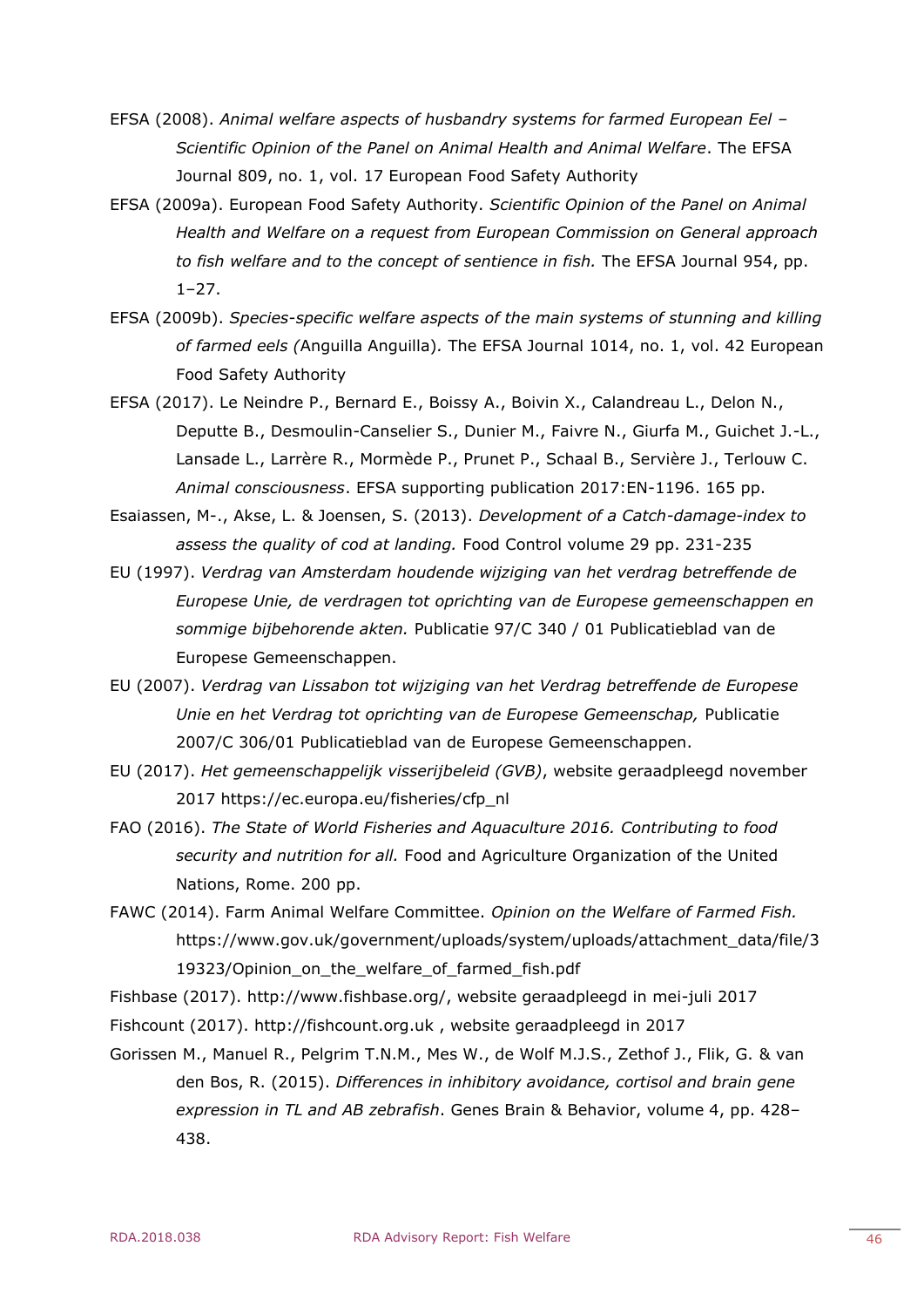EFSA (2008). *Animal welfare aspects of husbandry systems for farmed European Eel – Scientific Opinion of the Panel on Animal Health and Animal Welfare*. The EFSA Journal 809, no. 1, vol. 17 European Food Safety Authority

EFSA (2009a). European Food Safety Authority. *Scientific Opinion of the Panel on Animal Health and Welfare on a request from European Commission on General approach to fish welfare and to the concept of sentience in fish.* The EFSA Journal 954, pp. 1–27.

EFSA (2009b). *Species-specific welfare aspects of the main systems of stunning and killing of farmed eels (*Anguilla Anguilla*).* The EFSA Journal 1014, no. 1, vol. 42 European Food Safety Authority

EFSA (2017). Le Neindre P., Bernard E., Boissy A., Boivin X., Calandreau L., Delon N., Deputte B., Desmoulin-Canselier S., Dunier M., Faivre N., Giurfa M., Guichet J.-L., Lansade L., Larrère R., Mormède P., Prunet P., Schaal B., Servière J., Terlouw C. *Animal consciousness*. EFSA supporting publication 2017:EN-1196. 165 pp.

Esaiassen, M-., Akse, L. & Joensen, S. (2013). *Development of a Catch-damage-index to assess the quality of cod at landing.* Food Control volume 29 pp. 231-235

EU (1997). *Verdrag van Amsterdam houdende wijziging van het verdrag betreffende de Europese Unie, de verdragen tot oprichting van de Europese gemeenschappen en sommige bijbehorende akten.* Publicatie 97/C 340 / 01 Publicatieblad van de Europese Gemeenschappen.

EU (2007). *Verdrag van Lissabon tot wijziging van het Verdrag betreffende de Europese Unie en het Verdrag tot oprichting van de Europese Gemeenschap,* Publicatie 2007/C 306/01 Publicatieblad van de Europese Gemeenschappen.

EU (2017). *Het gemeenschappelijk visserijbeleid (GVB)*, website geraadpleegd november 2017 https://ec.europa.eu/fisheries/cfp_nl

FAO (2016). *The State of World Fisheries and Aquaculture 2016. Contributing to food security and nutrition for all.* Food and Agriculture Organization of the United Nations, Rome. 200 pp.

FAWC (2014). Farm Animal Welfare Committee. *Opinion on the Welfare of Farmed Fish.* https://www.gov.uk/government/uploads/system/uploads/attachment_data/file/319323/Opinion_on_the_welfare_of_farmed_fish.pdf

Fishbase (2017). http://www.fishbase.org/, website geraadpleegd in mei-juli 2017

Fishcount (2017). http://fishcount.org.uk , website geraadpleegd in 2017

Gorissen M., Manuel R., Pelgrim T.N.M., Mes W., de Wolf M.J.S., Zethof J., Flik, G. & van den Bos, R. (2015). *Differences in inhibitory avoidance, cortisol and brain gene expression in TL and AB zebrafish*. Genes Brain & Behavior, volume 4, pp. 428–438.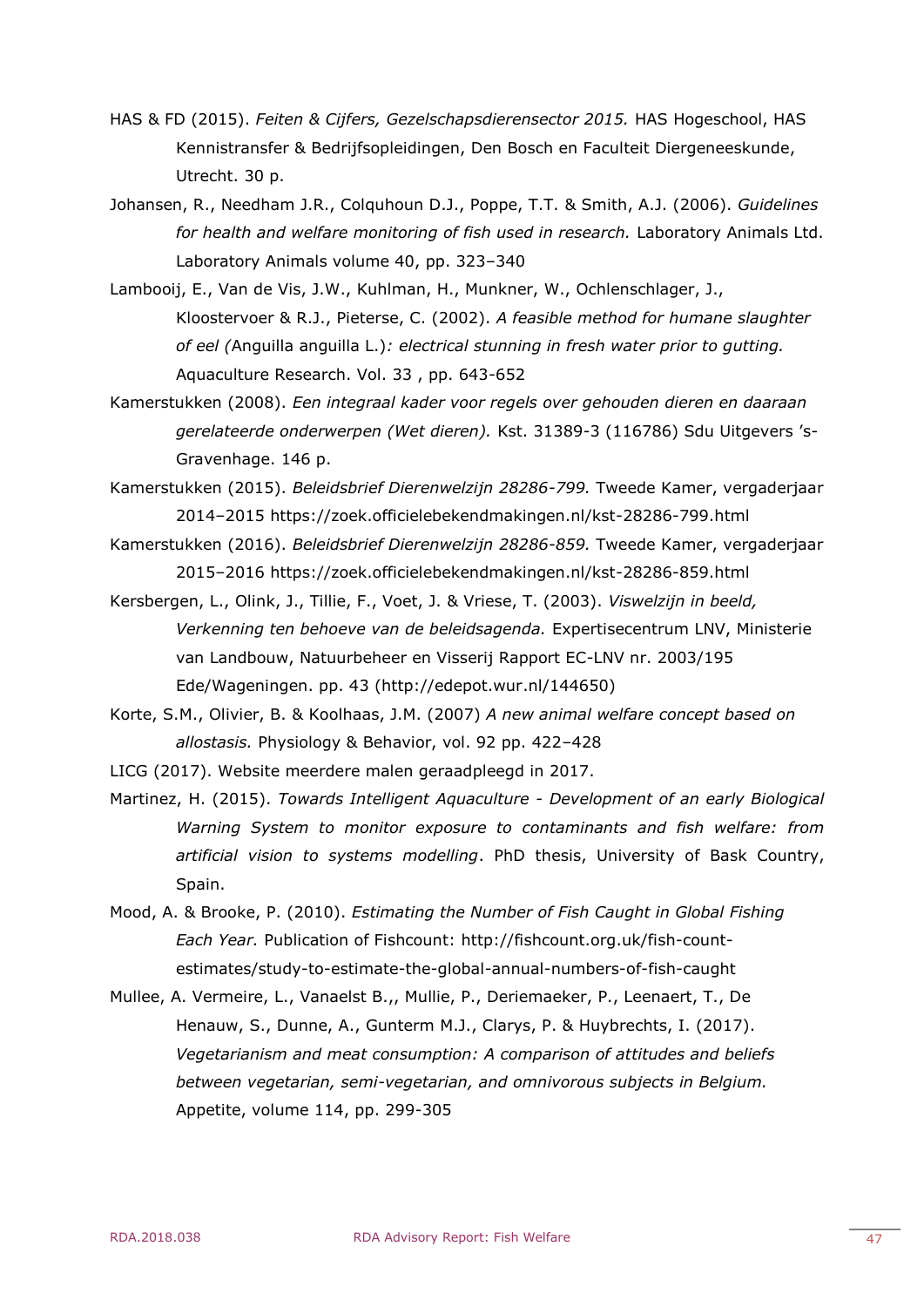HAS & FD (2015). *Feiten & Cijfers, Gezelschapsdierensector 2015.* HAS Hogeschool, HAS Kennistransfer & Bedrijfsopleidingen, Den Bosch en Faculteit Diergeneeskunde, Utrecht. 30 p.

Johansen, R., Needham J.R., Colquhoun D.J., Poppe, T.T. & Smith, A.J. (2006). *Guidelines for health and welfare monitoring of fish used in research.* Laboratory Animals Ltd. Laboratory Animals volume 40, pp. 323–340

Lambooij, E., Van de Vis, J.W., Kuhlman, H., Munkner, W., Ochlenschlager, J., Kloostervoer & R.J., Pieterse, C. (2002). *A feasible method for humane slaughter of eel (*Anguilla anguilla L.)*: electrical stunning in fresh water prior to gutting.* Aquaculture Research. Vol. 33 , pp. 643-652

Kamerstukken (2008). *Een integraal kader voor regels over gehouden dieren en daaraan gerelateerde onderwerpen (Wet dieren).* Kst. 31389-3 (116786) Sdu Uitgevers 's-Gravenhage. 146 p.

Kamerstukken (2015). *Beleidsbrief Dierenwelzijn 28286-799.* Tweede Kamer, vergaderjaar 2014–2015 https://zoek.officielebekendmakingen.nl/kst-28286-799.html

Kamerstukken (2016). *Beleidsbrief Dierenwelzijn 28286-859.* Tweede Kamer, vergaderjaar 2015–2016 https://zoek.officielebekendmakingen.nl/kst-28286-859.html

Kersbergen, L., Olink, J., Tillie, F., Voet, J. & Vriese, T. (2003). *Viswelzijn in beeld, Verkenning ten behoeve van de beleidsagenda.* Expertisecentrum LNV, Ministerie van Landbouw, Natuurbeheer en Visserij Rapport EC-LNV nr. 2003/195 Ede/Wageningen. pp. 43 (http://edepot.wur.nl/144650)

Korte, S.M., Olivier, B. & Koolhaas, J.M. (2007) *A new animal welfare concept based on allostasis.* Physiology & Behavior, vol. 92 pp. 422–428

LICG (2017). Website meerdere malen geraadpleegd in 2017.

Martinez, H. (2015). *Towards Intelligent Aquaculture - Development of an early Biological Warning System to monitor exposure to contaminants and fish welfare: from artificial vision to systems modelling*. PhD thesis, University of Bask Country, Spain.

Mood, A. & Brooke, P. (2010). *Estimating the Number of Fish Caught in Global Fishing Each Year.* Publication of Fishcount: http://fishcount.org.uk/fish-count-estimates/study-to-estimate-the-global-annual-numbers-of-fish-caught

Mullee, A. Vermeire, L., Vanaelst B.,, Mullie, P., Deriemaeker, P., Leenaert, T., De Henauw, S., Dunne, A., Gunterm M.J., Clarys, P. & Huybrechts, I. (2017). *Vegetarianism and meat consumption: A comparison of attitudes and beliefs between vegetarian, semi-vegetarian, and omnivorous subjects in Belgium.* Appetite, volume 114, pp. 299-305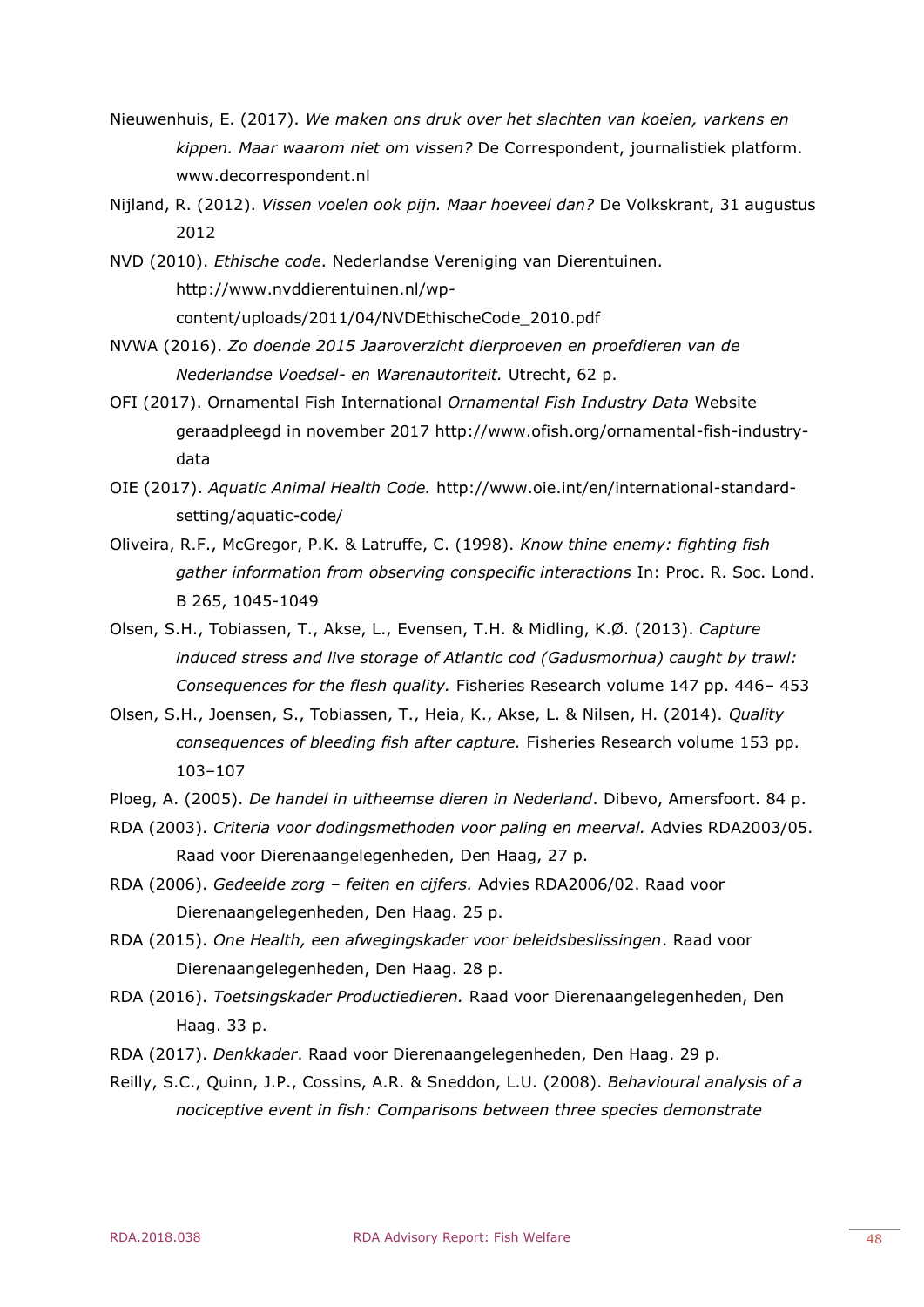Nieuwenhuis, E. (2017). *We maken ons druk over het slachten van koeien, varkens en kippen. Maar waarom niet om vissen?* De Correspondent, journalistiek platform. www.decorrespondent.nl

Nijland, R. (2012). *Vissen voelen ook pijn. Maar hoeveel dan?* De Volkskrant, 31 augustus 2012

NVD (2010). *Ethische code*. Nederlandse Vereniging van Dierentuinen. http://www.nvddierentuinen.nl/wp-content/uploads/2011/04/NVDEthischeCode_2010.pdf

NVWA (2016). *Zo doende 2015 Jaaroverzicht dierproeven en proefdieren van de Nederlandse Voedsel- en Warenautoriteit.* Utrecht, 62 p.

OFI (2017). Ornamental Fish International *Ornamental Fish Industry Data* Website geraadpleegd in november 2017 http://www.ofish.org/ornamental-fish-industry-data

OIE (2017). *Aquatic Animal Health Code.* http://www.oie.int/en/international-standard-setting/aquatic-code/

Oliveira, R.F., McGregor, P.K. & Latruffe, C. (1998). *Know thine enemy: fighting fish gather information from observing conspecific interactions* In: Proc. R. Soc. Lond. B 265, 1045-1049

Olsen, S.H., Tobiassen, T., Akse, L., Evensen, T.H. & Midling, K.Ø. (2013). *Capture induced stress and live storage of Atlantic cod (Gadusmorhua) caught by trawl: Consequences for the flesh quality.* Fisheries Research volume 147 pp. 446– 453

Olsen, S.H., Joensen, S., Tobiassen, T., Heia, K., Akse, L. & Nilsen, H. (2014). *Quality consequences of bleeding fish after capture.* Fisheries Research volume 153 pp. 103–107

Ploeg, A. (2005). *De handel in uitheemse dieren in Nederland*. Dibevo, Amersfoort. 84 p.

RDA (2003). *Criteria voor dodingsmethoden voor paling en meerval.* Advies RDA2003/05. Raad voor Dierenaangelegenheden, Den Haag, 27 p.

RDA (2006). *Gedeelde zorg – feiten en cijfers.* Advies RDA2006/02. Raad voor Dierenaangelegenheden, Den Haag. 25 p.

RDA (2015). *One Health, een afwegingskader voor beleidsbeslissingen*. Raad voor Dierenaangelegenheden, Den Haag. 28 p.

RDA (2016). *Toetsingskader Productiedieren.* Raad voor Dierenaangelegenheden, Den Haag. 33 p.

RDA (2017). *Denkkader*. Raad voor Dierenaangelegenheden, Den Haag. 29 p.

Reilly, S.C., Quinn, J.P., Cossins, A.R. & Sneddon, L.U. (2008). *Behavioural analysis of a nociceptive event in fish: Comparisons between three species demonstrate*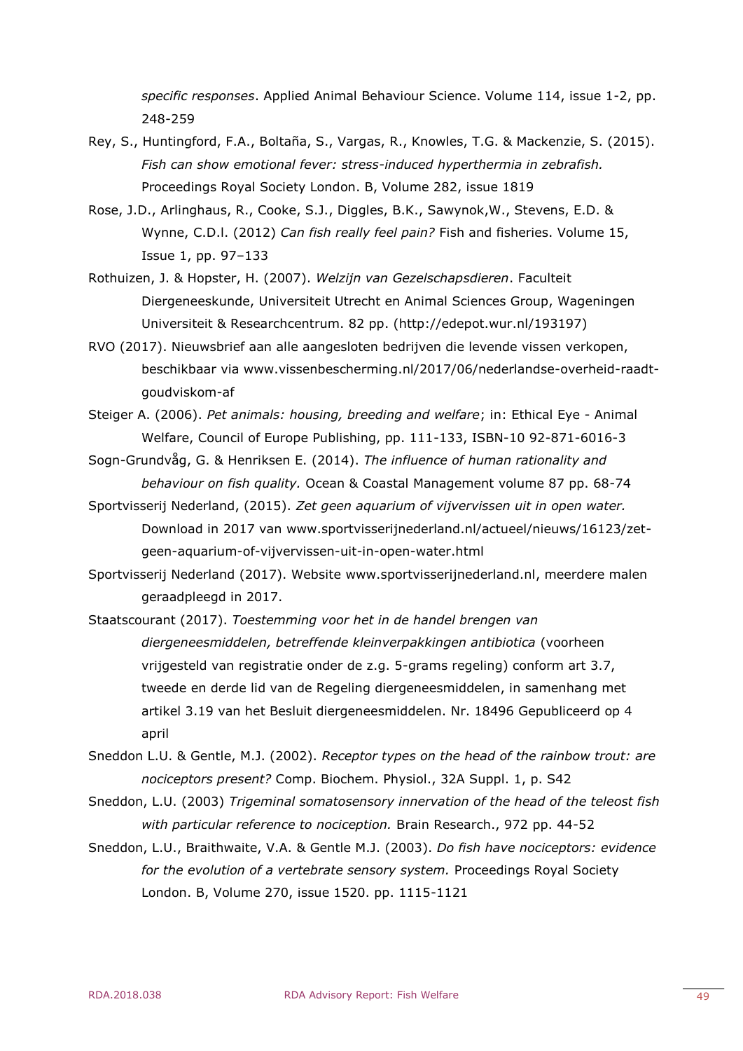*specific responses*. Applied Animal Behaviour Science. Volume 114, issue 1-2, pp. 248-259

Rey, S., Huntingford, F.A., Boltaña, S., Vargas, R., Knowles, T.G. & Mackenzie, S. (2015). *Fish can show emotional fever: stress-induced hyperthermia in zebrafish.* Proceedings Royal Society London. B, Volume 282, issue 1819

Rose, J.D., Arlinghaus, R., Cooke, S.J., Diggles, B.K., Sawynok,W., Stevens, E.D. & Wynne, C.D.l. (2012) *Can fish really feel pain?* Fish and fisheries. Volume 15, Issue 1, pp. 97–133

Rothuizen, J. & Hopster, H. (2007). *Welzijn van Gezelschapsdieren*. Faculteit Diergeneeskunde, Universiteit Utrecht en Animal Sciences Group, Wageningen Universiteit & Researchcentrum. 82 pp. (http://edepot.wur.nl/193197)

RVO (2017). Nieuwsbrief aan alle aangesloten bedrijven die levende vissen verkopen, beschikbaar via www.vissenbescherming.nl/2017/06/nederlandse-overheid-raadt-goudviskom-af

Steiger A. (2006). *Pet animals: housing, breeding and welfare*; in: Ethical Eye - Animal Welfare, Council of Europe Publishing, pp. 111-133, ISBN-10 92-871-6016-3

Sogn-Grundvåg, G. & Henriksen E. (2014). *The influence of human rationality and behaviour on fish quality.* Ocean & Coastal Management volume 87 pp. 68-74

Sportvisserij Nederland, (2015). *Zet geen aquarium of vijvervissen uit in open water.* Download in 2017 van www.sportvisserijnederland.nl/actueel/nieuws/16123/zet-geen-aquarium-of-vijvervissen-uit-in-open-water.html

Sportvisserij Nederland (2017). Website www.sportvisserijnederland.nl, meerdere malen geraadpleegd in 2017.

Staatscourant (2017). *Toestemming voor het in de handel brengen van diergeneesmiddelen, betreffende kleinverpakkingen antibiotica* (voorheen vrijgesteld van registratie onder de z.g. 5-grams regeling) conform art 3.7, tweede en derde lid van de Regeling diergeneesmiddelen, in samenhang met artikel 3.19 van het Besluit diergeneesmiddelen. Nr. 18496 Gepubliceerd op 4 april

Sneddon L.U. & Gentle, M.J. (2002). *Receptor types on the head of the rainbow trout: are nociceptors present?* Comp. Biochem. Physiol., 32A Suppl. 1, p. S42

Sneddon, L.U. (2003) *Trigeminal somatosensory innervation of the head of the teleost fish with particular reference to nociception.* Brain Research., 972 pp. 44-52

Sneddon, L.U., Braithwaite, V.A. & Gentle M.J. (2003). *Do fish have nociceptors: evidence for the evolution of a vertebrate sensory system.* Proceedings Royal Society London. B, Volume 270, issue 1520. pp. 1115-1121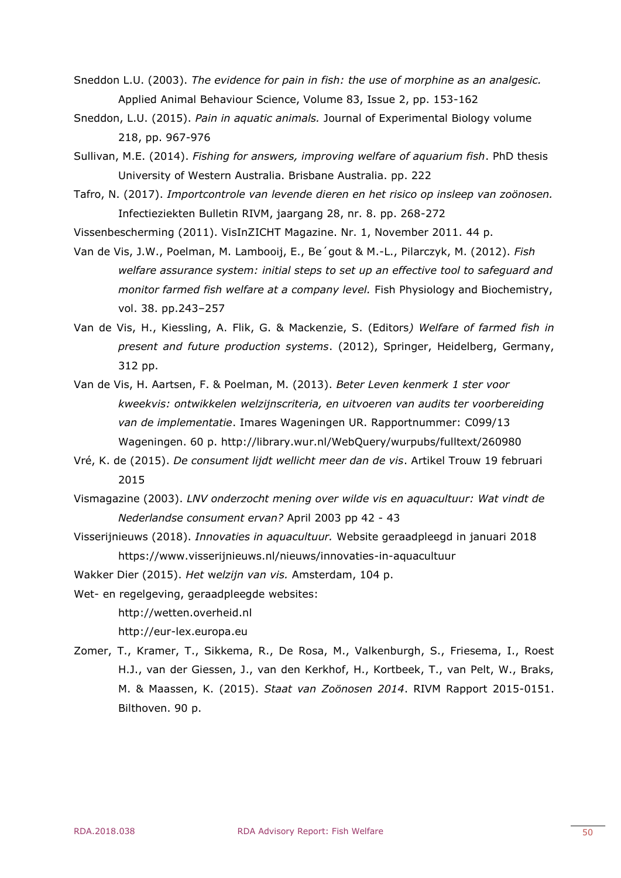Sneddon L.U. (2003). *The evidence for pain in fish: the use of morphine as an analgesic.* Applied Animal Behaviour Science, Volume 83, Issue 2, pp. 153-162

Sneddon, L.U. (2015). *Pain in aquatic animals.* Journal of Experimental Biology volume 218, pp. 967-976

Sullivan, M.E. (2014). *Fishing for answers, improving welfare of aquarium fish*. PhD thesis University of Western Australia. Brisbane Australia. pp. 222

Tafro, N. (2017). *Importcontrole van levende dieren en het risico op insleep van zoönosen.* Infectieziekten Bulletin RIVM, jaargang 28, nr. 8. pp. 268-272

Vissenbescherming (2011). VisInZICHT Magazine. Nr. 1, November 2011. 44 p.

Van de Vis, J.W., Poelman, M. Lambooij, E., Be´gout & M.-L., Pilarczyk, M. (2012). *Fish welfare assurance system: initial steps to set up an effective tool to safeguard and monitor farmed fish welfare at a company level.* Fish Physiology and Biochemistry, vol. 38. pp.243–257

Van de Vis, H., Kiessling, A. Flik, G. & Mackenzie, S. (Editors*) Welfare of farmed fish in present and future production systems*. (2012), Springer, Heidelberg, Germany, 312 pp.

Van de Vis, H. Aartsen, F. & Poelman, M. (2013). *Beter Leven kenmerk 1 ster voor kweekvis: ontwikkelen welzijnscriteria, en uitvoeren van audits ter voorbereiding van de implementatie*. Imares Wageningen UR. Rapportnummer: C099/13 Wageningen. 60 p. http://library.wur.nl/WebQuery/wurpubs/fulltext/260980

Vré, K. de (2015). *De consument lijdt wellicht meer dan de vis*. Artikel Trouw 19 februari 2015

Vismagazine (2003). *LNV onderzocht mening over wilde vis en aquacultuur: Wat vindt de Nederlandse consument ervan?* April 2003 pp 42 - 43

Visserijnieuws (2018). *Innovaties in aquacultuur.* Website geraadpleegd in januari 2018 https://www.visserijnieuws.nl/nieuws/innovaties-in-aquacultuur

Wakker Dier (2015). *Het welzijn van vis.* Amsterdam, 104 p.

Wet- en regelgeving, geraadpleegde websites:

http://wetten.overheid.nl

http://eur-lex.europa.eu

Zomer, T., Kramer, T., Sikkema, R., De Rosa, M., Valkenburgh, S., Friesema, I., Roest H.J., van der Giessen, J., van den Kerkhof, H., Kortbeek, T., van Pelt, W., Braks, M. & Maassen, K. (2015). *Staat van Zoönosen 2014*. RIVM Rapport 2015-0151. Bilthoven. 90 p.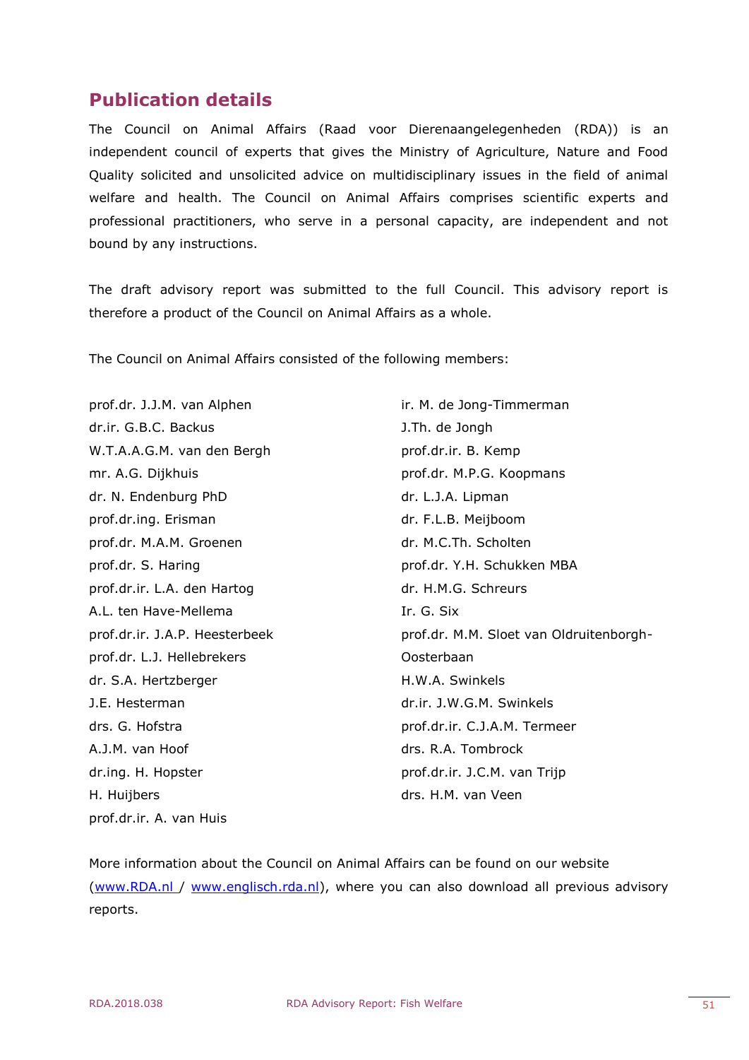## Publication details

The Council on Animal Affairs (Raad voor Dierenaangelegenheden (RDA)) is an independent council of experts that gives the Ministry of Agriculture, Nature and Food Quality solicited and unsolicited advice on multidisciplinary issues in the field of animal welfare and health. The Council on Animal Affairs comprises scientific experts and professional practitioners, who serve in a personal capacity, are independent and not bound by any instructions.

The draft advisory report was submitted to the full Council. This advisory report is therefore a product of the Council on Animal Affairs as a whole.

The Council on Animal Affairs consisted of the following members:

prof.dr. J.J.M. van Alphen
dr.ir. G.B.C. Backus
W.T.A.A.G.M. van den Bergh
mr. A.G. Dijkhuis
dr. N. Endenburg PhD
prof.dr.ing. Erisman
prof.dr. M.A.M. Groenen
prof.dr. S. Haring
prof.dr.ir. L.A. den Hartog
A.L. ten Have-Mellema
prof.dr.ir. J.A.P. Heesterbeek
prof.dr. L.J. Hellebrekers
dr. S.A. Hertzberger
J.E. Hesterman
drs. G. Hofstra
A.J.M. van Hoof
dr.ing. H. Hopster
H. Huijbers
prof.dr.ir. A. van Huis
ir. M. de Jong-Timmerman
J.Th. de Jongh
prof.dr.ir. B. Kemp
prof.dr. M.P.G. Koopmans
dr. L.J.A. Lipman
dr. F.L.B. Meijboom
dr. M.C.Th. Scholten
prof.dr. Y.H. Schukken MBA
dr. H.M.G. Schreurs
Ir. G. Six
prof.dr. M.M. Sloet van Oldruitenborgh-Oosterbaan
H.W.A. Swinkels
dr.ir. J.W.G.M. Swinkels
prof.dr.ir. C.J.A.M. Termeer
drs. R.A. Tombrock
prof.dr.ir. J.C.M. van Trijp
drs. H.M. van Veen

More information about the Council on Animal Affairs can be found on our website (www.RDA.nl / www.englisch.rda.nl), where you can also download all previous advisory reports.